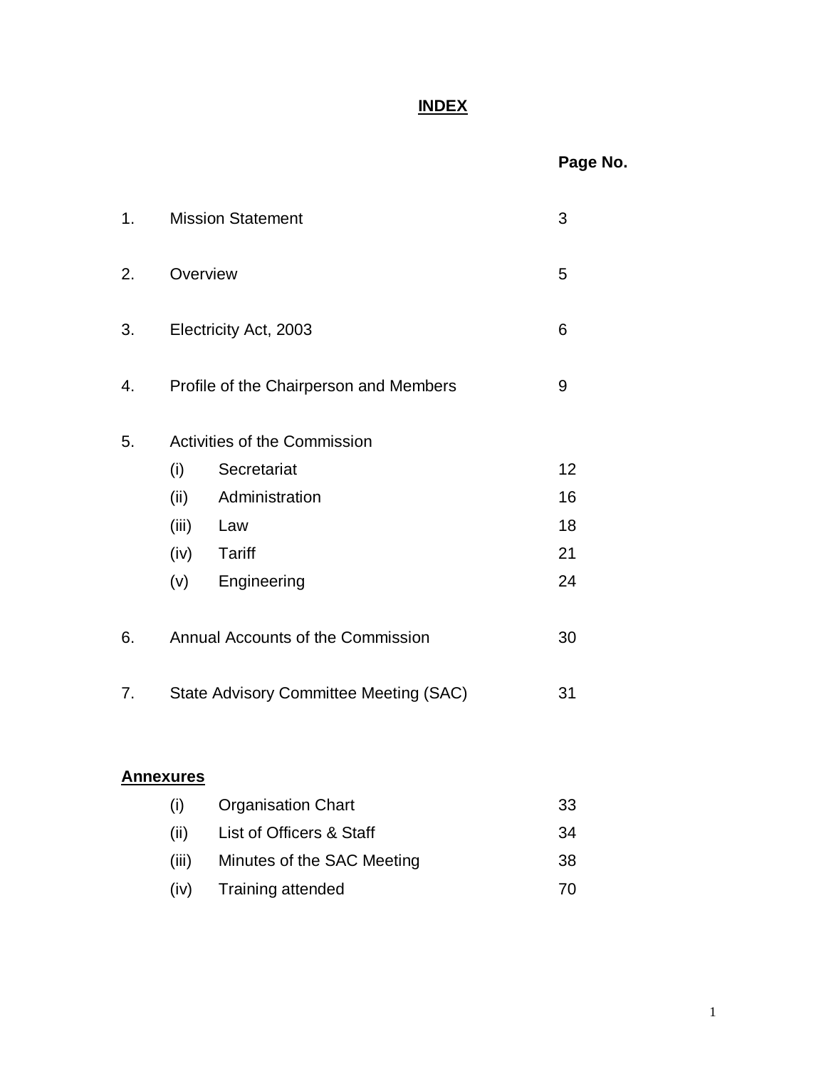# INDEX

| | | | Page No. |
|---|---|---|---|
| 1. | Mission Statement | | 3 |
| 2. | Overview | | 5 |
| 3. | Electricity Act, 2003 | | 6 |
| 4. | Profile of the Chairperson and Members | | 9 |
| 5. | Activities of the Commission | | |
| | (i) | Secretariat | 12 |
| | (ii) | Administration | 16 |
| | (iii) | Law | 18 |
| | (iv) | Tariff | 21 |
| | (v) | Engineering | 24 |
| 6. | Annual Accounts of the Commission | | 30 |
| 7. | State Advisory Committee Meeting (SAC) | | 31 |

**Annexures**

| | | |
|---|---|---|
| (i) | Organisation Chart | 33 |
| (ii) | List of Officers & Staff | 34 |
| (iii) | Minutes of the SAC Meeting | 38 |
| (iv) | Training attended | 70 |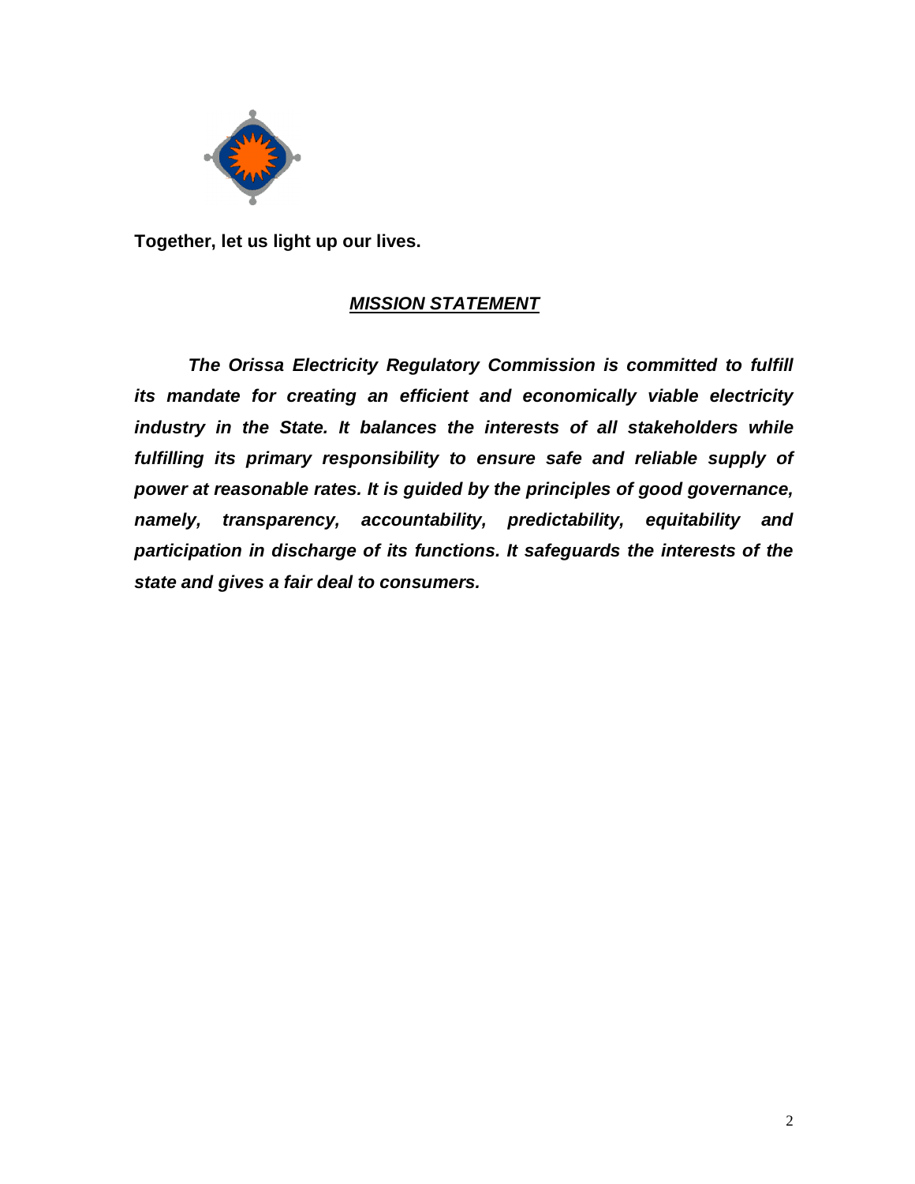**Together, let us light up our lives.**

## ***MISSION STATEMENT***

***The Orissa Electricity Regulatory Commission is committed to fulfill its mandate for creating an efficient and economically viable electricity industry in the State. It balances the interests of all stakeholders while fulfilling its primary responsibility to ensure safe and reliable supply of power at reasonable rates. It is guided by the principles of good governance, namely, transparency, accountability, predictability, equitability and participation in discharge of its functions. It safeguards the interests of the state and gives a fair deal to consumers.***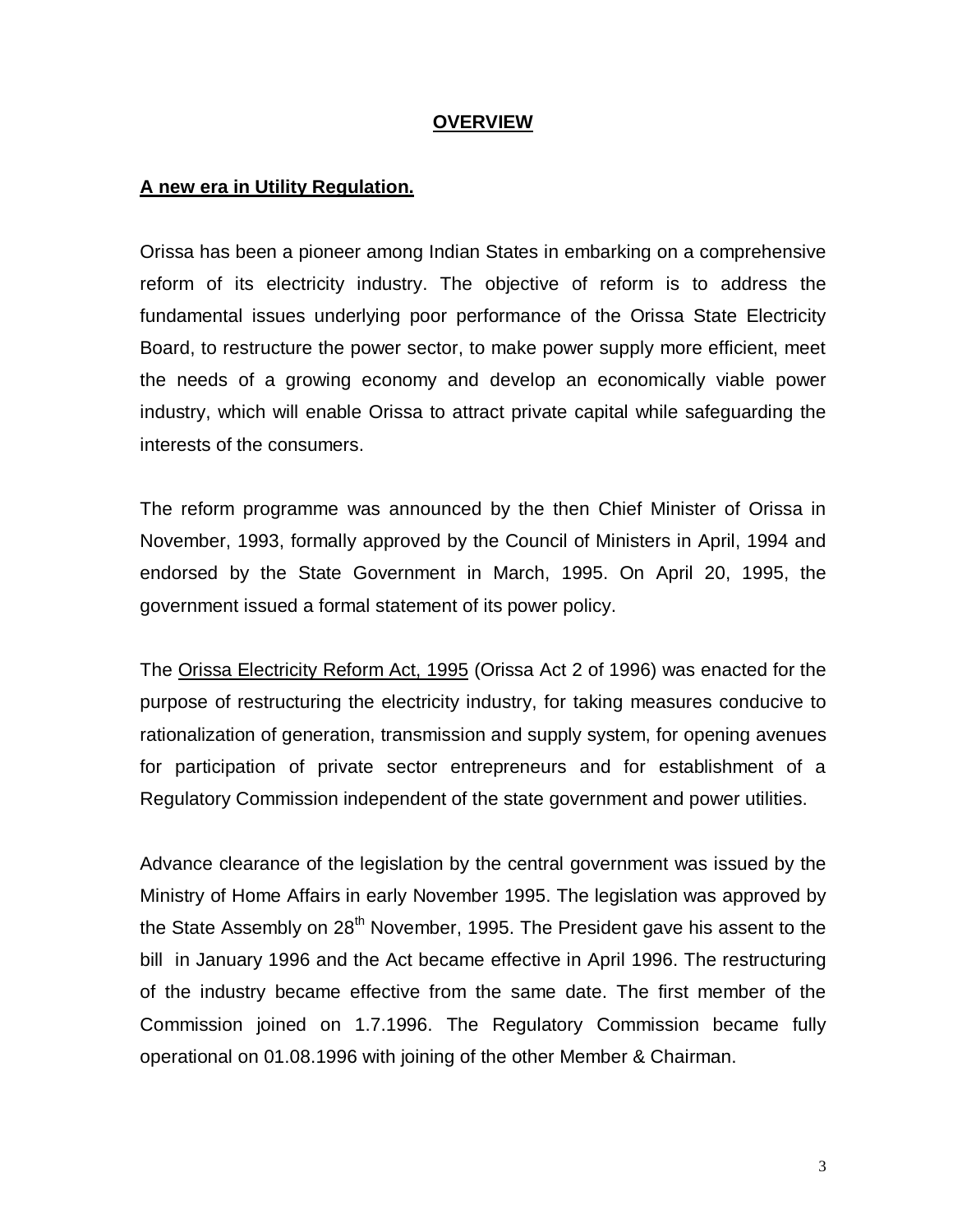# OVERVIEW

## A new era in Utility Regulation.

Orissa has been a pioneer among Indian States in embarking on a comprehensive reform of its electricity industry. The objective of reform is to address the fundamental issues underlying poor performance of the Orissa State Electricity Board, to restructure the power sector, to make power supply more efficient, meet the needs of a growing economy and develop an economically viable power industry, which will enable Orissa to attract private capital while safeguarding the interests of the consumers.

The reform programme was announced by the then Chief Minister of Orissa in November, 1993, formally approved by the Council of Ministers in April, 1994 and endorsed by the State Government in March, 1995. On April 20, 1995, the government issued a formal statement of its power policy.

The Orissa Electricity Reform Act, 1995 (Orissa Act 2 of 1996) was enacted for the purpose of restructuring the electricity industry, for taking measures conducive to rationalization of generation, transmission and supply system, for opening avenues for participation of private sector entrepreneurs and for establishment of a Regulatory Commission independent of the state government and power utilities.

Advance clearance of the legislation by the central government was issued by the Ministry of Home Affairs in early November 1995. The legislation was approved by the State Assembly on 28th November, 1995. The President gave his assent to the bill in January 1996 and the Act became effective in April 1996. The restructuring of the industry became effective from the same date. The first member of the Commission joined on 1.7.1996. The Regulatory Commission became fully operational on 01.08.1996 with joining of the other Member & Chairman.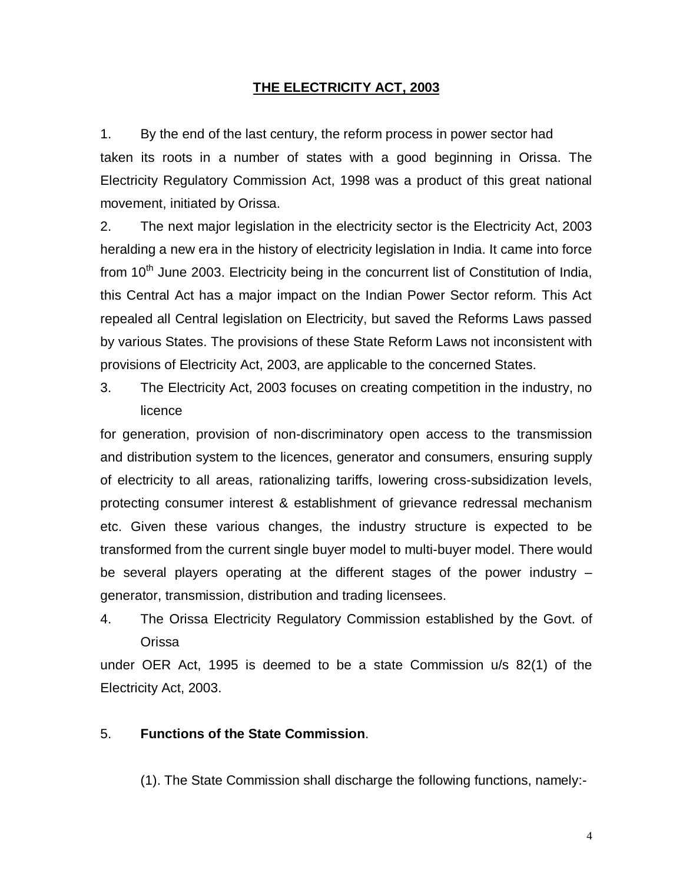# THE ELECTRICITY ACT, 2003

1. By the end of the last century, the reform process in power sector had taken its roots in a number of states with a good beginning in Orissa. The Electricity Regulatory Commission Act, 1998 was a product of this great national movement, initiated by Orissa.

2. The next major legislation in the electricity sector is the Electricity Act, 2003 heralding a new era in the history of electricity legislation in India. It came into force from 10th June 2003. Electricity being in the concurrent list of Constitution of India, this Central Act has a major impact on the Indian Power Sector reform. This Act repealed all Central legislation on Electricity, but saved the Reforms Laws passed by various States. The provisions of these State Reform Laws not inconsistent with provisions of Electricity Act, 2003, are applicable to the concerned States.

3. The Electricity Act, 2003 focuses on creating competition in the industry, no licence for generation, provision of non-discriminatory open access to the transmission and distribution system to the licences, generator and consumers, ensuring supply of electricity to all areas, rationalizing tariffs, lowering cross-subsidization levels, protecting consumer interest & establishment of grievance redressal mechanism etc. Given these various changes, the industry structure is expected to be transformed from the current single buyer model to multi-buyer model. There would be several players operating at the different stages of the power industry – generator, transmission, distribution and trading licensees.

4. The Orissa Electricity Regulatory Commission established by the Govt. of Orissa under OER Act, 1995 is deemed to be a state Commission u/s 82(1) of the Electricity Act, 2003.

5. **Functions of the State Commission**.

(1). The State Commission shall discharge the following functions, namely:-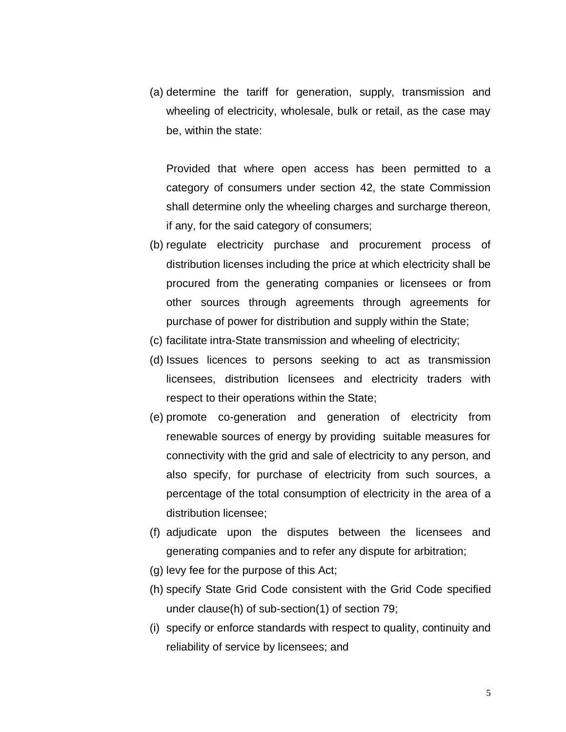(a) determine the tariff for generation, supply, transmission and wheeling of electricity, wholesale, bulk or retail, as the case may be, within the state:

    Provided that where open access has been permitted to a category of consumers under section 42, the state Commission shall determine only the wheeling charges and surcharge thereon, if any, for the said category of consumers;

(b) regulate electricity purchase and procurement process of distribution licenses including the price at which electricity shall be procured from the generating companies or licensees or from other sources through agreements through agreements for purchase of power for distribution and supply within the State;

(c) facilitate intra-State transmission and wheeling of electricity;

(d) Issues licences to persons seeking to act as transmission licensees, distribution licensees and electricity traders with respect to their operations within the State;

(e) promote co-generation and generation of electricity from renewable sources of energy by providing suitable measures for connectivity with the grid and sale of electricity to any person, and also specify, for purchase of electricity from such sources, a percentage of the total consumption of electricity in the area of a distribution licensee;

(f) adjudicate upon the disputes between the licensees and generating companies and to refer any dispute for arbitration;

(g) levy fee for the purpose of this Act;

(h) specify State Grid Code consistent with the Grid Code specified under clause(h) of sub-section(1) of section 79;

(i) specify or enforce standards with respect to quality, continuity and reliability of service by licensees; and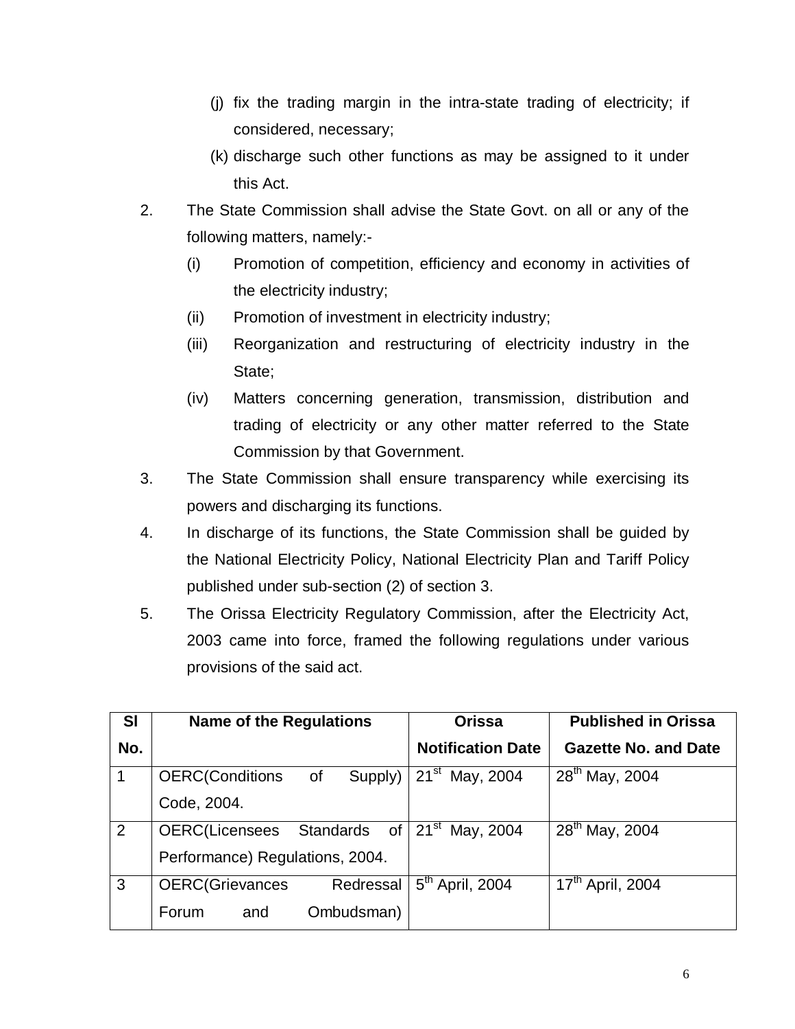(j) fix the trading margin in the intra-state trading of electricity; if considered, necessary;

(k) discharge such other functions as may be assigned to it under this Act.

2. The State Commission shall advise the State Govt. on all or any of the following matters, namely:-

   (i) Promotion of competition, efficiency and economy in activities of the electricity industry;

   (ii) Promotion of investment in electricity industry;

   (iii) Reorganization and restructuring of electricity industry in the State;

   (iv) Matters concerning generation, transmission, distribution and trading of electricity or any other matter referred to the State Commission by that Government.

3. The State Commission shall ensure transparency while exercising its powers and discharging its functions.

4. In discharge of its functions, the State Commission shall be guided by the National Electricity Policy, National Electricity Plan and Tariff Policy published under sub-section (2) of section 3.

5. The Orissa Electricity Regulatory Commission, after the Electricity Act, 2003 came into force, framed the following regulations under various provisions of the said act.

| Sl No. | Name of the Regulations | Orissa Notification Date | Published in Orissa Gazette No. and Date |
|---|---|---|---|
| 1 | OERC(Conditions of Supply) Code, 2004. | 21st May, 2004 | 28th May, 2004 |
| 2 | OERC(Licensees Standards of Performance) Regulations, 2004. | 21st May, 2004 | 28th May, 2004 |
| 3 | OERC(Grievances Redressal Forum and Ombudsman) | 5th April, 2004 | 17th April, 2004 |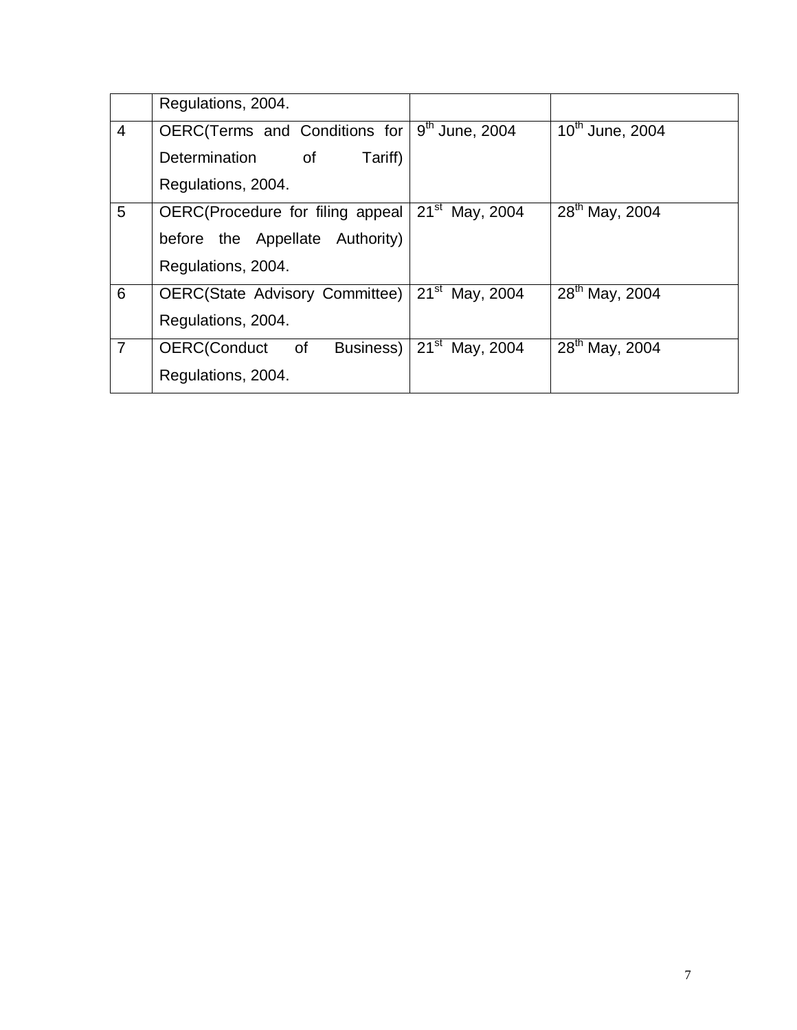| | | | |
|---|---|---|---|
| | Regulations, 2004. | | |
| 4 | OERC(Terms and Conditions for Determination of Tariff) Regulations, 2004. | 9th June, 2004 | 10th June, 2004 |
| 5 | OERC(Procedure for filing appeal before the Appellate Authority) Regulations, 2004. | 21st May, 2004 | 28th May, 2004 |
| 6 | OERC(State Advisory Committee) Regulations, 2004. | 21st May, 2004 | 28th May, 2004 |
| 7 | OERC(Conduct of Business) Regulations, 2004. | 21st May, 2004 | 28th May, 2004 |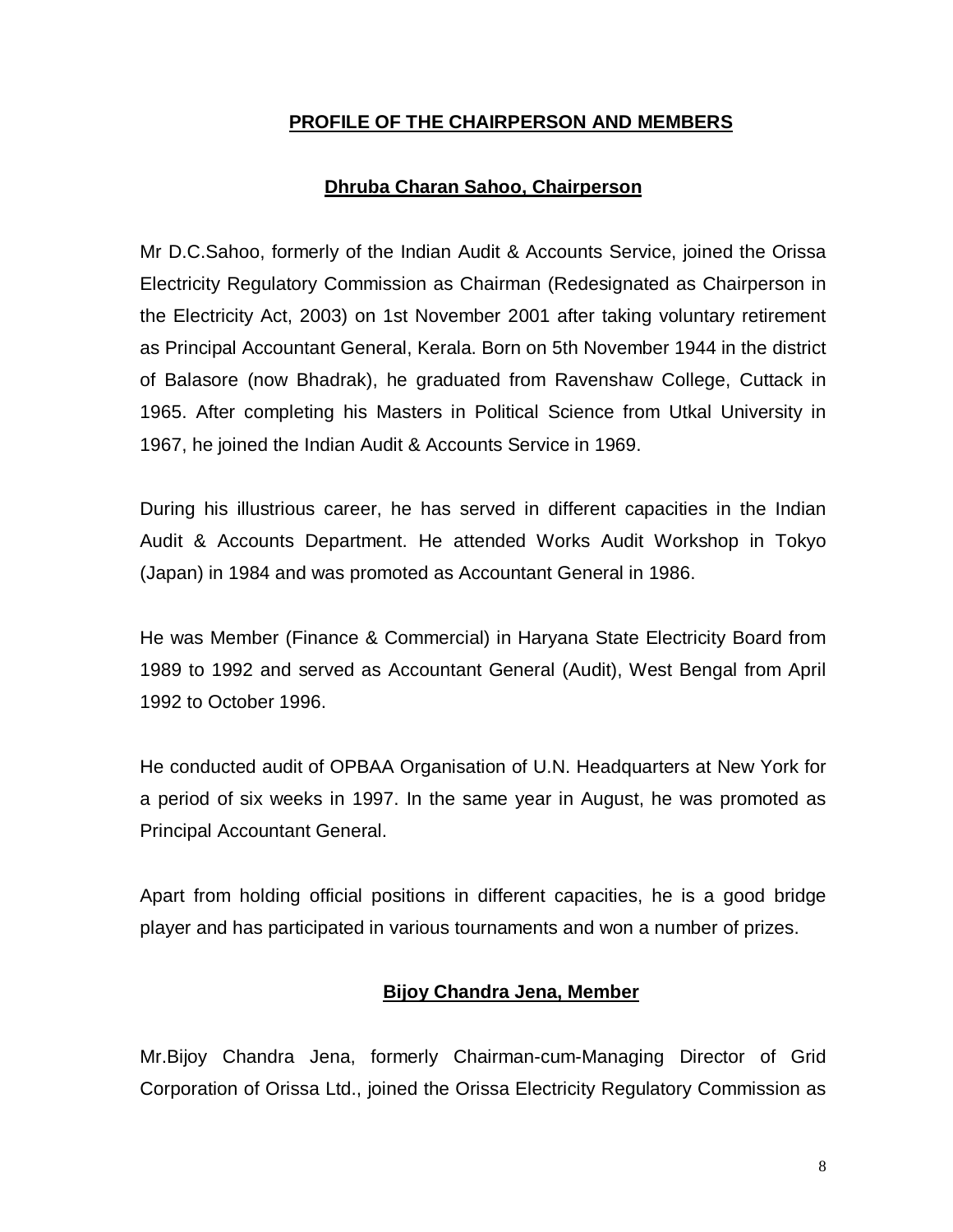## PROFILE OF THE CHAIRPERSON AND MEMBERS

### Dhruba Charan Sahoo, Chairperson

Mr D.C.Sahoo, formerly of the Indian Audit & Accounts Service, joined the Orissa Electricity Regulatory Commission as Chairman (Redesignated as Chairperson in the Electricity Act, 2003) on 1st November 2001 after taking voluntary retirement as Principal Accountant General, Kerala. Born on 5th November 1944 in the district of Balasore (now Bhadrak), he graduated from Ravenshaw College, Cuttack in 1965. After completing his Masters in Political Science from Utkal University in 1967, he joined the Indian Audit & Accounts Service in 1969.

During his illustrious career, he has served in different capacities in the Indian Audit & Accounts Department. He attended Works Audit Workshop in Tokyo (Japan) in 1984 and was promoted as Accountant General in 1986.

He was Member (Finance & Commercial) in Haryana State Electricity Board from 1989 to 1992 and served as Accountant General (Audit), West Bengal from April 1992 to October 1996.

He conducted audit of OPBAA Organisation of U.N. Headquarters at New York for a period of six weeks in 1997. In the same year in August, he was promoted as Principal Accountant General.

Apart from holding official positions in different capacities, he is a good bridge player and has participated in various tournaments and won a number of prizes.

### Bijoy Chandra Jena, Member

Mr.Bijoy Chandra Jena, formerly Chairman-cum-Managing Director of Grid Corporation of Orissa Ltd., joined the Orissa Electricity Regulatory Commission as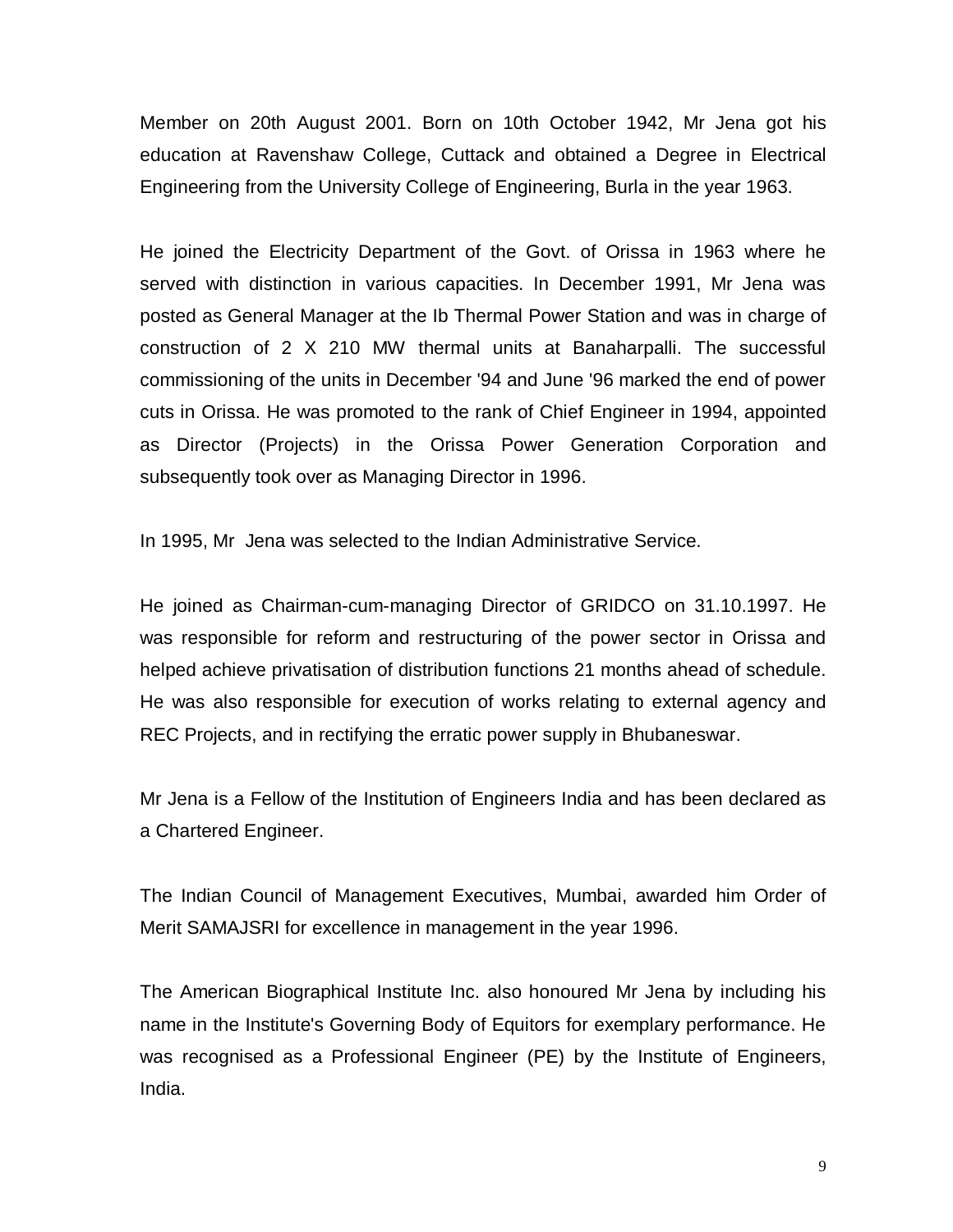Member on 20th August 2001. Born on 10th October 1942, Mr Jena got his education at Ravenshaw College, Cuttack and obtained a Degree in Electrical Engineering from the University College of Engineering, Burla in the year 1963.

He joined the Electricity Department of the Govt. of Orissa in 1963 where he served with distinction in various capacities. In December 1991, Mr Jena was posted as General Manager at the Ib Thermal Power Station and was in charge of construction of 2 X 210 MW thermal units at Banaharpalli. The successful commissioning of the units in December '94 and June '96 marked the end of power cuts in Orissa. He was promoted to the rank of Chief Engineer in 1994, appointed as Director (Projects) in the Orissa Power Generation Corporation and subsequently took over as Managing Director in 1996.

In 1995, Mr Jena was selected to the Indian Administrative Service.

He joined as Chairman-cum-managing Director of GRIDCO on 31.10.1997. He was responsible for reform and restructuring of the power sector in Orissa and helped achieve privatisation of distribution functions 21 months ahead of schedule. He was also responsible for execution of works relating to external agency and REC Projects, and in rectifying the erratic power supply in Bhubaneswar.

Mr Jena is a Fellow of the Institution of Engineers India and has been declared as a Chartered Engineer.

The Indian Council of Management Executives, Mumbai, awarded him Order of Merit SAMAJSRI for excellence in management in the year 1996.

The American Biographical Institute Inc. also honoured Mr Jena by including his name in the Institute's Governing Body of Equitors for exemplary performance. He was recognised as a Professional Engineer (PE) by the Institute of Engineers, India.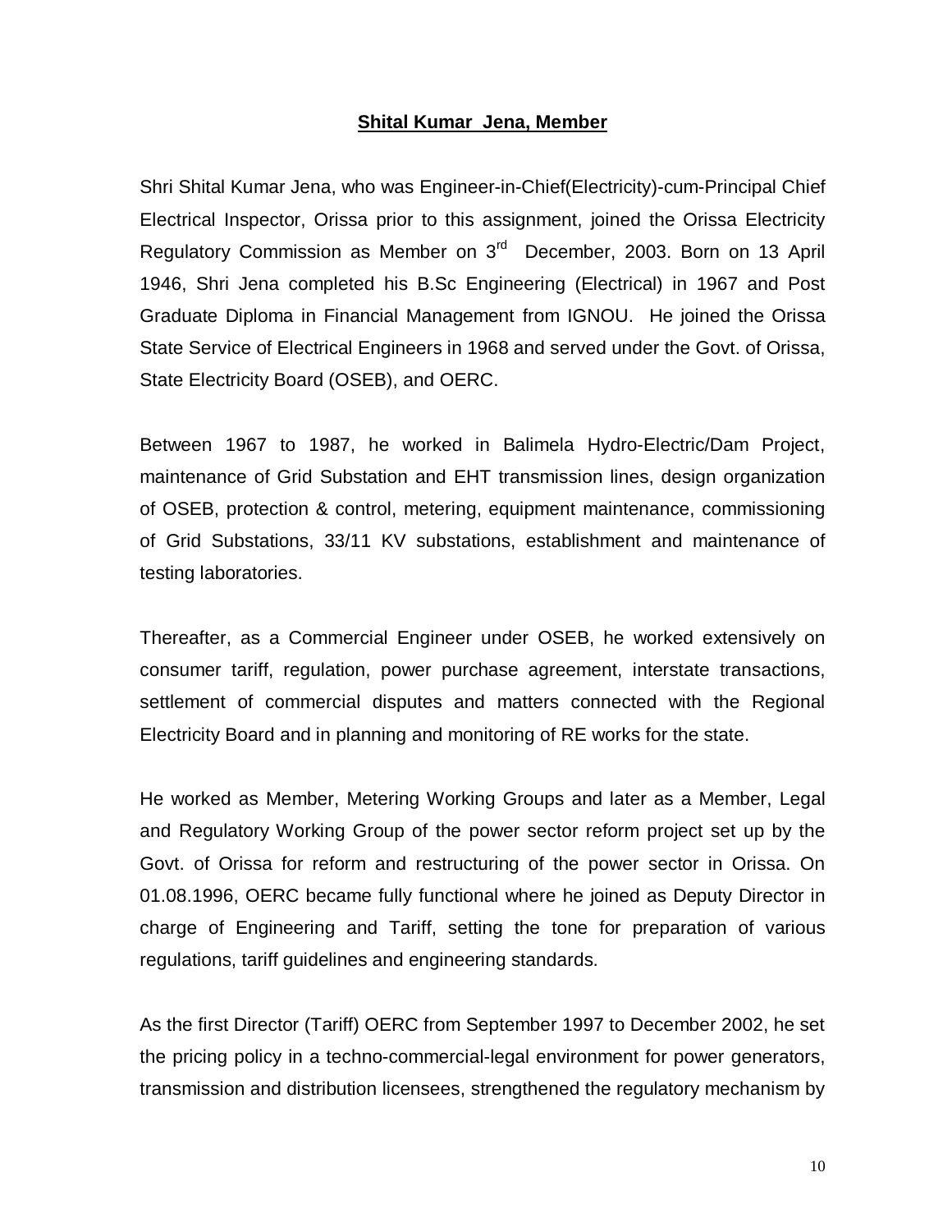## **Shital Kumar Jena, Member**

Shri Shital Kumar Jena, who was Engineer-in-Chief(Electricity)-cum-Principal Chief Electrical Inspector, Orissa prior to this assignment, joined the Orissa Electricity Regulatory Commission as Member on 3rd December, 2003. Born on 13 April 1946, Shri Jena completed his B.Sc Engineering (Electrical) in 1967 and Post Graduate Diploma in Financial Management from IGNOU. He joined the Orissa State Service of Electrical Engineers in 1968 and served under the Govt. of Orissa, State Electricity Board (OSEB), and OERC.

Between 1967 to 1987, he worked in Balimela Hydro-Electric/Dam Project, maintenance of Grid Substation and EHT transmission lines, design organization of OSEB, protection & control, metering, equipment maintenance, commissioning of Grid Substations, 33/11 KV substations, establishment and maintenance of testing laboratories.

Thereafter, as a Commercial Engineer under OSEB, he worked extensively on consumer tariff, regulation, power purchase agreement, interstate transactions, settlement of commercial disputes and matters connected with the Regional Electricity Board and in planning and monitoring of RE works for the state.

He worked as Member, Metering Working Groups and later as a Member, Legal and Regulatory Working Group of the power sector reform project set up by the Govt. of Orissa for reform and restructuring of the power sector in Orissa. On 01.08.1996, OERC became fully functional where he joined as Deputy Director in charge of Engineering and Tariff, setting the tone for preparation of various regulations, tariff guidelines and engineering standards.

As the first Director (Tariff) OERC from September 1997 to December 2002, he set the pricing policy in a techno-commercial-legal environment for power generators, transmission and distribution licensees, strengthened the regulatory mechanism by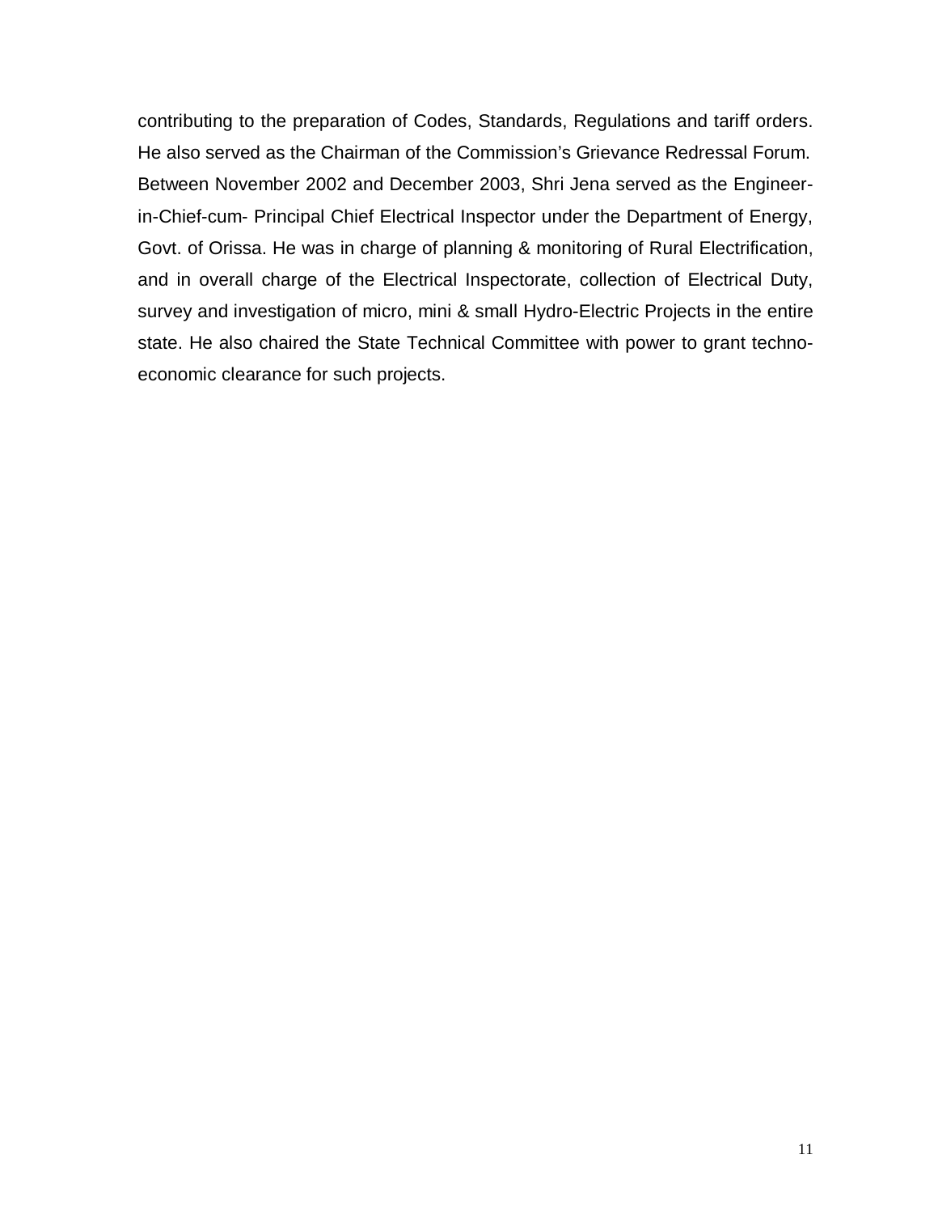contributing to the preparation of Codes, Standards, Regulations and tariff orders. He also served as the Chairman of the Commission's Grievance Redressal Forum. Between November 2002 and December 2003, Shri Jena served as the Engineer-in-Chief-cum- Principal Chief Electrical Inspector under the Department of Energy, Govt. of Orissa. He was in charge of planning & monitoring of Rural Electrification, and in overall charge of the Electrical Inspectorate, collection of Electrical Duty, survey and investigation of micro, mini & small Hydro-Electric Projects in the entire state. He also chaired the State Technical Committee with power to grant techno-economic clearance for such projects.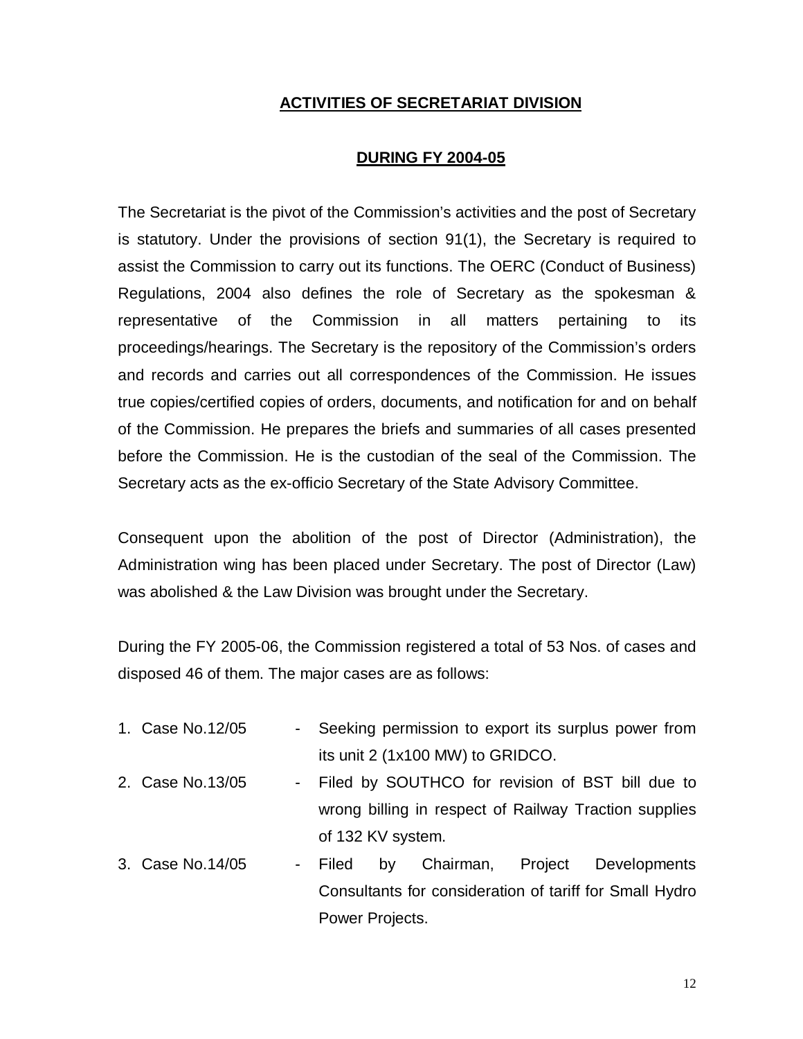## ACTIVITIES OF SECRETARIAT DIVISION

## DURING FY 2004-05

The Secretariat is the pivot of the Commission's activities and the post of Secretary is statutory. Under the provisions of section 91(1), the Secretary is required to assist the Commission to carry out its functions. The OERC (Conduct of Business) Regulations, 2004 also defines the role of Secretary as the spokesman & representative of the Commission in all matters pertaining to its proceedings/hearings. The Secretary is the repository of the Commission's orders and records and carries out all correspondences of the Commission. He issues true copies/certified copies of orders, documents, and notification for and on behalf of the Commission. He prepares the briefs and summaries of all cases presented before the Commission. He is the custodian of the seal of the Commission. The Secretary acts as the ex-officio Secretary of the State Advisory Committee.

Consequent upon the abolition of the post of Director (Administration), the Administration wing has been placed under Secretary. The post of Director (Law) was abolished & the Law Division was brought under the Secretary.

During the FY 2005-06, the Commission registered a total of 53 Nos. of cases and disposed 46 of them. The major cases are as follows:

1. Case No.12/05 - Seeking permission to export its surplus power from its unit 2 (1x100 MW) to GRIDCO.
2. Case No.13/05 - Filed by SOUTHCO for revision of BST bill due to wrong billing in respect of Railway Traction supplies of 132 KV system.
3. Case No.14/05 - Filed by Chairman, Project Developments Consultants for consideration of tariff for Small Hydro Power Projects.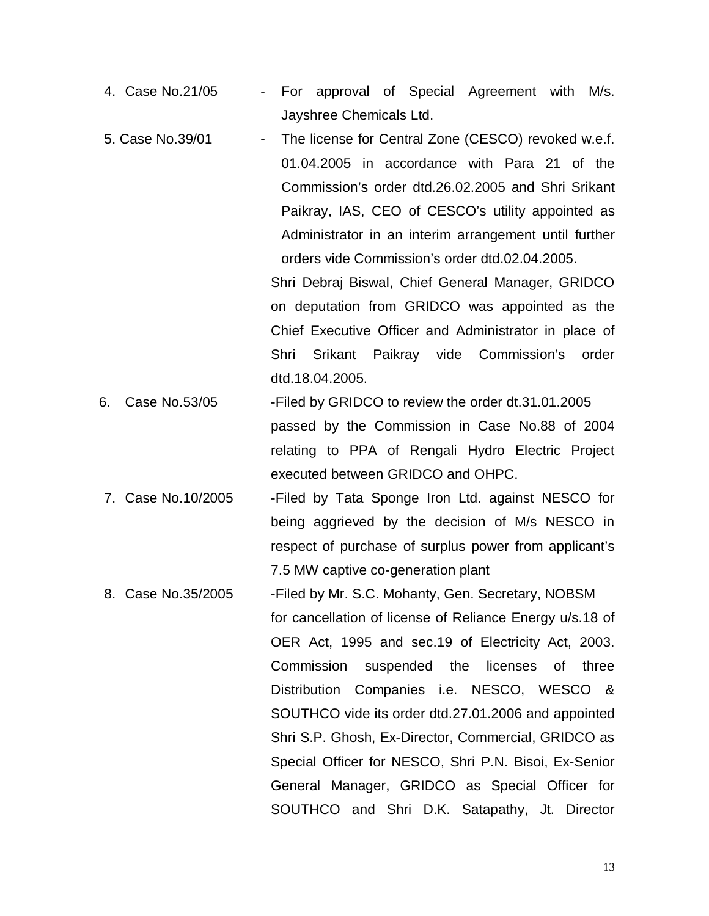4. Case No.21/05 - For approval of Special Agreement with M/s. Jayshree Chemicals Ltd.

5. Case No.39/01 - The license for Central Zone (CESCO) revoked w.e.f. 01.04.2005 in accordance with Para 21 of the Commission's order dtd.26.02.2005 and Shri Srikant Paikray, IAS, CEO of CESCO's utility appointed as Administrator in an interim arrangement until further orders vide Commission's order dtd.02.04.2005.

   Shri Debraj Biswal, Chief General Manager, GRIDCO on deputation from GRIDCO was appointed as the Chief Executive Officer and Administrator in place of Shri Srikant Paikray vide Commission's order dtd.18.04.2005.

6. Case No.53/05 -Filed by GRIDCO to review the order dt.31.01.2005 passed by the Commission in Case No.88 of 2004 relating to PPA of Rengali Hydro Electric Project executed between GRIDCO and OHPC.

7. Case No.10/2005 -Filed by Tata Sponge Iron Ltd. against NESCO for being aggrieved by the decision of M/s NESCO in respect of purchase of surplus power from applicant's 7.5 MW captive co-generation plant

8. Case No.35/2005 -Filed by Mr. S.C. Mohanty, Gen. Secretary, NOBSM for cancellation of license of Reliance Energy u/s.18 of OER Act, 1995 and sec.19 of Electricity Act, 2003. Commission suspended the licenses of three Distribution Companies i.e. NESCO, WESCO & SOUTHCO vide its order dtd.27.01.2006 and appointed Shri S.P. Ghosh, Ex-Director, Commercial, GRIDCO as Special Officer for NESCO, Shri P.N. Bisoi, Ex-Senior General Manager, GRIDCO as Special Officer for SOUTHCO and Shri D.K. Satapathy, Jt. Director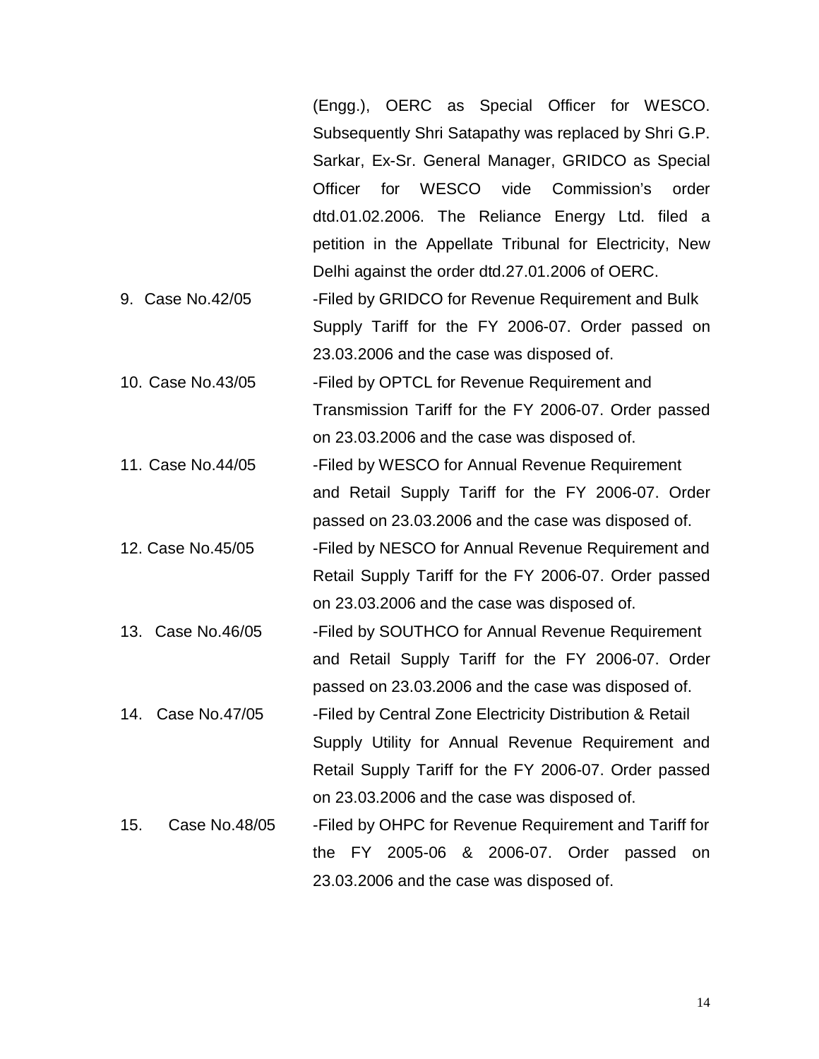(Engg.), OERC as Special Officer for WESCO. Subsequently Shri Satapathy was replaced by Shri G.P. Sarkar, Ex-Sr. General Manager, GRIDCO as Special Officer for WESCO vide Commission's order dtd.01.02.2006. The Reliance Energy Ltd. filed a petition in the Appellate Tribunal for Electricity, New Delhi against the order dtd.27.01.2006 of OERC.

9. Case No.42/05 -Filed by GRIDCO for Revenue Requirement and Bulk Supply Tariff for the FY 2006-07. Order passed on 23.03.2006 and the case was disposed of.

10. Case No.43/05 -Filed by OPTCL for Revenue Requirement and Transmission Tariff for the FY 2006-07. Order passed on 23.03.2006 and the case was disposed of.

11. Case No.44/05 -Filed by WESCO for Annual Revenue Requirement and Retail Supply Tariff for the FY 2006-07. Order passed on 23.03.2006 and the case was disposed of.

12. Case No.45/05 -Filed by NESCO for Annual Revenue Requirement and Retail Supply Tariff for the FY 2006-07. Order passed on 23.03.2006 and the case was disposed of.

13. Case No.46/05 -Filed by SOUTHCO for Annual Revenue Requirement and Retail Supply Tariff for the FY 2006-07. Order passed on 23.03.2006 and the case was disposed of.

14. Case No.47/05 -Filed by Central Zone Electricity Distribution & Retail Supply Utility for Annual Revenue Requirement and Retail Supply Tariff for the FY 2006-07. Order passed on 23.03.2006 and the case was disposed of.

15. Case No.48/05 -Filed by OHPC for Revenue Requirement and Tariff for the FY 2005-06 & 2006-07. Order passed on 23.03.2006 and the case was disposed of.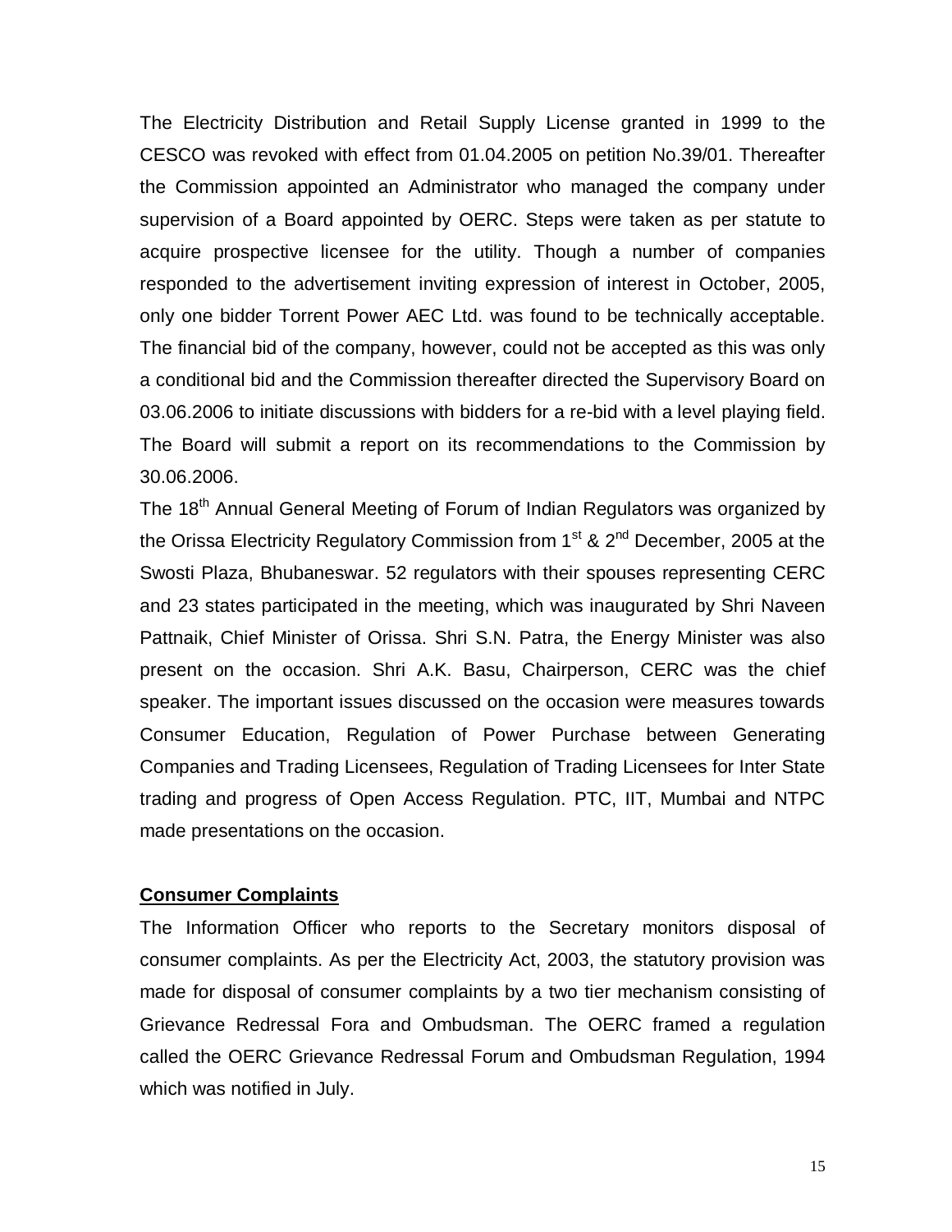The Electricity Distribution and Retail Supply License granted in 1999 to the CESCO was revoked with effect from 01.04.2005 on petition No.39/01. Thereafter the Commission appointed an Administrator who managed the company under supervision of a Board appointed by OERC. Steps were taken as per statute to acquire prospective licensee for the utility. Though a number of companies responded to the advertisement inviting expression of interest in October, 2005, only one bidder Torrent Power AEC Ltd. was found to be technically acceptable. The financial bid of the company, however, could not be accepted as this was only a conditional bid and the Commission thereafter directed the Supervisory Board on 03.06.2006 to initiate discussions with bidders for a re-bid with a level playing field. The Board will submit a report on its recommendations to the Commission by 30.06.2006.

The 18th Annual General Meeting of Forum of Indian Regulators was organized by the Orissa Electricity Regulatory Commission from 1st & 2nd December, 2005 at the Swosti Plaza, Bhubaneswar. 52 regulators with their spouses representing CERC and 23 states participated in the meeting, which was inaugurated by Shri Naveen Pattnaik, Chief Minister of Orissa. Shri S.N. Patra, the Energy Minister was also present on the occasion. Shri A.K. Basu, Chairperson, CERC was the chief speaker. The important issues discussed on the occasion were measures towards Consumer Education, Regulation of Power Purchase between Generating Companies and Trading Licensees, Regulation of Trading Licensees for Inter State trading and progress of Open Access Regulation. PTC, IIT, Mumbai and NTPC made presentations on the occasion.

## Consumer Complaints

The Information Officer who reports to the Secretary monitors disposal of consumer complaints. As per the Electricity Act, 2003, the statutory provision was made for disposal of consumer complaints by a two tier mechanism consisting of Grievance Redressal Fora and Ombudsman. The OERC framed a regulation called the OERC Grievance Redressal Forum and Ombudsman Regulation, 1994 which was notified in July.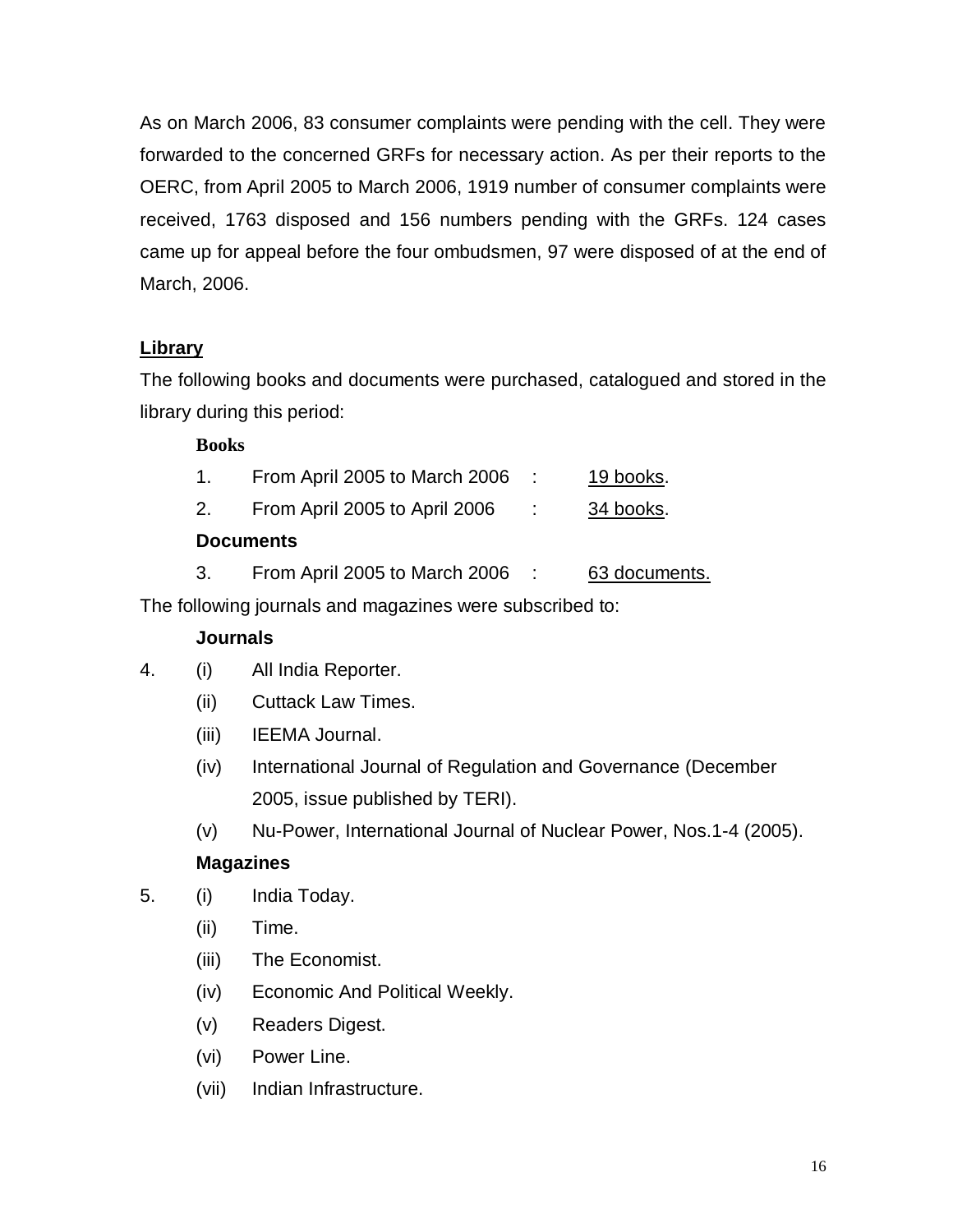As on March 2006, 83 consumer complaints were pending with the cell. They were forwarded to the concerned GRFs for necessary action. As per their reports to the OERC, from April 2005 to March 2006, 1919 number of consumer complaints were received, 1763 disposed and 156 numbers pending with the GRFs. 124 cases came up for appeal before the four ombudsmen, 97 were disposed of at the end of March, 2006.

## Library

The following books and documents were purchased, catalogued and stored in the library during this period:

**Books**

1. From April 2005 to March 2006 : 19 books.
2. From April 2005 to April 2006 : 34 books.

**Documents**

3. From April 2005 to March 2006 : 63 documents.

The following journals and magazines were subscribed to:

**Journals**

4. (i) All India Reporter.
   (ii) Cuttack Law Times.
   (iii) IEEMA Journal.
   (iv) International Journal of Regulation and Governance (December 2005, issue published by TERI).
   (v) Nu-Power, International Journal of Nuclear Power, Nos.1-4 (2005).

**Magazines**

5. (i) India Today.
   (ii) Time.
   (iii) The Economist.
   (iv) Economic And Political Weekly.
   (v) Readers Digest.
   (vi) Power Line.
   (vii) Indian Infrastructure.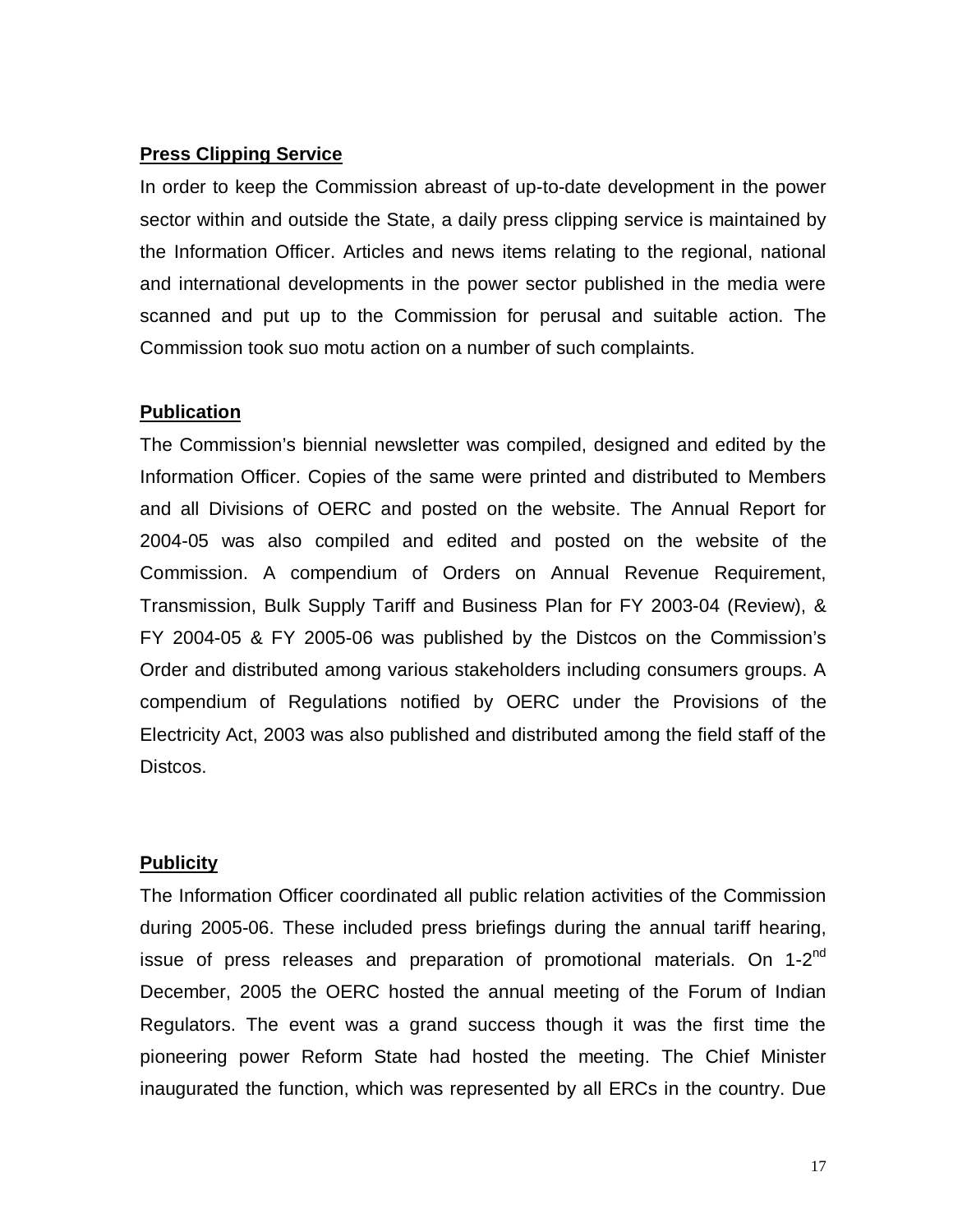**Press Clipping Service**

In order to keep the Commission abreast of up-to-date development in the power sector within and outside the State, a daily press clipping service is maintained by the Information Officer. Articles and news items relating to the regional, national and international developments in the power sector published in the media were scanned and put up to the Commission for perusal and suitable action. The Commission took suo motu action on a number of such complaints.

**Publication**

The Commission's biennial newsletter was compiled, designed and edited by the Information Officer. Copies of the same were printed and distributed to Members and all Divisions of OERC and posted on the website. The Annual Report for 2004-05 was also compiled and edited and posted on the website of the Commission. A compendium of Orders on Annual Revenue Requirement, Transmission, Bulk Supply Tariff and Business Plan for FY 2003-04 (Review), & FY 2004-05 & FY 2005-06 was published by the Distcos on the Commission's Order and distributed among various stakeholders including consumers groups. A compendium of Regulations notified by OERC under the Provisions of the Electricity Act, 2003 was also published and distributed among the field staff of the Distcos.

**Publicity**

The Information Officer coordinated all public relation activities of the Commission during 2005-06. These included press briefings during the annual tariff hearing, issue of press releases and preparation of promotional materials. On 1-2nd December, 2005 the OERC hosted the annual meeting of the Forum of Indian Regulators. The event was a grand success though it was the first time the pioneering power Reform State had hosted the meeting. The Chief Minister inaugurated the function, which was represented by all ERCs in the country. Due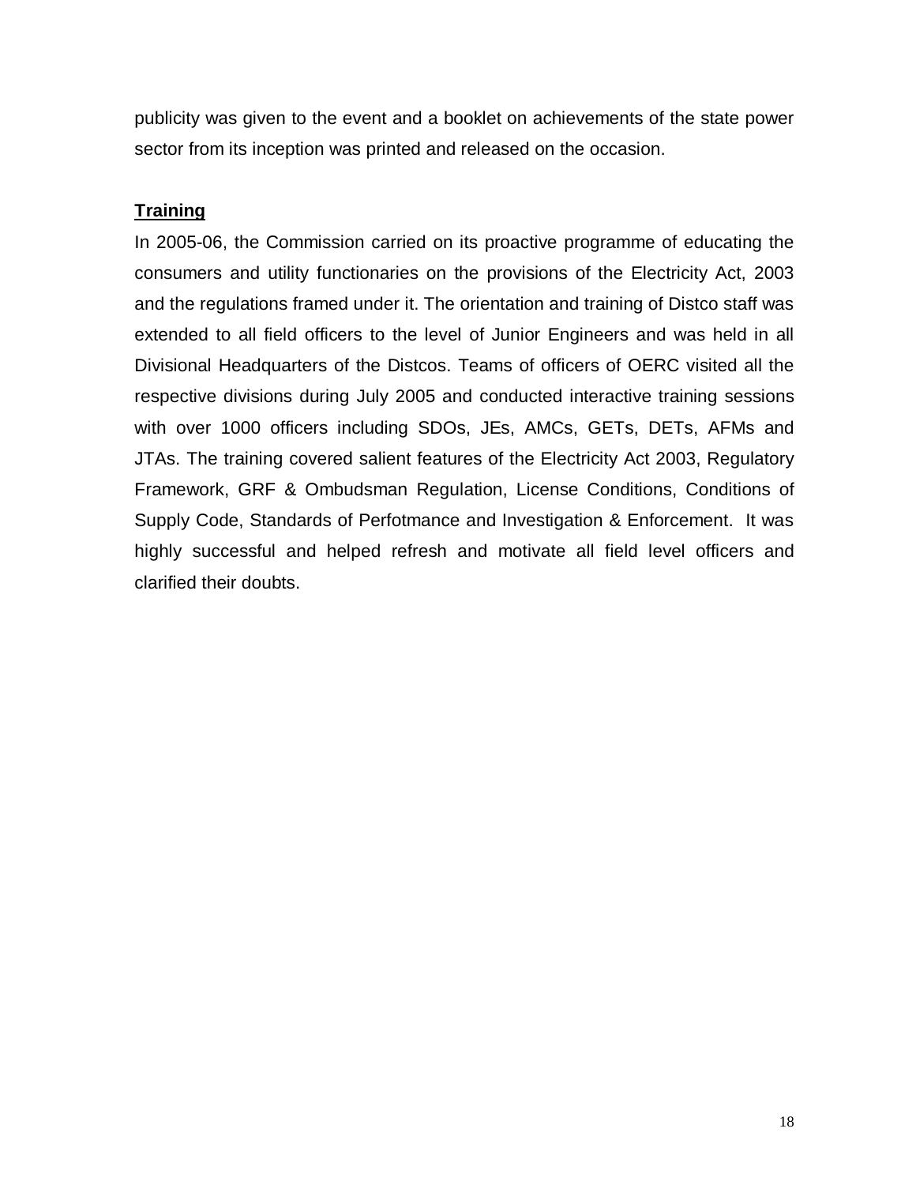publicity was given to the event and a booklet on achievements of the state power sector from its inception was printed and released on the occasion.

**Training**

In 2005-06, the Commission carried on its proactive programme of educating the consumers and utility functionaries on the provisions of the Electricity Act, 2003 and the regulations framed under it. The orientation and training of Distco staff was extended to all field officers to the level of Junior Engineers and was held in all Divisional Headquarters of the Distcos. Teams of officers of OERC visited all the respective divisions during July 2005 and conducted interactive training sessions with over 1000 officers including SDOs, JEs, AMCs, GETs, DETs, AFMs and JTAs. The training covered salient features of the Electricity Act 2003, Regulatory Framework, GRF & Ombudsman Regulation, License Conditions, Conditions of Supply Code, Standards of Perfotmance and Investigation & Enforcement. It was highly successful and helped refresh and motivate all field level officers and clarified their doubts.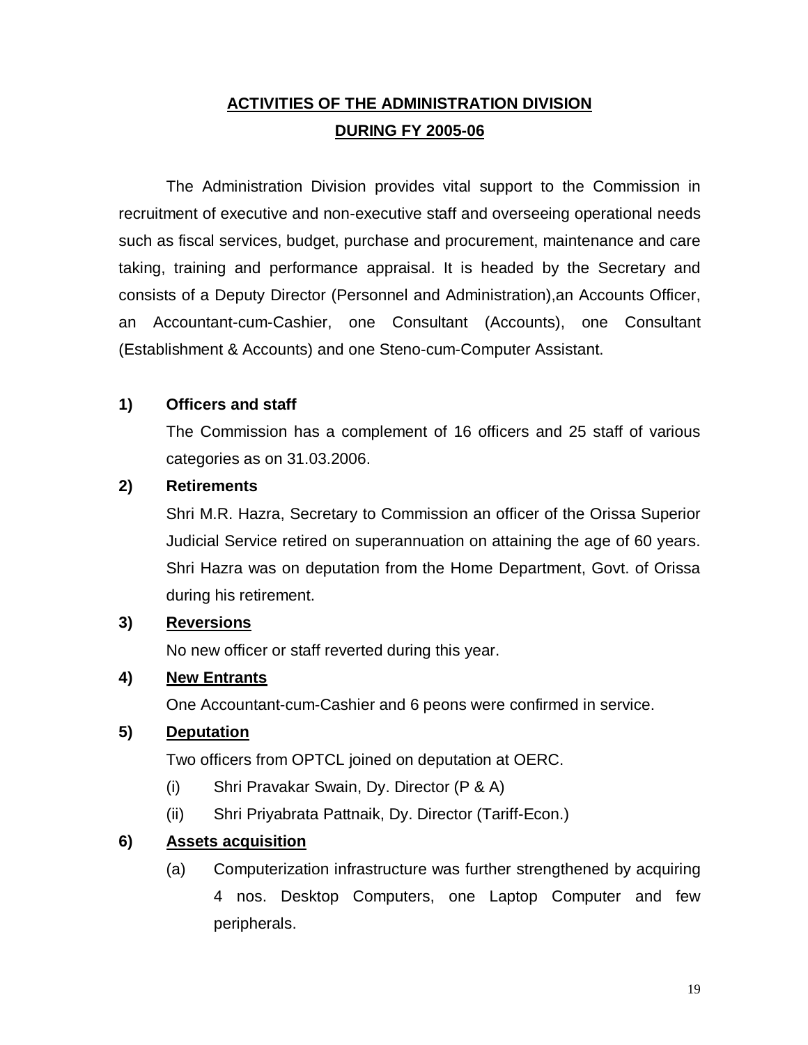# ACTIVITIES OF THE ADMINISTRATION DIVISION DURING FY 2005-06

The Administration Division provides vital support to the Commission in recruitment of executive and non-executive staff and overseeing operational needs such as fiscal services, budget, purchase and procurement, maintenance and care taking, training and performance appraisal. It is headed by the Secretary and consists of a Deputy Director (Personnel and Administration),an Accounts Officer, an Accountant-cum-Cashier, one Consultant (Accounts), one Consultant (Establishment & Accounts) and one Steno-cum-Computer Assistant.

**1) Officers and staff**

The Commission has a complement of 16 officers and 25 staff of various categories as on 31.03.2006.

**2) Retirements**

Shri M.R. Hazra, Secretary to Commission an officer of the Orissa Superior Judicial Service retired on superannuation on attaining the age of 60 years. Shri Hazra was on deputation from the Home Department, Govt. of Orissa during his retirement.

**3) Reversions**

No new officer or staff reverted during this year.

**4) New Entrants**

One Accountant-cum-Cashier and 6 peons were confirmed in service.

**5) Deputation**

Two officers from OPTCL joined on deputation at OERC.

- (i) Shri Pravakar Swain, Dy. Director (P & A)
- (ii) Shri Priyabrata Pattnaik, Dy. Director (Tariff-Econ.)

**6) Assets acquisition**

- (a) Computerization infrastructure was further strengthened by acquiring 4 nos. Desktop Computers, one Laptop Computer and few peripherals.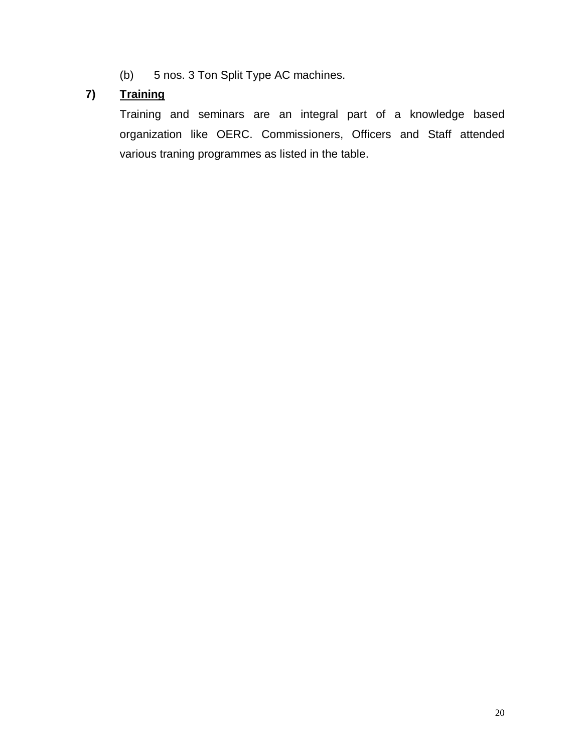(b) 5 nos. 3 Ton Split Type AC machines.

**7) <u>Training</u>**

Training and seminars are an integral part of a knowledge based organization like OERC. Commissioners, Officers and Staff attended various traning programmes as listed in the table.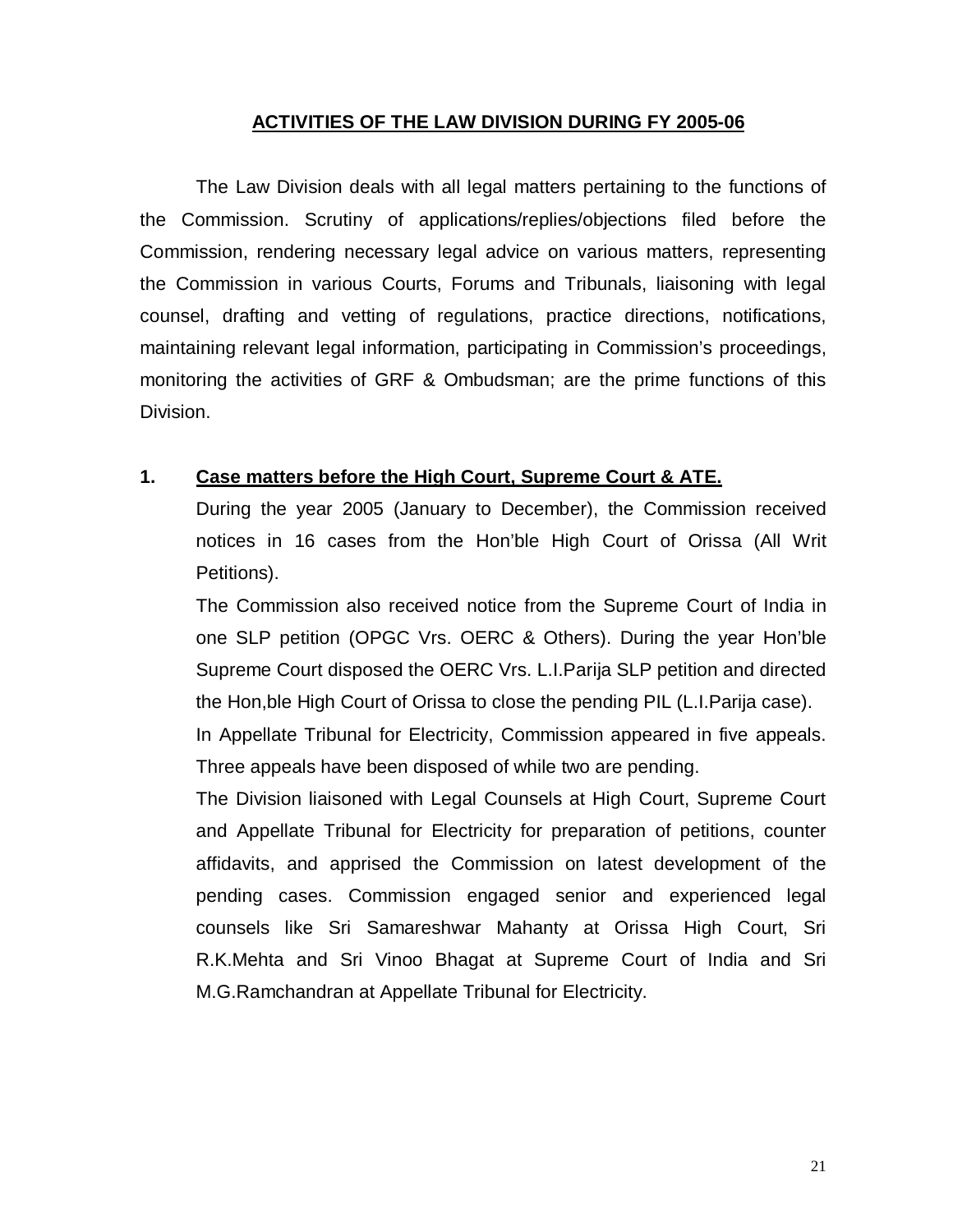## ACTIVITIES OF THE LAW DIVISION DURING FY 2005-06

The Law Division deals with all legal matters pertaining to the functions of the Commission. Scrutiny of applications/replies/objections filed before the Commission, rendering necessary legal advice on various matters, representing the Commission in various Courts, Forums and Tribunals, liaisoning with legal counsel, drafting and vetting of regulations, practice directions, notifications, maintaining relevant legal information, participating in Commission's proceedings, monitoring the activities of GRF & Ombudsman; are the prime functions of this Division.

### 1. Case matters before the High Court, Supreme Court & ATE.

During the year 2005 (January to December), the Commission received notices in 16 cases from the Hon'ble High Court of Orissa (All Writ Petitions).

The Commission also received notice from the Supreme Court of India in one SLP petition (OPGC Vrs. OERC & Others). During the year Hon'ble Supreme Court disposed the OERC Vrs. L.I.Parija SLP petition and directed the Hon,ble High Court of Orissa to close the pending PIL (L.I.Parija case).

In Appellate Tribunal for Electricity, Commission appeared in five appeals. Three appeals have been disposed of while two are pending.

The Division liaisoned with Legal Counsels at High Court, Supreme Court and Appellate Tribunal for Electricity for preparation of petitions, counter affidavits, and apprised the Commission on latest development of the pending cases. Commission engaged senior and experienced legal counsels like Sri Samareshwar Mahanty at Orissa High Court, Sri R.K.Mehta and Sri Vinoo Bhagat at Supreme Court of India and Sri M.G.Ramchandran at Appellate Tribunal for Electricity.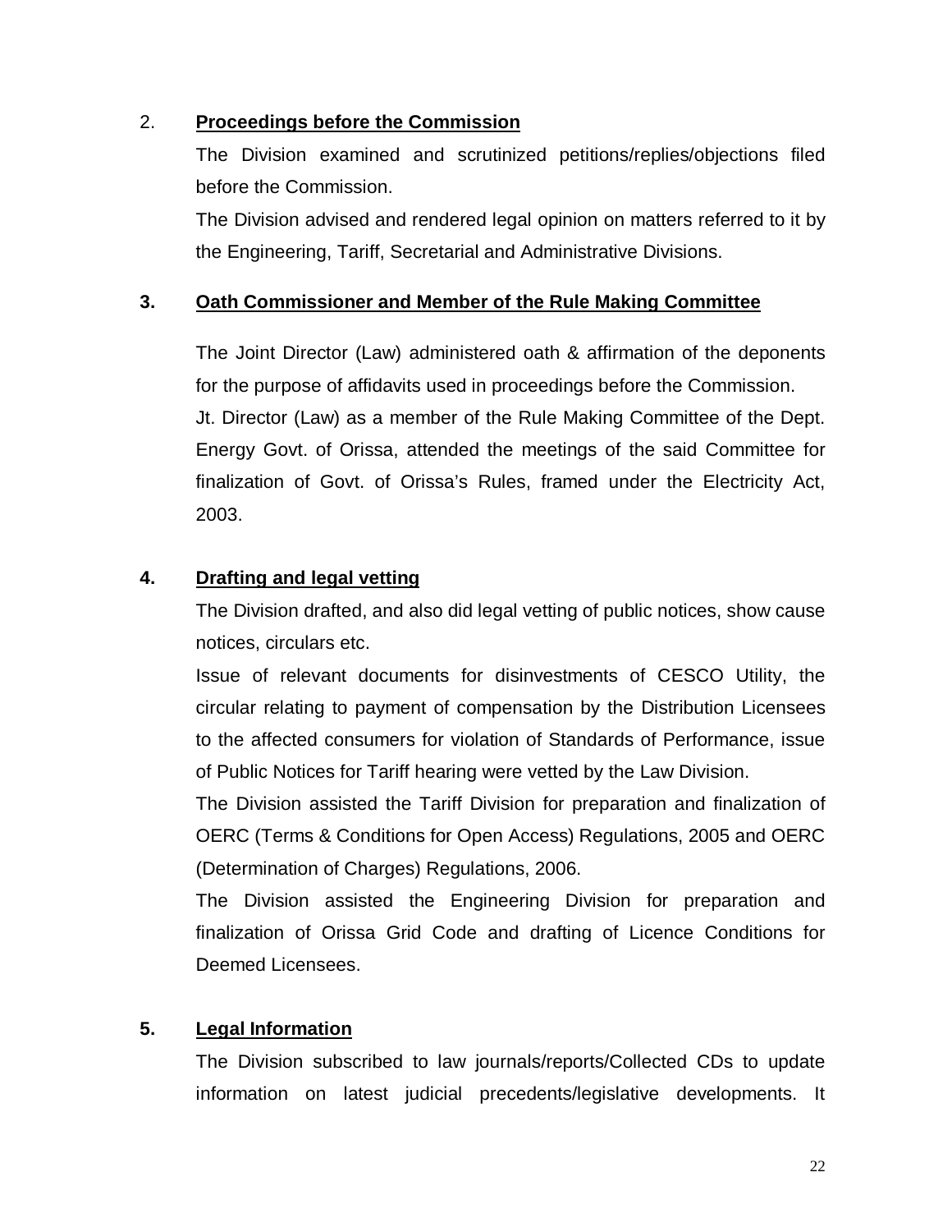2. **Proceedings before the Commission**

The Division examined and scrutinized petitions/replies/objections filed before the Commission.

The Division advised and rendered legal opinion on matters referred to it by the Engineering, Tariff, Secretarial and Administrative Divisions.

**3. Oath Commissioner and Member of the Rule Making Committee**

The Joint Director (Law) administered oath & affirmation of the deponents for the purpose of affidavits used in proceedings before the Commission.

Jt. Director (Law) as a member of the Rule Making Committee of the Dept. Energy Govt. of Orissa, attended the meetings of the said Committee for finalization of Govt. of Orissa's Rules, framed under the Electricity Act, 2003.

**4. Drafting and legal vetting**

The Division drafted, and also did legal vetting of public notices, show cause notices, circulars etc.

Issue of relevant documents for disinvestments of CESCO Utility, the circular relating to payment of compensation by the Distribution Licensees to the affected consumers for violation of Standards of Performance, issue of Public Notices for Tariff hearing were vetted by the Law Division.

The Division assisted the Tariff Division for preparation and finalization of OERC (Terms & Conditions for Open Access) Regulations, 2005 and OERC (Determination of Charges) Regulations, 2006.

The Division assisted the Engineering Division for preparation and finalization of Orissa Grid Code and drafting of Licence Conditions for Deemed Licensees.

**5. Legal Information**

The Division subscribed to law journals/reports/Collected CDs to update information on latest judicial precedents/legislative developments. It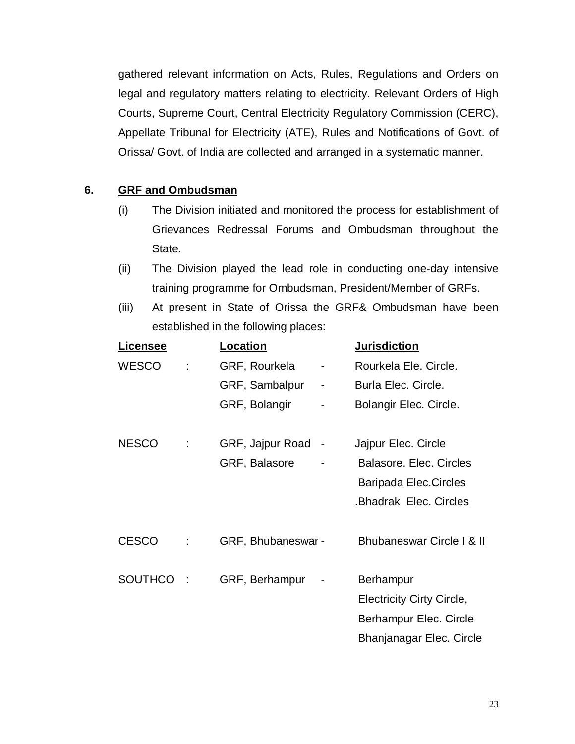gathered relevant information on Acts, Rules, Regulations and Orders on legal and regulatory matters relating to electricity. Relevant Orders of High Courts, Supreme Court, Central Electricity Regulatory Commission (CERC), Appellate Tribunal for Electricity (ATE), Rules and Notifications of Govt. of Orissa/ Govt. of India are collected and arranged in a systematic manner.

## 6. GRF and Ombudsman

(i) The Division initiated and monitored the process for establishment of Grievances Redressal Forums and Ombudsman throughout the State.

(ii) The Division played the lead role in conducting one-day intensive training programme for Ombudsman, President/Member of GRFs.

(iii) At present in State of Orissa the GRF& Ombudsman have been established in the following places:

| Licensee | | Location | | Jurisdiction |
|---|---|---|---|---|
| WESCO | : | GRF, Rourkela | - | Rourkela Ele. Circle. |
| | | GRF, Sambalpur | - | Burla Elec. Circle. |
| | | GRF, Bolangir | - | Bolangir Elec. Circle. |
| NESCO | : | GRF, Jajpur Road | - | Jajpur Elec. Circle |
| | | GRF, Balasore | - | Balasore. Elec. Circles<br>Baripada Elec.Circles<br>.Bhadrak Elec. Circles |
| CESCO | : | GRF, Bhubaneswar | - | Bhubaneswar Circle I & II |
| SOUTHCO | : | GRF, Berhampur | - | Berhampur Electricity Cirty Circle,<br>Berhampur Elec. Circle<br>Bhanjanagar Elec. Circle |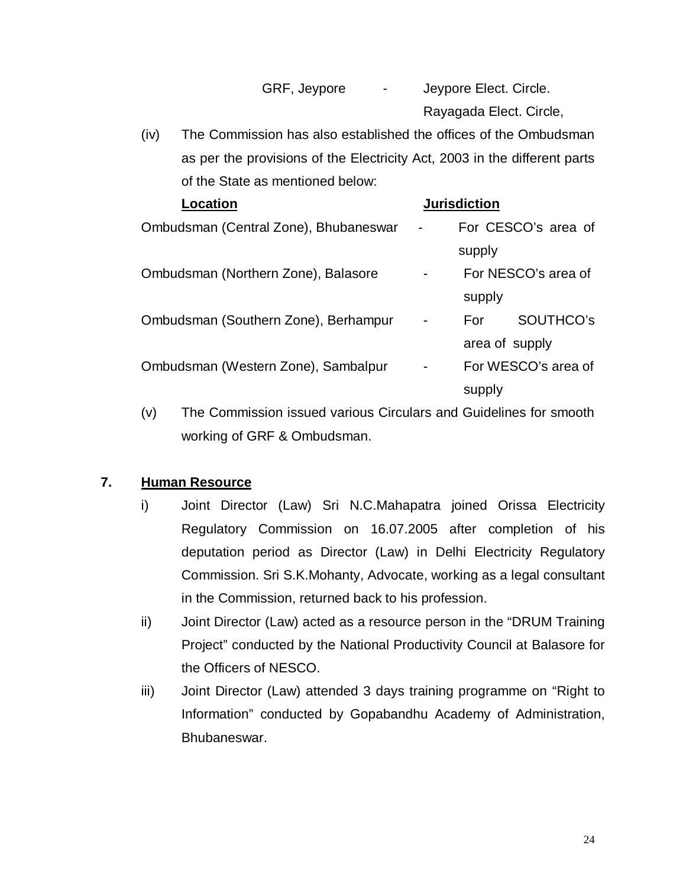| | | |
|---|---|---|
| GRF, Jeypore | - | Jeypore Elect. Circle.<br>Rayagada Elect. Circle, |

(iv) The Commission has also established the offices of the Ombudsman as per the provisions of the Electricity Act, 2003 in the different parts of the State as mentioned below:

| **Location** | | **Jurisdiction** |
|---|---|---|
| Ombudsman (Central Zone), Bhubaneswar | - | For CESCO's area of supply |
| Ombudsman (Northern Zone), Balasore | - | For NESCO's area of supply |
| Ombudsman (Southern Zone), Berhampur | - | For SOUTHCO's area of supply |
| Ombudsman (Western Zone), Sambalpur | - | For WESCO's area of supply |

(v) The Commission issued various Circulars and Guidelines for smooth working of GRF & Ombudsman.

## 7. Human Resource

i) Joint Director (Law) Sri N.C.Mahapatra joined Orissa Electricity Regulatory Commission on 16.07.2005 after completion of his deputation period as Director (Law) in Delhi Electricity Regulatory Commission. Sri S.K.Mohanty, Advocate, working as a legal consultant in the Commission, returned back to his profession.

ii) Joint Director (Law) acted as a resource person in the "DRUM Training Project" conducted by the National Productivity Council at Balasore for the Officers of NESCO.

iii) Joint Director (Law) attended 3 days training programme on "Right to Information" conducted by Gopabandhu Academy of Administration, Bhubaneswar.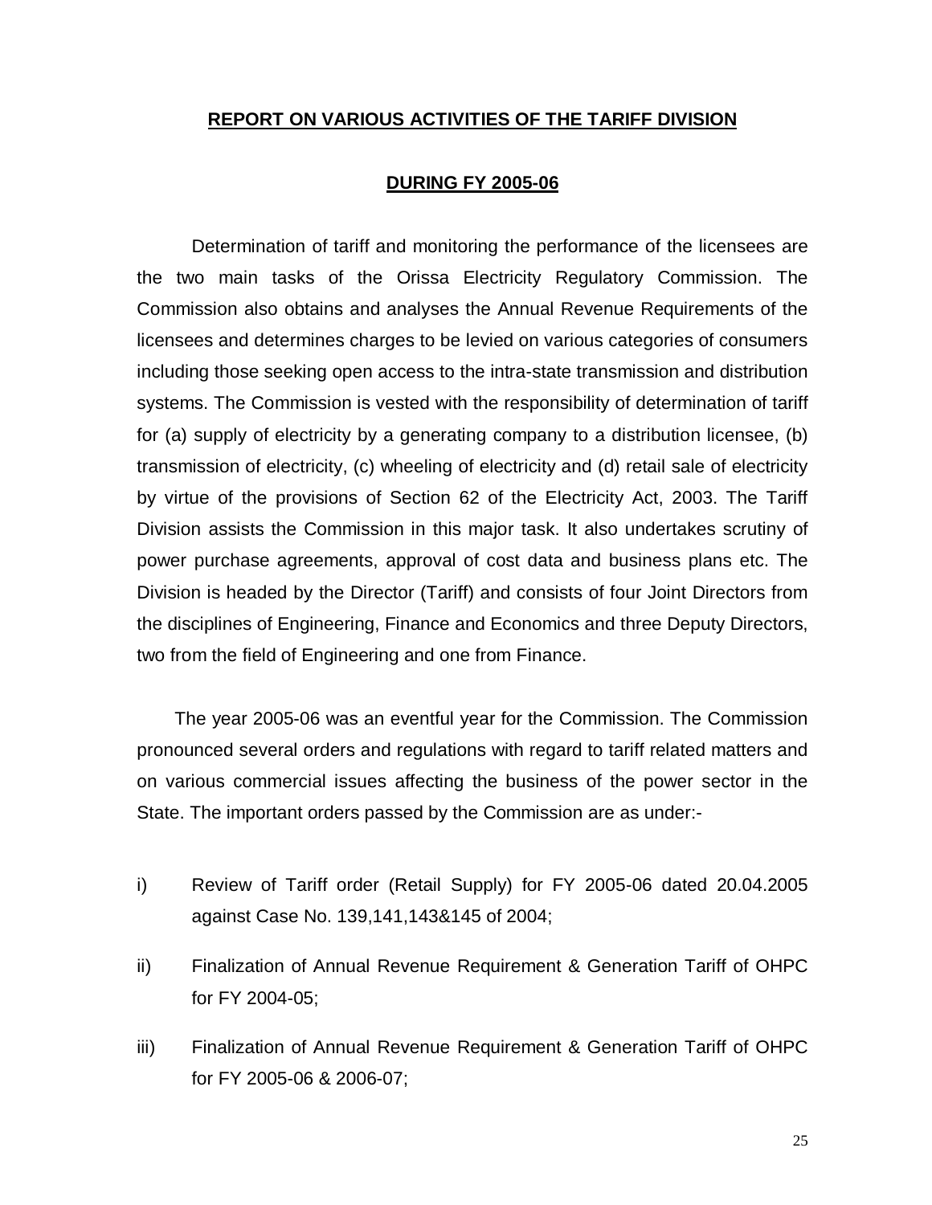## REPORT ON VARIOUS ACTIVITIES OF THE TARIFF DIVISION

## DURING FY 2005-06

Determination of tariff and monitoring the performance of the licensees are the two main tasks of the Orissa Electricity Regulatory Commission. The Commission also obtains and analyses the Annual Revenue Requirements of the licensees and determines charges to be levied on various categories of consumers including those seeking open access to the intra-state transmission and distribution systems. The Commission is vested with the responsibility of determination of tariff for (a) supply of electricity by a generating company to a distribution licensee, (b) transmission of electricity, (c) wheeling of electricity and (d) retail sale of electricity by virtue of the provisions of Section 62 of the Electricity Act, 2003. The Tariff Division assists the Commission in this major task. It also undertakes scrutiny of power purchase agreements, approval of cost data and business plans etc. The Division is headed by the Director (Tariff) and consists of four Joint Directors from the disciplines of Engineering, Finance and Economics and three Deputy Directors, two from the field of Engineering and one from Finance.

The year 2005-06 was an eventful year for the Commission. The Commission pronounced several orders and regulations with regard to tariff related matters and on various commercial issues affecting the business of the power sector in the State. The important orders passed by the Commission are as under:-

i) Review of Tariff order (Retail Supply) for FY 2005-06 dated 20.04.2005 against Case No. 139,141,143&145 of 2004;

ii) Finalization of Annual Revenue Requirement & Generation Tariff of OHPC for FY 2004-05;

iii) Finalization of Annual Revenue Requirement & Generation Tariff of OHPC for FY 2005-06 & 2006-07;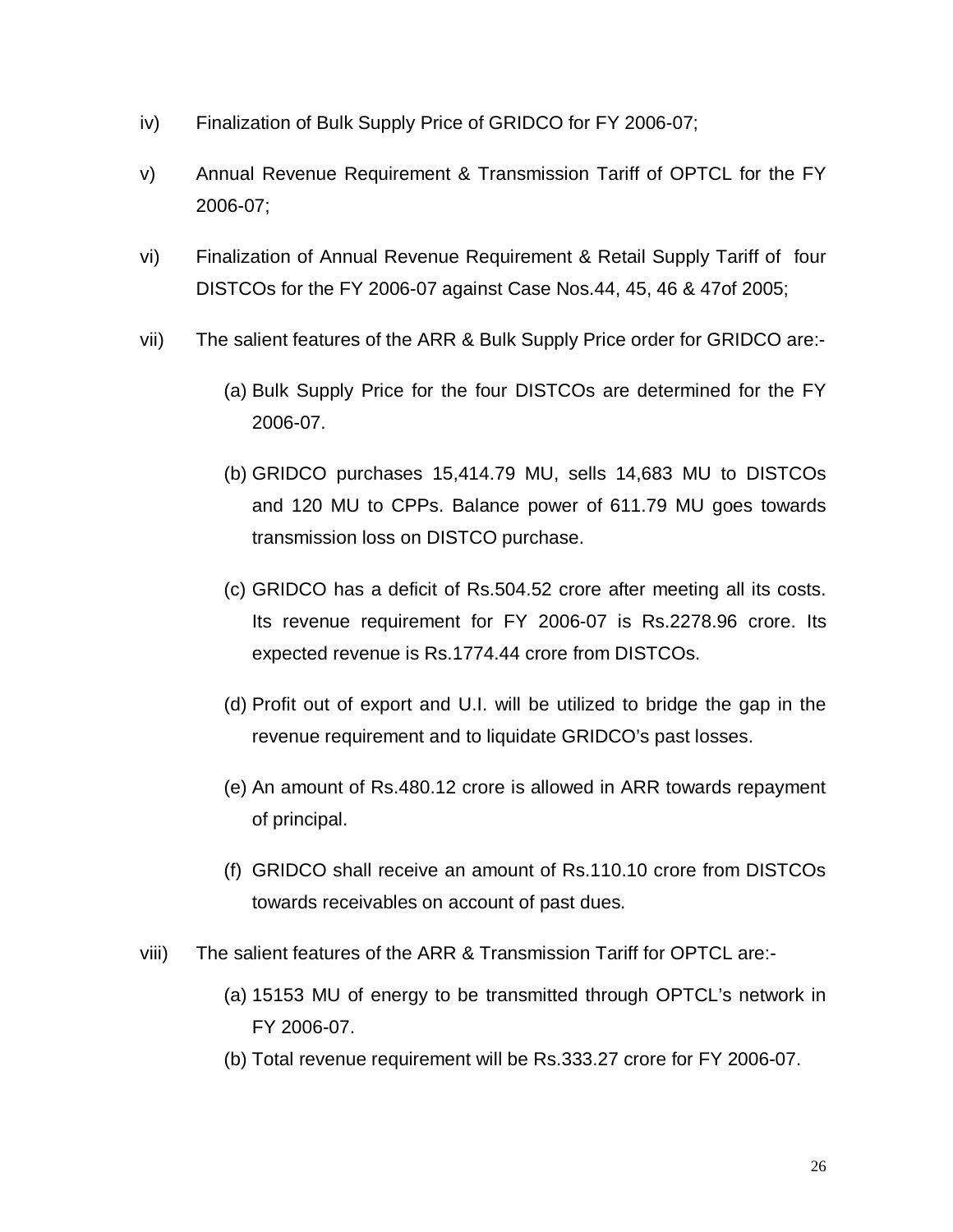iv) Finalization of Bulk Supply Price of GRIDCO for FY 2006-07;

v) Annual Revenue Requirement & Transmission Tariff of OPTCL for the FY 2006-07;

vi) Finalization of Annual Revenue Requirement & Retail Supply Tariff of four DISTCOs for the FY 2006-07 against Case Nos.44, 45, 46 & 47of 2005;

vii) The salient features of the ARR & Bulk Supply Price order for GRIDCO are:-

(a) Bulk Supply Price for the four DISTCOs are determined for the FY 2006-07.

(b) GRIDCO purchases 15,414.79 MU, sells 14,683 MU to DISTCOs and 120 MU to CPPs. Balance power of 611.79 MU goes towards transmission loss on DISTCO purchase.

(c) GRIDCO has a deficit of Rs.504.52 crore after meeting all its costs. Its revenue requirement for FY 2006-07 is Rs.2278.96 crore. Its expected revenue is Rs.1774.44 crore from DISTCOs.

(d) Profit out of export and U.I. will be utilized to bridge the gap in the revenue requirement and to liquidate GRIDCO's past losses.

(e) An amount of Rs.480.12 crore is allowed in ARR towards repayment of principal.

(f) GRIDCO shall receive an amount of Rs.110.10 crore from DISTCOs towards receivables on account of past dues.

viii) The salient features of the ARR & Transmission Tariff for OPTCL are:-

(a) 15153 MU of energy to be transmitted through OPTCL's network in FY 2006-07.

(b) Total revenue requirement will be Rs.333.27 crore for FY 2006-07.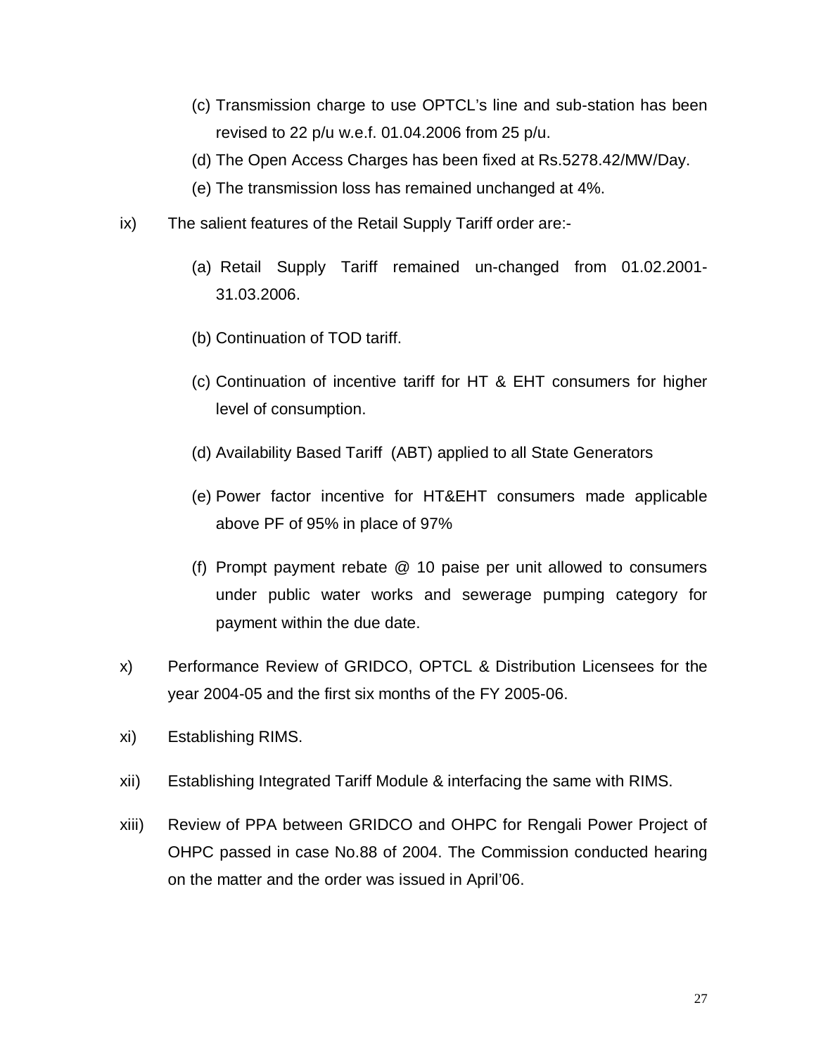(c) Transmission charge to use OPTCL's line and sub-station has been revised to 22 p/u w.e.f. 01.04.2006 from 25 p/u.

(d) The Open Access Charges has been fixed at Rs.5278.42/MW/Day.

(e) The transmission loss has remained unchanged at 4%.

ix) The salient features of the Retail Supply Tariff order are:-

(a) Retail Supply Tariff remained un-changed from 01.02.2001-31.03.2006.

(b) Continuation of TOD tariff.

(c) Continuation of incentive tariff for HT & EHT consumers for higher level of consumption.

(d) Availability Based Tariff (ABT) applied to all State Generators

(e) Power factor incentive for HT&EHT consumers made applicable above PF of 95% in place of 97%

(f) Prompt payment rebate @ 10 paise per unit allowed to consumers under public water works and sewerage pumping category for payment within the due date.

x) Performance Review of GRIDCO, OPTCL & Distribution Licensees for the year 2004-05 and the first six months of the FY 2005-06.

xi) Establishing RIMS.

xii) Establishing Integrated Tariff Module & interfacing the same with RIMS.

xiii) Review of PPA between GRIDCO and OHPC for Rengali Power Project of OHPC passed in case No.88 of 2004. The Commission conducted hearing on the matter and the order was issued in April'06.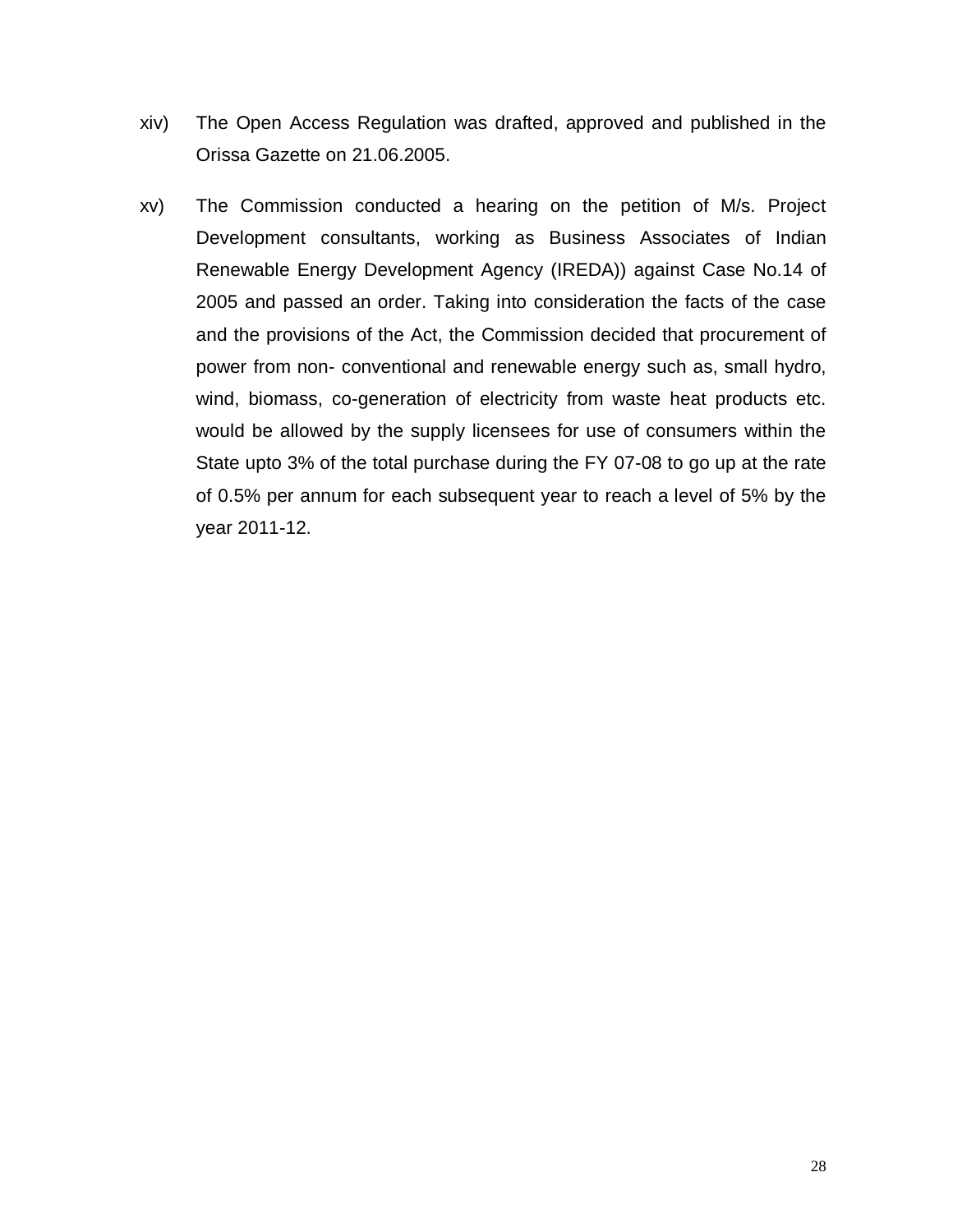xiv) The Open Access Regulation was drafted, approved and published in the Orissa Gazette on 21.06.2005.

xv) The Commission conducted a hearing on the petition of M/s. Project Development consultants, working as Business Associates of Indian Renewable Energy Development Agency (IREDA)) against Case No.14 of 2005 and passed an order. Taking into consideration the facts of the case and the provisions of the Act, the Commission decided that procurement of power from non- conventional and renewable energy such as, small hydro, wind, biomass, co-generation of electricity from waste heat products etc. would be allowed by the supply licensees for use of consumers within the State upto 3% of the total purchase during the FY 07-08 to go up at the rate of 0.5% per annum for each subsequent year to reach a level of 5% by the year 2011-12.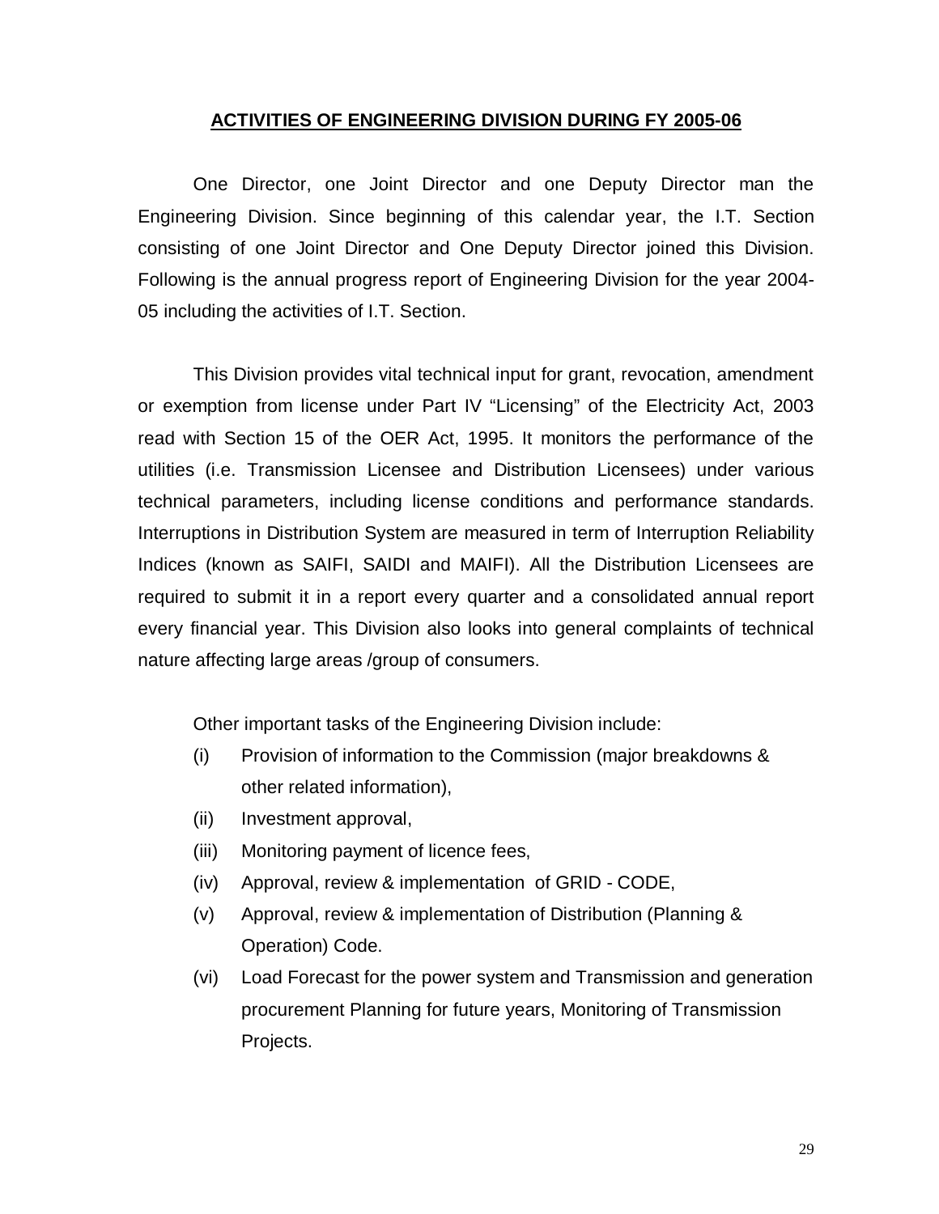## ACTIVITIES OF ENGINEERING DIVISION DURING FY 2005-06

One Director, one Joint Director and one Deputy Director man the Engineering Division. Since beginning of this calendar year, the I.T. Section consisting of one Joint Director and One Deputy Director joined this Division. Following is the annual progress report of Engineering Division for the year 2004-05 including the activities of I.T. Section.

This Division provides vital technical input for grant, revocation, amendment or exemption from license under Part IV "Licensing" of the Electricity Act, 2003 read with Section 15 of the OER Act, 1995. It monitors the performance of the utilities (i.e. Transmission Licensee and Distribution Licensees) under various technical parameters, including license conditions and performance standards. Interruptions in Distribution System are measured in term of Interruption Reliability Indices (known as SAIFI, SAIDI and MAIFI). All the Distribution Licensees are required to submit it in a report every quarter and a consolidated annual report every financial year. This Division also looks into general complaints of technical nature affecting large areas /group of consumers.

Other important tasks of the Engineering Division include:

- (i) Provision of information to the Commission (major breakdowns & other related information),
- (ii) Investment approval,
- (iii) Monitoring payment of licence fees,
- (iv) Approval, review & implementation of GRID - CODE,
- (v) Approval, review & implementation of Distribution (Planning & Operation) Code.
- (vi) Load Forecast for the power system and Transmission and generation procurement Planning for future years, Monitoring of Transmission Projects.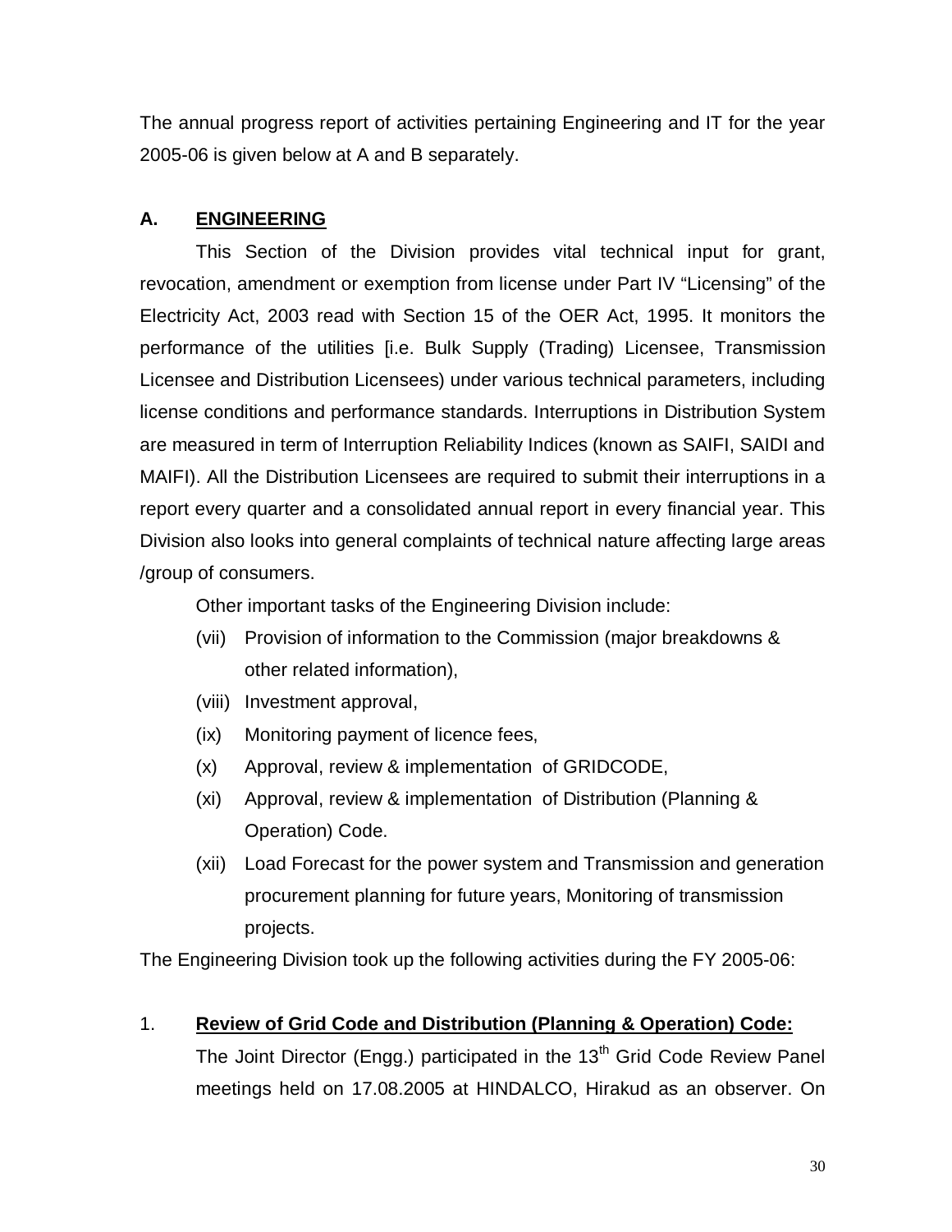The annual progress report of activities pertaining Engineering and IT for the year 2005-06 is given below at A and B separately.

## A. ENGINEERING

This Section of the Division provides vital technical input for grant, revocation, amendment or exemption from license under Part IV "Licensing" of the Electricity Act, 2003 read with Section 15 of the OER Act, 1995. It monitors the performance of the utilities [i.e. Bulk Supply (Trading) Licensee, Transmission Licensee and Distribution Licensees) under various technical parameters, including license conditions and performance standards. Interruptions in Distribution System are measured in term of Interruption Reliability Indices (known as SAIFI, SAIDI and MAIFI). All the Distribution Licensees are required to submit their interruptions in a report every quarter and a consolidated annual report in every financial year. This Division also looks into general complaints of technical nature affecting large areas /group of consumers.

Other important tasks of the Engineering Division include:

(vii) Provision of information to the Commission (major breakdowns & other related information),

(viii) Investment approval,

(ix) Monitoring payment of licence fees,

(x) Approval, review & implementation of GRIDCODE,

(xi) Approval, review & implementation of Distribution (Planning & Operation) Code.

(xii) Load Forecast for the power system and Transmission and generation procurement planning for future years, Monitoring of transmission projects.

The Engineering Division took up the following activities during the FY 2005-06:

### 1. Review of Grid Code and Distribution (Planning & Operation) Code:

The Joint Director (Engg.) participated in the 13th Grid Code Review Panel meetings held on 17.08.2005 at HINDALCO, Hirakud as an observer. On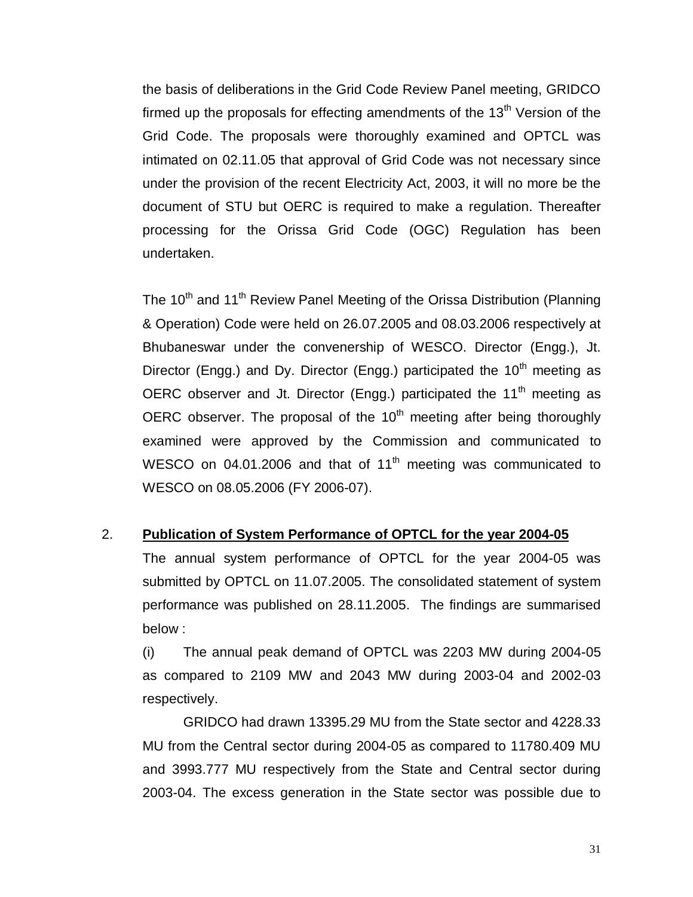the basis of deliberations in the Grid Code Review Panel meeting, GRIDCO firmed up the proposals for effecting amendments of the 13th Version of the Grid Code. The proposals were thoroughly examined and OPTCL was intimated on 02.11.05 that approval of Grid Code was not necessary since under the provision of the recent Electricity Act, 2003, it will no more be the document of STU but OERC is required to make a regulation. Thereafter processing for the Orissa Grid Code (OGC) Regulation has been undertaken.

The 10th and 11th Review Panel Meeting of the Orissa Distribution (Planning & Operation) Code were held on 26.07.2005 and 08.03.2006 respectively at Bhubaneswar under the convenership of WESCO. Director (Engg.), Jt. Director (Engg.) and Dy. Director (Engg.) participated the 10th meeting as OERC observer and Jt. Director (Engg.) participated the 11th meeting as OERC observer. The proposal of the 10th meeting after being thoroughly examined were approved by the Commission and communicated to WESCO on 04.01.2006 and that of 11th meeting was communicated to WESCO on 08.05.2006 (FY 2006-07).

2. **Publication of System Performance of OPTCL for the year 2004-05**

The annual system performance of OPTCL for the year 2004-05 was submitted by OPTCL on 11.07.2005. The consolidated statement of system performance was published on 28.11.2005. The findings are summarised below :

(i) The annual peak demand of OPTCL was 2203 MW during 2004-05 as compared to 2109 MW and 2043 MW during 2003-04 and 2002-03 respectively.

GRIDCO had drawn 13395.29 MU from the State sector and 4228.33 MU from the Central sector during 2004-05 as compared to 11780.409 MU and 3993.777 MU respectively from the State and Central sector during 2003-04. The excess generation in the State sector was possible due to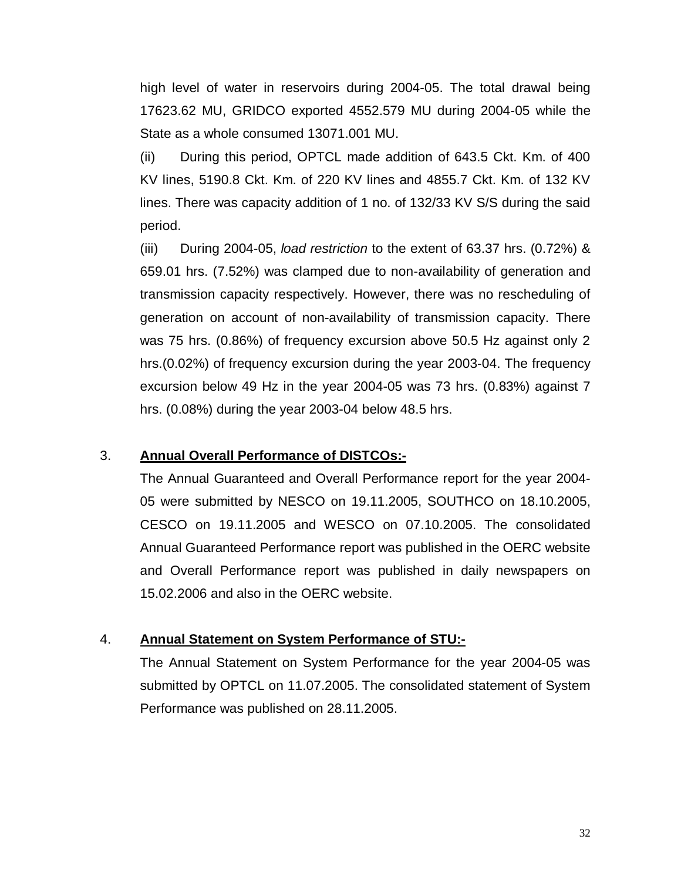high level of water in reservoirs during 2004-05. The total drawal being 17623.62 MU, GRIDCO exported 4552.579 MU during 2004-05 while the State as a whole consumed 13071.001 MU.

(ii) During this period, OPTCL made addition of 643.5 Ckt. Km. of 400 KV lines, 5190.8 Ckt. Km. of 220 KV lines and 4855.7 Ckt. Km. of 132 KV lines. There was capacity addition of 1 no. of 132/33 KV S/S during the said period.

(iii) During 2004-05, *load restriction* to the extent of 63.37 hrs. (0.72%) & 659.01 hrs. (7.52%) was clamped due to non-availability of generation and transmission capacity respectively. However, there was no rescheduling of generation on account of non-availability of transmission capacity. There was 75 hrs. (0.86%) of frequency excursion above 50.5 Hz against only 2 hrs.(0.02%) of frequency excursion during the year 2003-04. The frequency excursion below 49 Hz in the year 2004-05 was 73 hrs. (0.83%) against 7 hrs. (0.08%) during the year 2003-04 below 48.5 hrs.

## 3. Annual Overall Performance of DISTCOs:-

The Annual Guaranteed and Overall Performance report for the year 2004-05 were submitted by NESCO on 19.11.2005, SOUTHCO on 18.10.2005, CESCO on 19.11.2005 and WESCO on 07.10.2005. The consolidated Annual Guaranteed Performance report was published in the OERC website and Overall Performance report was published in daily newspapers on 15.02.2006 and also in the OERC website.

## 4. Annual Statement on System Performance of STU:-

The Annual Statement on System Performance for the year 2004-05 was submitted by OPTCL on 11.07.2005. The consolidated statement of System Performance was published on 28.11.2005.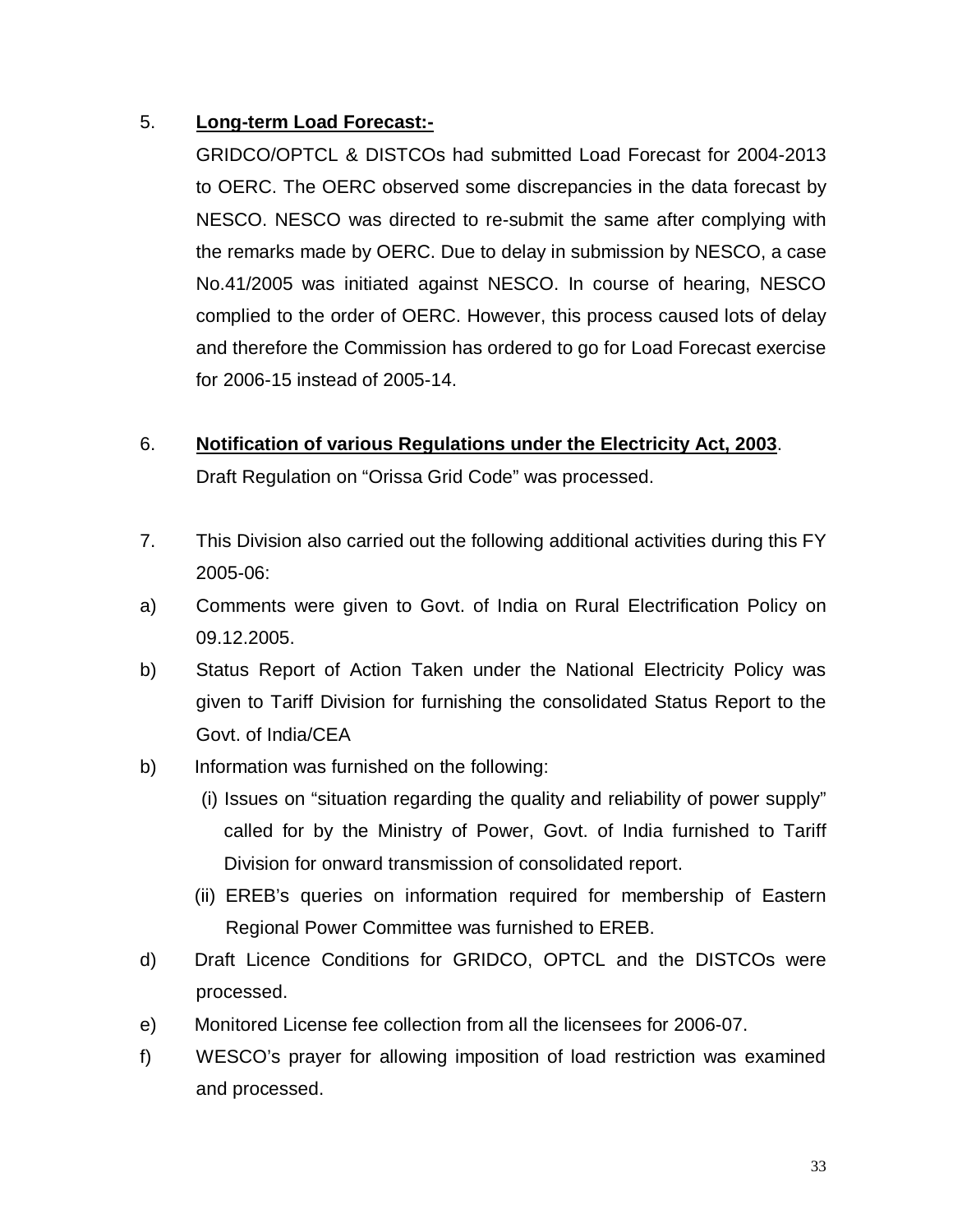5. **Long-term Load Forecast:-**

GRIDCO/OPTCL & DISTCOs had submitted Load Forecast for 2004-2013 to OERC. The OERC observed some discrepancies in the data forecast by NESCO. NESCO was directed to re-submit the same after complying with the remarks made by OERC. Due to delay in submission by NESCO, a case No.41/2005 was initiated against NESCO. In course of hearing, NESCO complied to the order of OERC. However, this process caused lots of delay and therefore the Commission has ordered to go for Load Forecast exercise for 2006-15 instead of 2005-14.

6. **Notification of various Regulations under the Electricity Act, 2003**.

Draft Regulation on "Orissa Grid Code" was processed.

7. This Division also carried out the following additional activities during this FY 2005-06:

a) Comments were given to Govt. of India on Rural Electrification Policy on 09.12.2005.

b) Status Report of Action Taken under the National Electricity Policy was given to Tariff Division for furnishing the consolidated Status Report to the Govt. of India/CEA

b) Information was furnished on the following:

   (i) Issues on "situation regarding the quality and reliability of power supply" called for by the Ministry of Power, Govt. of India furnished to Tariff Division for onward transmission of consolidated report.

   (ii) EREB's queries on information required for membership of Eastern Regional Power Committee was furnished to EREB.

d) Draft Licence Conditions for GRIDCO, OPTCL and the DISTCOs were processed.

e) Monitored License fee collection from all the licensees for 2006-07.

f) WESCO's prayer for allowing imposition of load restriction was examined and processed.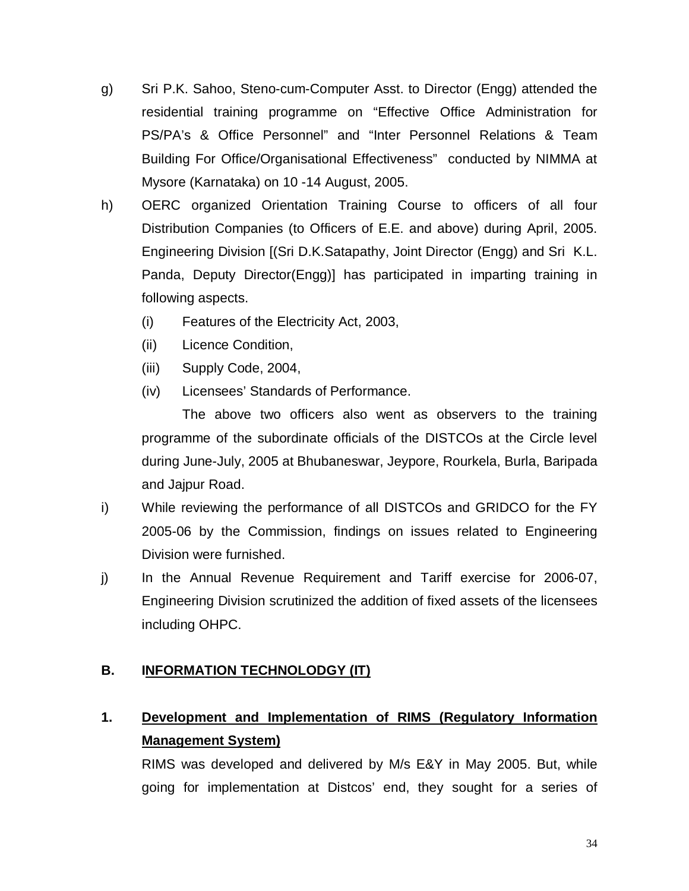g) Sri P.K. Sahoo, Steno-cum-Computer Asst. to Director (Engg) attended the residential training programme on "Effective Office Administration for PS/PA's & Office Personnel" and "Inter Personnel Relations & Team Building For Office/Organisational Effectiveness" conducted by NIMMA at Mysore (Karnataka) on 10 -14 August, 2005.

h) OERC organized Orientation Training Course to officers of all four Distribution Companies (to Officers of E.E. and above) during April, 2005. Engineering Division [(Sri D.K.Satapathy, Joint Director (Engg) and Sri K.L. Panda, Deputy Director(Engg)] has participated in imparting training in following aspects.

   (i) Features of the Electricity Act, 2003,
   (ii) Licence Condition,
   (iii) Supply Code, 2004,
   (iv) Licensees' Standards of Performance.

   The above two officers also went as observers to the training programme of the subordinate officials of the DISTCOs at the Circle level during June-July, 2005 at Bhubaneswar, Jeypore, Rourkela, Burla, Baripada and Jajpur Road.

i) While reviewing the performance of all DISTCOs and GRIDCO for the FY 2005-06 by the Commission, findings on issues related to Engineering Division were furnished.

j) In the Annual Revenue Requirement and Tariff exercise for 2006-07, Engineering Division scrutinized the addition of fixed assets of the licensees including OHPC.

## B. INFORMATION TECHNOLODGY (IT)

### 1. Development and Implementation of RIMS (Regulatory Information Management System)

RIMS was developed and delivered by M/s E&Y in May 2005. But, while going for implementation at Distcos' end, they sought for a series of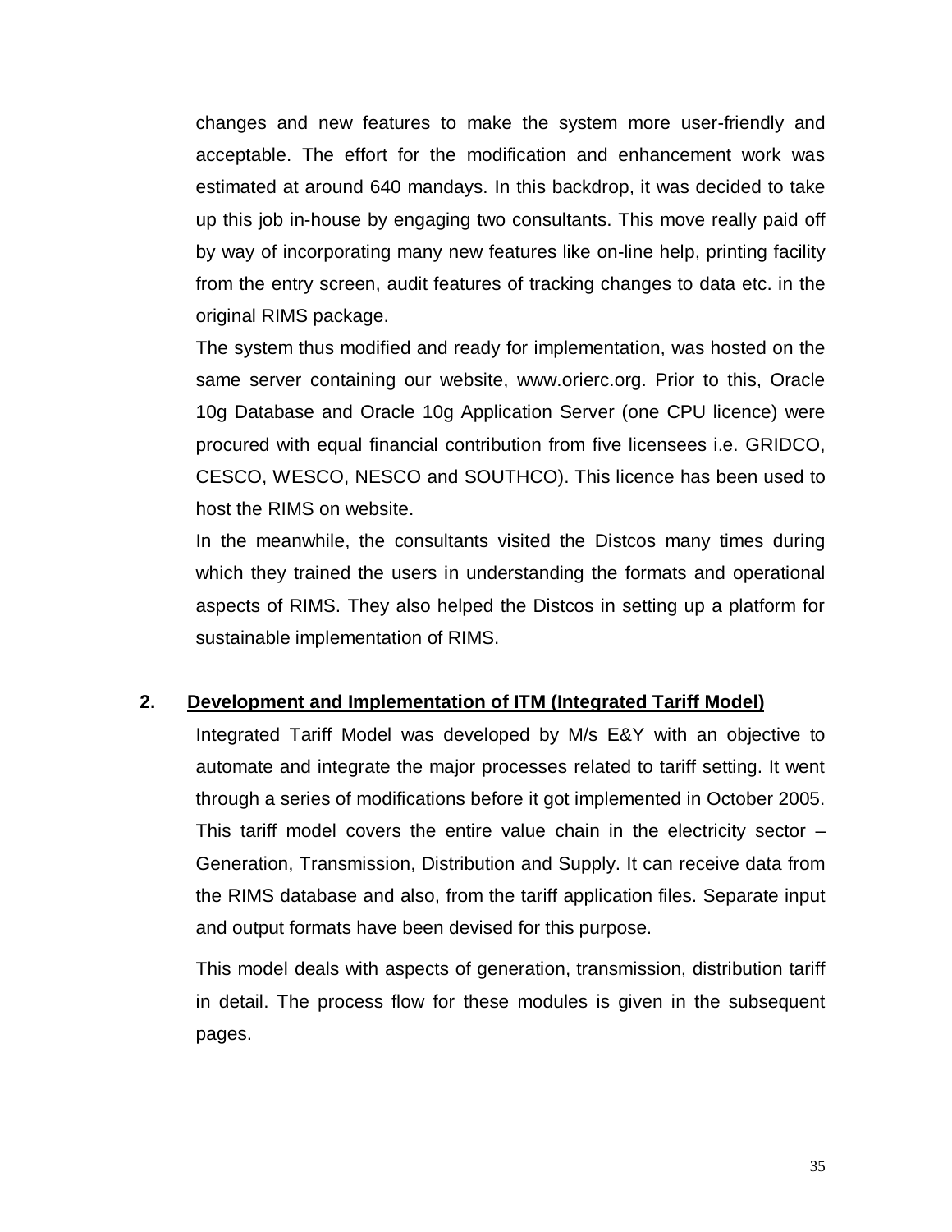changes and new features to make the system more user-friendly and acceptable. The effort for the modification and enhancement work was estimated at around 640 mandays. In this backdrop, it was decided to take up this job in-house by engaging two consultants. This move really paid off by way of incorporating many new features like on-line help, printing facility from the entry screen, audit features of tracking changes to data etc. in the original RIMS package.

The system thus modified and ready for implementation, was hosted on the same server containing our website, www.orierc.org. Prior to this, Oracle 10g Database and Oracle 10g Application Server (one CPU licence) were procured with equal financial contribution from five licensees i.e. GRIDCO, CESCO, WESCO, NESCO and SOUTHCO). This licence has been used to host the RIMS on website.

In the meanwhile, the consultants visited the Distcos many times during which they trained the users in understanding the formats and operational aspects of RIMS. They also helped the Distcos in setting up a platform for sustainable implementation of RIMS.

## 2. Development and Implementation of ITM (Integrated Tariff Model)

Integrated Tariff Model was developed by M/s E&Y with an objective to automate and integrate the major processes related to tariff setting. It went through a series of modifications before it got implemented in October 2005. This tariff model covers the entire value chain in the electricity sector – Generation, Transmission, Distribution and Supply. It can receive data from the RIMS database and also, from the tariff application files. Separate input and output formats have been devised for this purpose.

This model deals with aspects of generation, transmission, distribution tariff in detail. The process flow for these modules is given in the subsequent pages.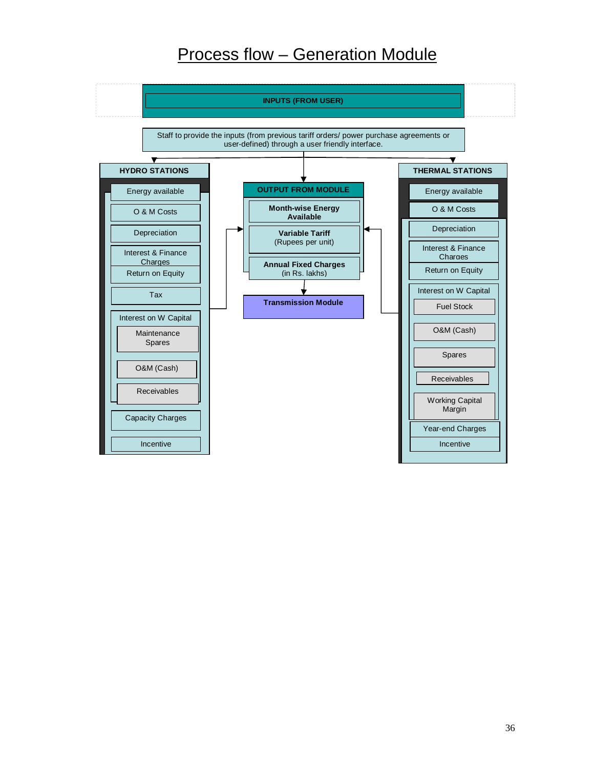# Process flow – Generation Module

**INPUTS (FROM USER)**

Staff to provide the inputs (from previous tariff orders/ power purchase agreements or user-defined) through a user friendly interface.

**HYDRO STATIONS**

- Energy available
- O & M Costs
- Depreciation
- Interest & Finance Charges
- Return on Equity
- Tax
- Interest on W Capital
  - Maintenance Spares
  - O&M (Cash)
  - Receivables
- Capacity Charges
- Incentive

**OUTPUT FROM MODULE**

- **Month-wise Energy Available**
- **Variable Tariff** (Rupees per unit)
- **Annual Fixed Charges** (in Rs. lakhs)

**Transmission Module**

**THERMAL STATIONS**

- Energy available
- O & M Costs
- Depreciation
- Interest & Finance Charges
- Return on Equity
- Interest on W Capital
  - Fuel Stock
  - O&M (Cash)
  - Spares
  - Receivables
  - Working Capital Margin
- Year-end Charges
- Incentive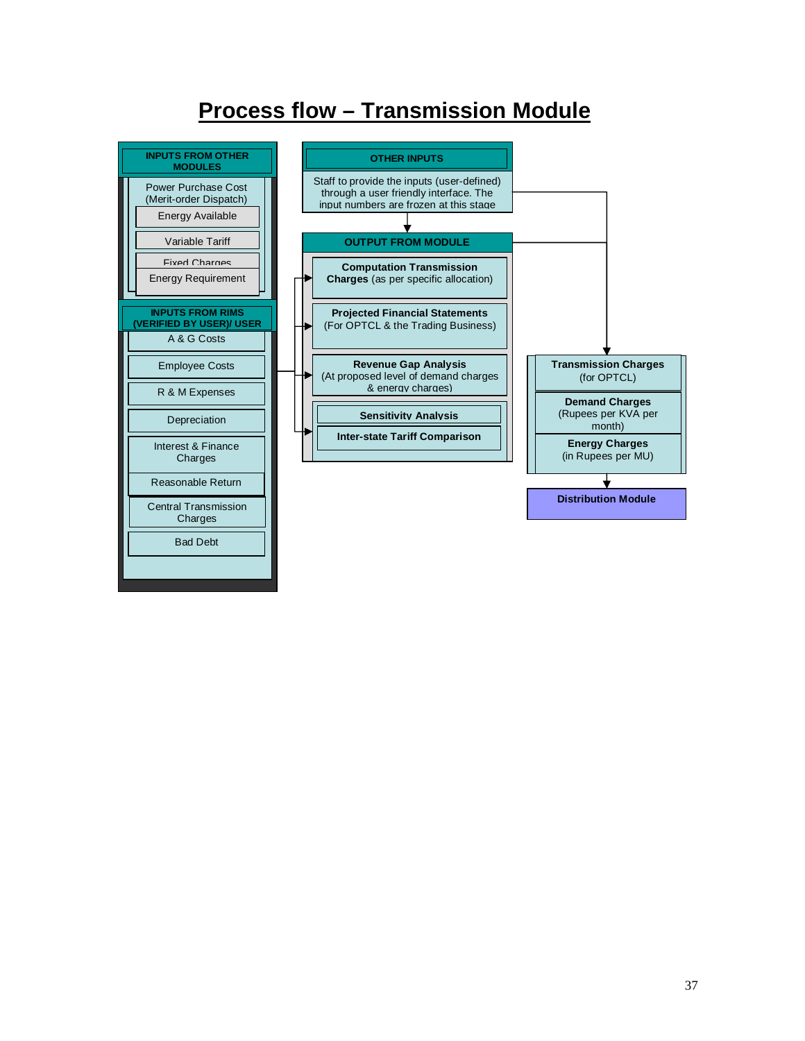# Process flow – Transmission Module

**INPUTS FROM OTHER MODULES**

- Power Purchase Cost (Merit-order Dispatch)
  - Energy Available
  - Variable Tariff
  - Fixed Charges
- Energy Requirement

**INPUTS FROM RIMS (VERIFIED BY USER)/ USER**

- A & G Costs
- Employee Costs
- R & M Expenses
- Depreciation
- Interest & Finance Charges
- Reasonable Return
- Central Transmission Charges
- Bad Debt

**OTHER INPUTS**

Staff to provide the inputs (user-defined) through a user friendly interface. The input numbers are frozen at this stage

**OUTPUT FROM MODULE**

- **Computation Transmission Charges** (as per specific allocation)
- **Projected Financial Statements** (For OPTCL & the Trading Business)
- **Revenue Gap Analysis** (At proposed level of demand charges & energy charges)
- **Sensitivity Analysis**
- **Inter-state Tariff Comparison**

**Transmission Charges** (for OPTCL)

- **Demand Charges** (Rupees per KVA per month)
- **Energy Charges** (in Rupees per MU)

**Distribution Module**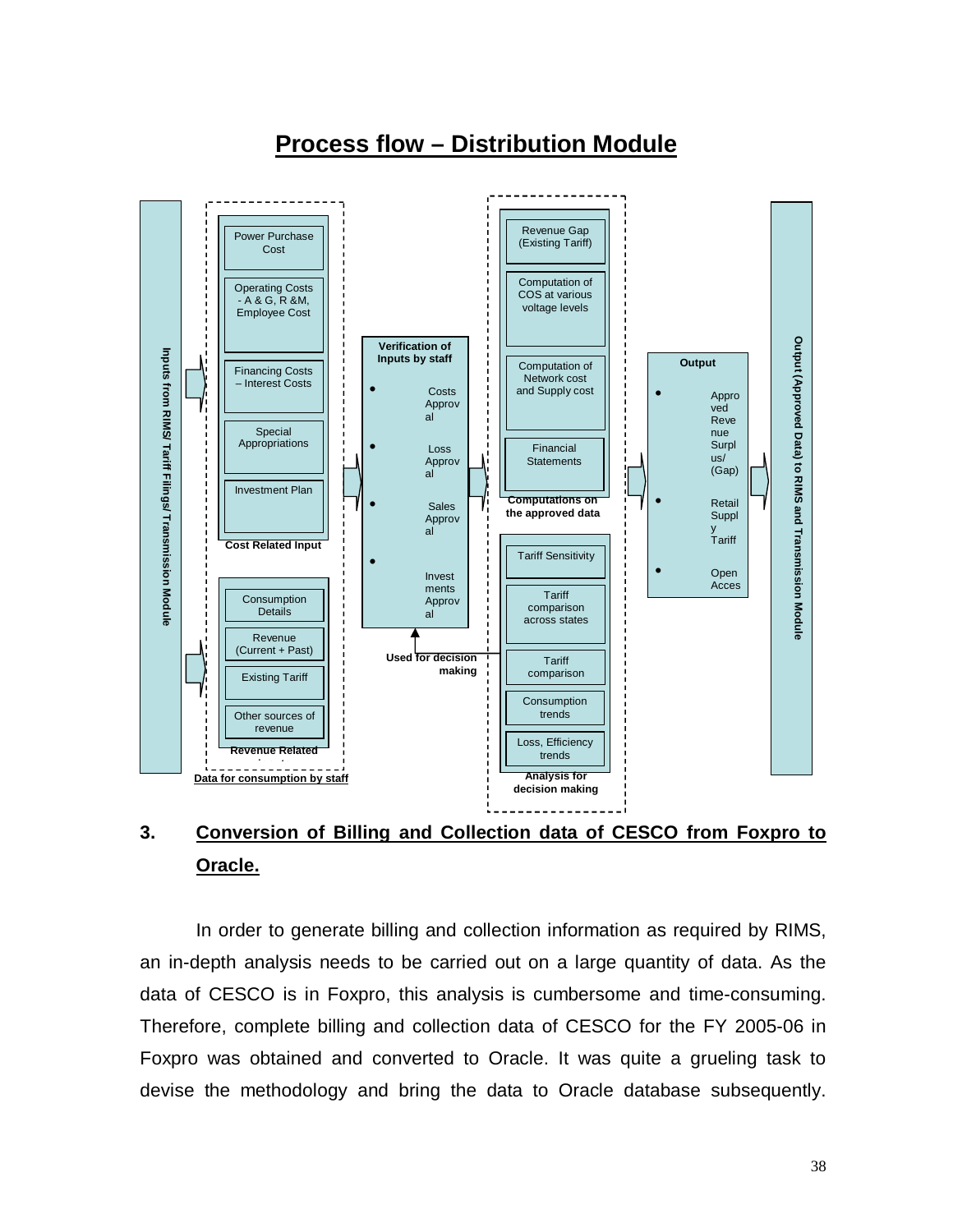## Process flow – Distribution Module

Inputs from RIMS/ Tariff Filings/ Transmission Module

**Data for consumption by staff**

**Cost Related Input**
- Power Purchase Cost
- Operating Costs - A & G, R &M, Employee Cost
- Financing Costs – Interest Costs
- Special Appropriations
- Investment Plan

**Revenue Related Input**
- Consumption Details
- Revenue (Current + Past)
- Existing Tariff
- Other sources of revenue

**Verification of Inputs by staff**
- Costs Approval
- Loss Approval
- Sales Approval
- Investments Approval

**Computations on the approved data**
- Revenue Gap (Existing Tariff)
- Computation of COS at various voltage levels
- Computation of Network cost and Supply cost
- Financial Statements

**Analysis for decision making**
- Tariff Sensitivity
- Tariff comparison across states
- Tariff comparison
- Consumption trends
- Loss, Efficiency trends

Used for decision making

**Output**
- Approved Revenue Surplus/ (Gap)
- Retail Supply Tariff
- Open Access

Output (Approved Data) to RIMS and Transmission Module

### 3. Conversion of Billing and Collection data of CESCO from Foxpro to Oracle.

In order to generate billing and collection information as required by RIMS, an in-depth analysis needs to be carried out on a large quantity of data. As the data of CESCO is in Foxpro, this analysis is cumbersome and time-consuming. Therefore, complete billing and collection data of CESCO for the FY 2005-06 in Foxpro was obtained and converted to Oracle. It was quite a grueling task to devise the methodology and bring the data to Oracle database subsequently.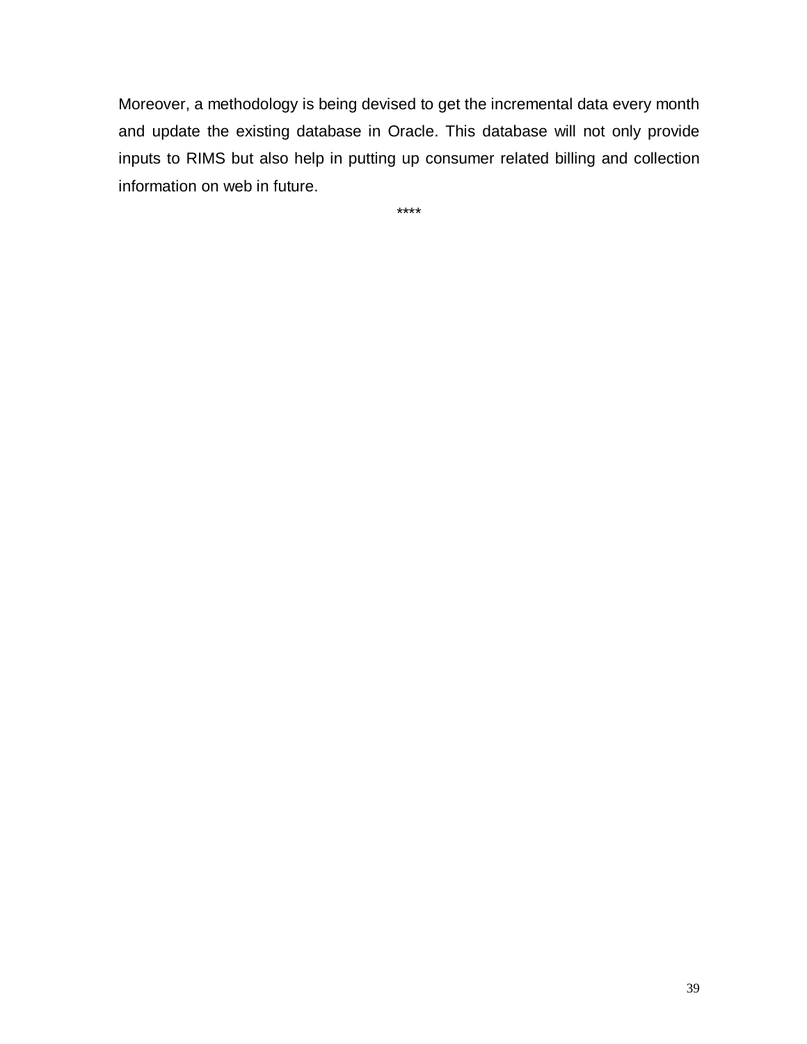Moreover, a methodology is being devised to get the incremental data every month and update the existing database in Oracle. This database will not only provide inputs to RIMS but also help in putting up consumer related billing and collection information on web in future.

****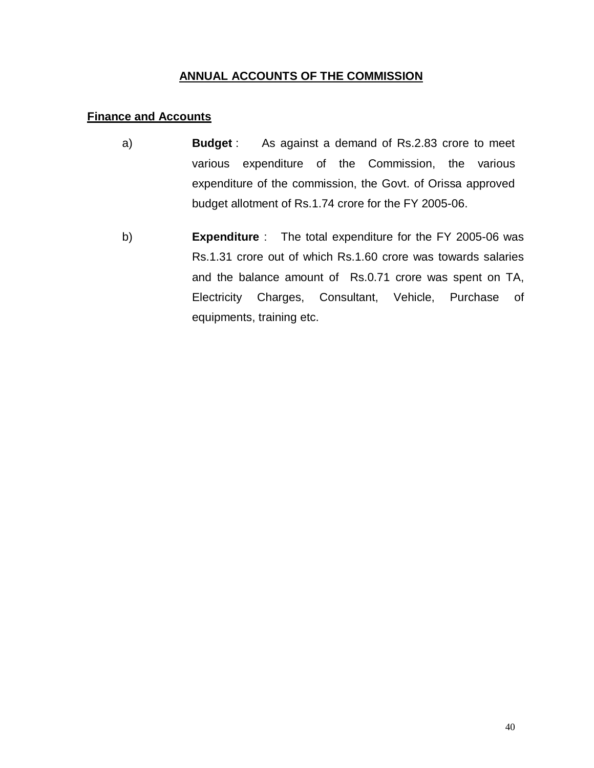# ANNUAL ACCOUNTS OF THE COMMISSION

## Finance and Accounts

a) **Budget** : As against a demand of Rs.2.83 crore to meet various expenditure of the Commission, the various expenditure of the commission, the Govt. of Orissa approved budget allotment of Rs.1.74 crore for the FY 2005-06.

b) **Expenditure** : The total expenditure for the FY 2005-06 was Rs.1.31 crore out of which Rs.1.60 crore was towards salaries and the balance amount of Rs.0.71 crore was spent on TA, Electricity Charges, Consultant, Vehicle, Purchase of equipments, training etc.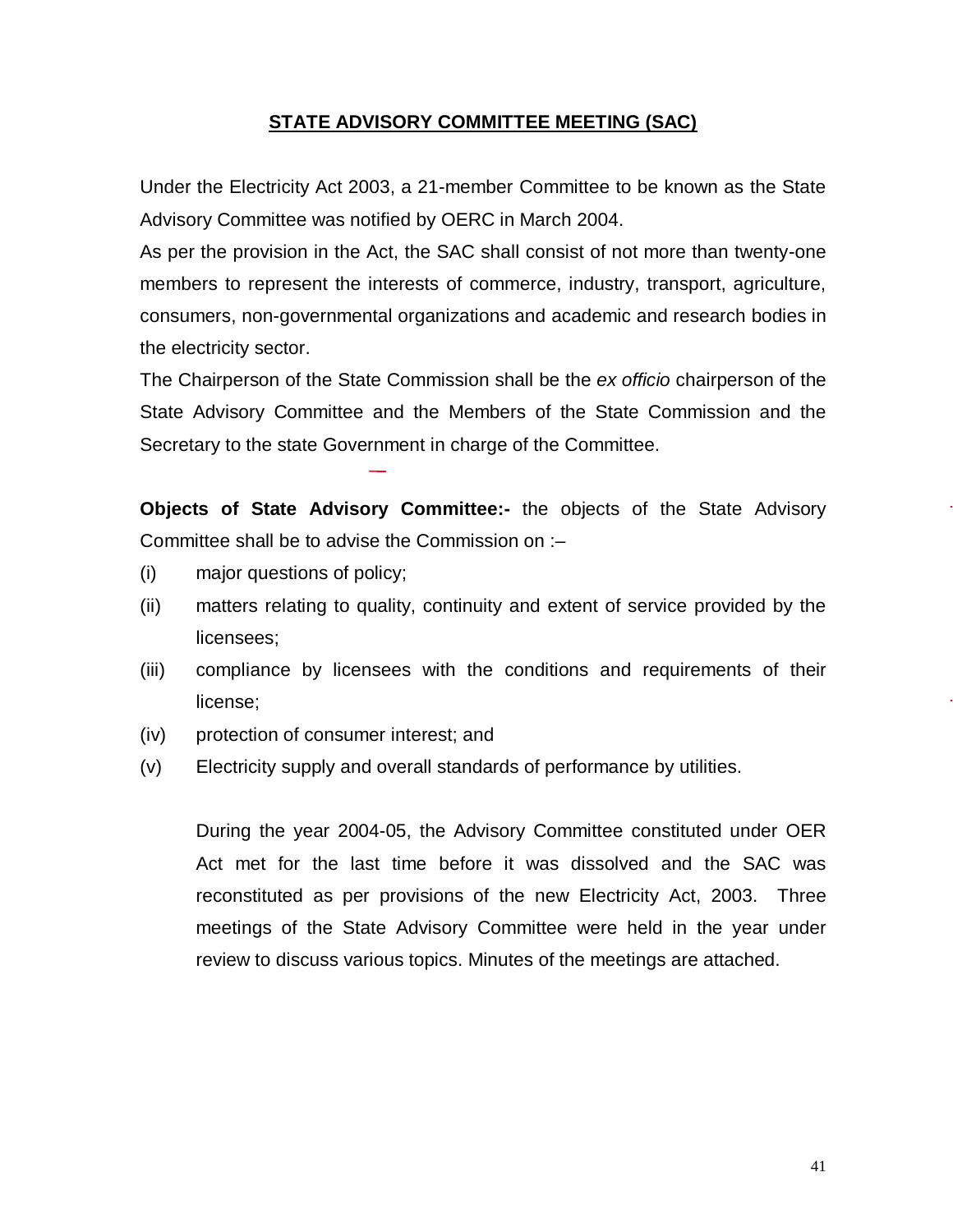## STATE ADVISORY COMMITTEE MEETING (SAC)

Under the Electricity Act 2003, a 21-member Committee to be known as the State Advisory Committee was notified by OERC in March 2004.

As per the provision in the Act, the SAC shall consist of not more than twenty-one members to represent the interests of commerce, industry, transport, agriculture, consumers, non-governmental organizations and academic and research bodies in the electricity sector.

The Chairperson of the State Commission shall be the *ex officio* chairperson of the State Advisory Committee and the Members of the State Commission and the Secretary to the state Government in charge of the Committee.

**Objects of State Advisory Committee:-** the objects of the State Advisory Committee shall be to advise the Commission on :–

(i) major questions of policy;

(ii) matters relating to quality, continuity and extent of service provided by the licensees;

(iii) compliance by licensees with the conditions and requirements of their license;

(iv) protection of consumer interest; and

(v) Electricity supply and overall standards of performance by utilities.

During the year 2004-05, the Advisory Committee constituted under OER Act met for the last time before it was dissolved and the SAC was reconstituted as per provisions of the new Electricity Act, 2003. Three meetings of the State Advisory Committee were held in the year under review to discuss various topics. Minutes of the meetings are attached.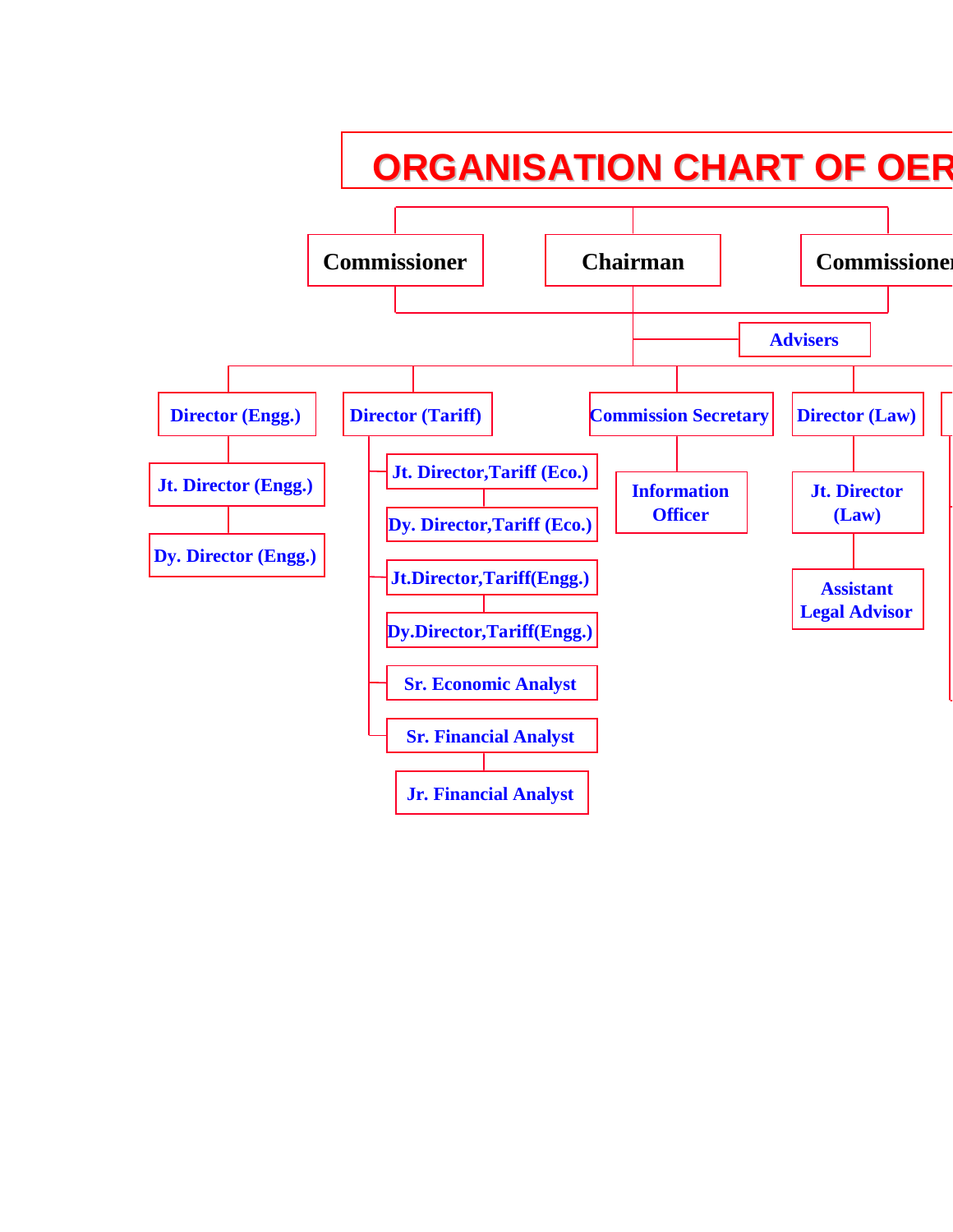# ORGANISATION CHART OF OER

- Commissioner
- Chairman
- Commissioner
  - Advisers
  - Director (Engg.)
    - Jt. Director (Engg.)
      - Dy. Director (Engg.)
  - Director (Tariff)
    - Jt. Director,Tariff (Eco.)
      - Dy. Director,Tariff (Eco.)
    - Jt.Director,Tariff(Engg.)
      - Dy.Director,Tariff(Engg.)
    - Sr. Economic Analyst
    - Sr. Financial Analyst
      - Jr. Financial Analyst
  - Commission Secretary
    - Information Officer
  - Director (Law)
    - Jt. Director (Law)
      - Assistant Legal Advisor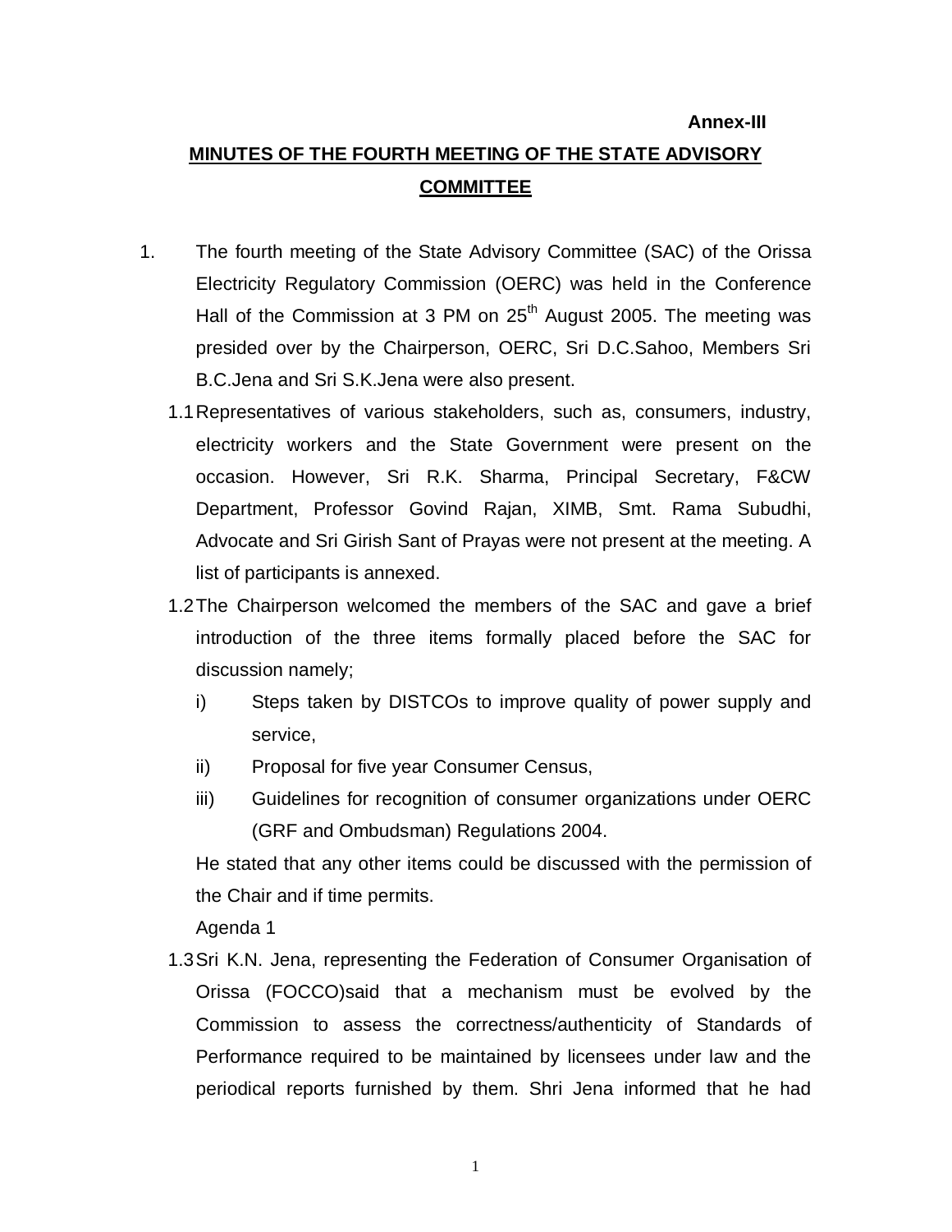**Annex-III**

# MINUTES OF THE FOURTH MEETING OF THE STATE ADVISORY COMMITTEE

1. The fourth meeting of the State Advisory Committee (SAC) of the Orissa Electricity Regulatory Commission (OERC) was held in the Conference Hall of the Commission at 3 PM on 25th August 2005. The meeting was presided over by the Chairperson, OERC, Sri D.C.Sahoo, Members Sri B.C.Jena and Sri S.K.Jena were also present.

   1.1 Representatives of various stakeholders, such as, consumers, industry, electricity workers and the State Government were present on the occasion. However, Sri R.K. Sharma, Principal Secretary, F&CW Department, Professor Govind Rajan, XIMB, Smt. Rama Subudhi, Advocate and Sri Girish Sant of Prayas were not present at the meeting. A list of participants is annexed.

   1.2 The Chairperson welcomed the members of the SAC and gave a brief introduction of the three items formally placed before the SAC for discussion namely;

      i) Steps taken by DISTCOs to improve quality of power supply and service,

      ii) Proposal for five year Consumer Census,

      iii) Guidelines for recognition of consumer organizations under OERC (GRF and Ombudsman) Regulations 2004.

   He stated that any other items could be discussed with the permission of the Chair and if time permits.

   Agenda 1

   1.3 Sri K.N. Jena, representing the Federation of Consumer Organisation of Orissa (FOCCO)said that a mechanism must be evolved by the Commission to assess the correctness/authenticity of Standards of Performance required to be maintained by licensees under law and the periodical reports furnished by them. Shri Jena informed that he had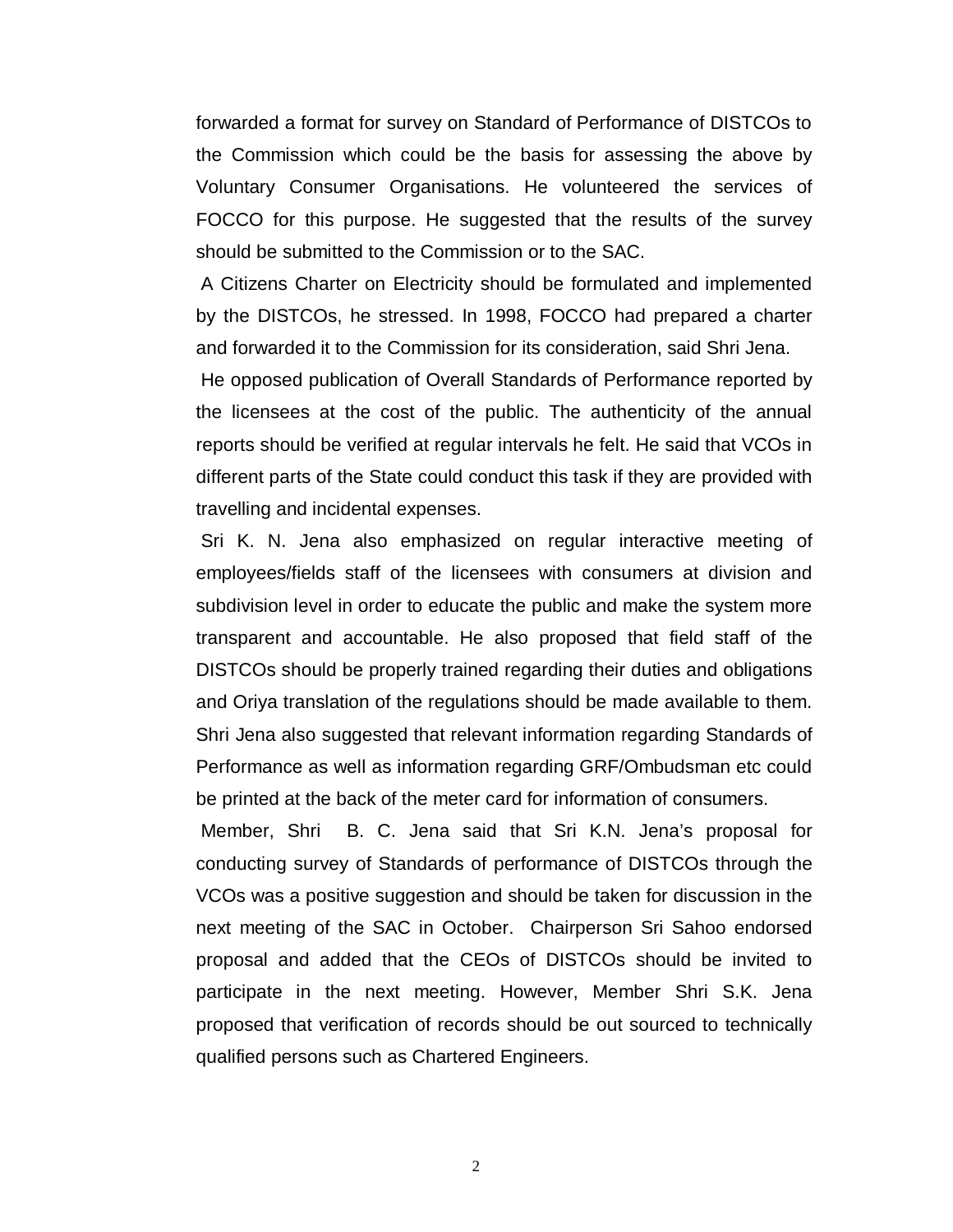forwarded a format for survey on Standard of Performance of DISTCOs to the Commission which could be the basis for assessing the above by Voluntary Consumer Organisations. He volunteered the services of FOCCO for this purpose. He suggested that the results of the survey should be submitted to the Commission or to the SAC.

A Citizens Charter on Electricity should be formulated and implemented by the DISTCOs, he stressed. In 1998, FOCCO had prepared a charter and forwarded it to the Commission for its consideration, said Shri Jena.

He opposed publication of Overall Standards of Performance reported by the licensees at the cost of the public. The authenticity of the annual reports should be verified at regular intervals he felt. He said that VCOs in different parts of the State could conduct this task if they are provided with travelling and incidental expenses.

Sri K. N. Jena also emphasized on regular interactive meeting of employees/fields staff of the licensees with consumers at division and subdivision level in order to educate the public and make the system more transparent and accountable. He also proposed that field staff of the DISTCOs should be properly trained regarding their duties and obligations and Oriya translation of the regulations should be made available to them. Shri Jena also suggested that relevant information regarding Standards of Performance as well as information regarding GRF/Ombudsman etc could be printed at the back of the meter card for information of consumers.

Member, Shri B. C. Jena said that Sri K.N. Jena's proposal for conducting survey of Standards of performance of DISTCOs through the VCOs was a positive suggestion and should be taken for discussion in the next meeting of the SAC in October. Chairperson Sri Sahoo endorsed proposal and added that the CEOs of DISTCOs should be invited to participate in the next meeting. However, Member Shri S.K. Jena proposed that verification of records should be out sourced to technically qualified persons such as Chartered Engineers.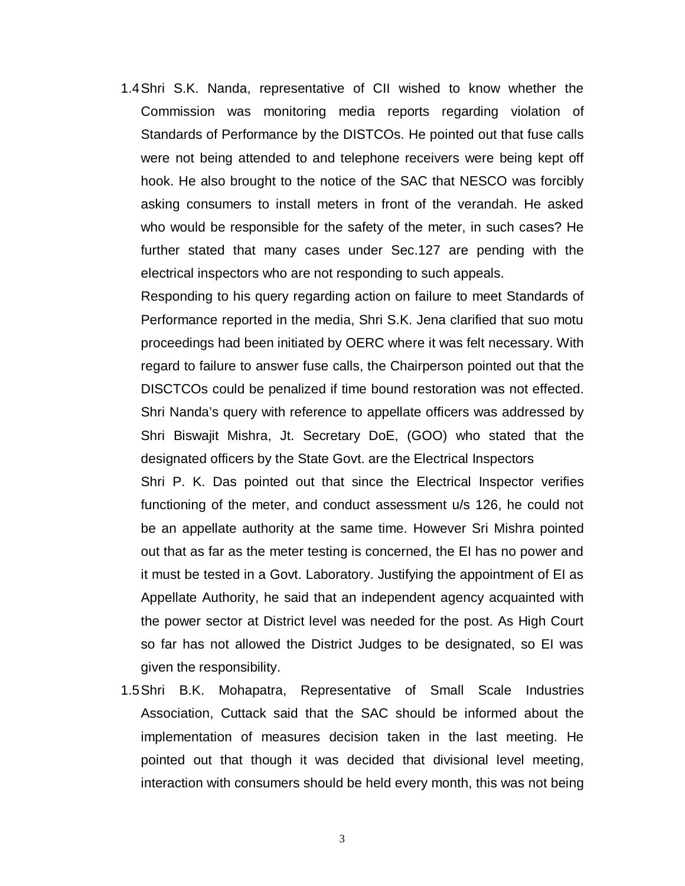1.4 Shri S.K. Nanda, representative of CII wished to know whether the Commission was monitoring media reports regarding violation of Standards of Performance by the DISTCOs. He pointed out that fuse calls were not being attended to and telephone receivers were being kept off hook. He also brought to the notice of the SAC that NESCO was forcibly asking consumers to install meters in front of the verandah. He asked who would be responsible for the safety of the meter, in such cases? He further stated that many cases under Sec.127 are pending with the electrical inspectors who are not responding to such appeals.

Responding to his query regarding action on failure to meet Standards of Performance reported in the media, Shri S.K. Jena clarified that suo motu proceedings had been initiated by OERC where it was felt necessary. With regard to failure to answer fuse calls, the Chairperson pointed out that the DISCTCOs could be penalized if time bound restoration was not effected. Shri Nanda's query with reference to appellate officers was addressed by Shri Biswajit Mishra, Jt. Secretary DoE, (GOO) who stated that the designated officers by the State Govt. are the Electrical Inspectors

Shri P. K. Das pointed out that since the Electrical Inspector verifies functioning of the meter, and conduct assessment u/s 126, he could not be an appellate authority at the same time. However Sri Mishra pointed out that as far as the meter testing is concerned, the EI has no power and it must be tested in a Govt. Laboratory. Justifying the appointment of EI as Appellate Authority, he said that an independent agency acquainted with the power sector at District level was needed for the post. As High Court so far has not allowed the District Judges to be designated, so EI was given the responsibility.

1.5 Shri B.K. Mohapatra, Representative of Small Scale Industries Association, Cuttack said that the SAC should be informed about the implementation of measures decision taken in the last meeting. He pointed out that though it was decided that divisional level meeting, interaction with consumers should be held every month, this was not being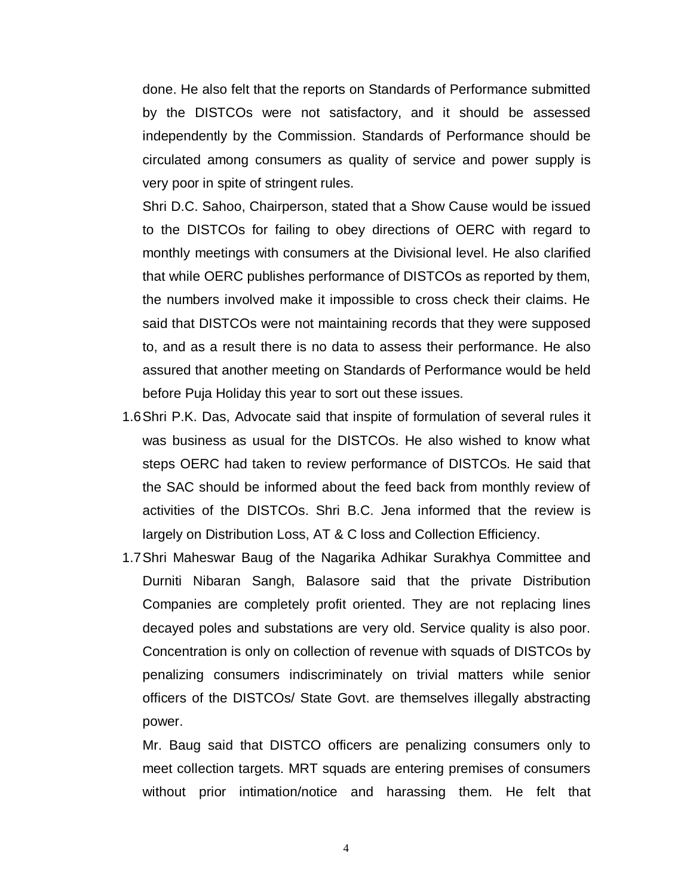done. He also felt that the reports on Standards of Performance submitted by the DISTCOs were not satisfactory, and it should be assessed independently by the Commission. Standards of Performance should be circulated among consumers as quality of service and power supply is very poor in spite of stringent rules.

Shri D.C. Sahoo, Chairperson, stated that a Show Cause would be issued to the DISTCOs for failing to obey directions of OERC with regard to monthly meetings with consumers at the Divisional level. He also clarified that while OERC publishes performance of DISTCOs as reported by them, the numbers involved make it impossible to cross check their claims. He said that DISTCOs were not maintaining records that they were supposed to, and as a result there is no data to assess their performance. He also assured that another meeting on Standards of Performance would be held before Puja Holiday this year to sort out these issues.

1.6 Shri P.K. Das, Advocate said that inspite of formulation of several rules it was business as usual for the DISTCOs. He also wished to know what steps OERC had taken to review performance of DISTCOs. He said that the SAC should be informed about the feed back from monthly review of activities of the DISTCOs. Shri B.C. Jena informed that the review is largely on Distribution Loss, AT & C loss and Collection Efficiency.

1.7 Shri Maheswar Baug of the Nagarika Adhikar Surakhya Committee and Durniti Nibaran Sangh, Balasore said that the private Distribution Companies are completely profit oriented. They are not replacing lines decayed poles and substations are very old. Service quality is also poor. Concentration is only on collection of revenue with squads of DISTCOs by penalizing consumers indiscriminately on trivial matters while senior officers of the DISTCOs/ State Govt. are themselves illegally abstracting power.

Mr. Baug said that DISTCO officers are penalizing consumers only to meet collection targets. MRT squads are entering premises of consumers without prior intimation/notice and harassing them. He felt that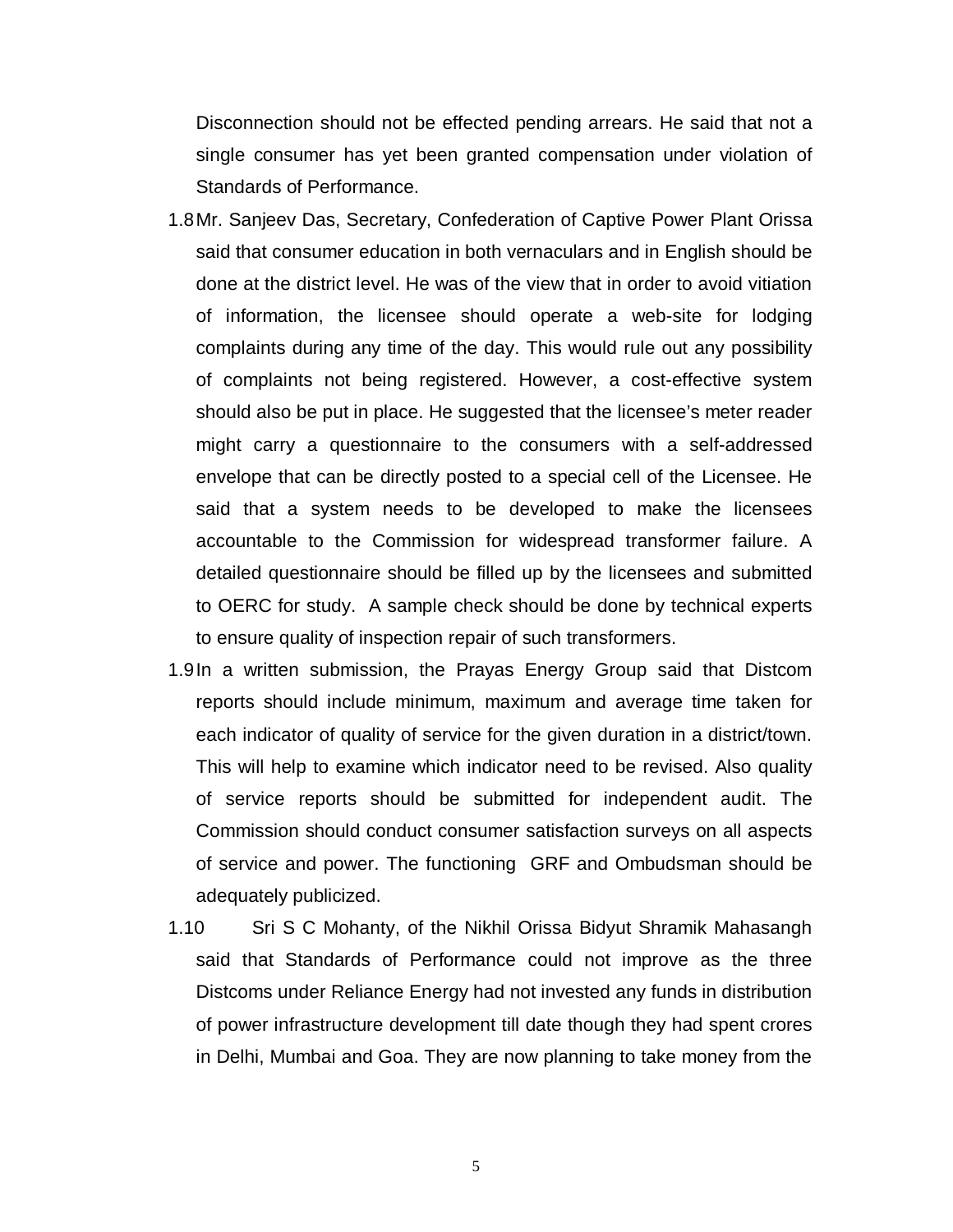Disconnection should not be effected pending arrears. He said that not a single consumer has yet been granted compensation under violation of Standards of Performance.

1.8 Mr. Sanjeev Das, Secretary, Confederation of Captive Power Plant Orissa said that consumer education in both vernaculars and in English should be done at the district level. He was of the view that in order to avoid vitiation of information, the licensee should operate a web-site for lodging complaints during any time of the day. This would rule out any possibility of complaints not being registered. However, a cost-effective system should also be put in place. He suggested that the licensee's meter reader might carry a questionnaire to the consumers with a self-addressed envelope that can be directly posted to a special cell of the Licensee. He said that a system needs to be developed to make the licensees accountable to the Commission for widespread transformer failure. A detailed questionnaire should be filled up by the licensees and submitted to OERC for study. A sample check should be done by technical experts to ensure quality of inspection repair of such transformers.

1.9 In a written submission, the Prayas Energy Group said that Distcom reports should include minimum, maximum and average time taken for each indicator of quality of service for the given duration in a district/town. This will help to examine which indicator need to be revised. Also quality of service reports should be submitted for independent audit. The Commission should conduct consumer satisfaction surveys on all aspects of service and power. The functioning GRF and Ombudsman should be adequately publicized.

1.10 Sri S C Mohanty, of the Nikhil Orissa Bidyut Shramik Mahasangh said that Standards of Performance could not improve as the three Distcoms under Reliance Energy had not invested any funds in distribution of power infrastructure development till date though they had spent crores in Delhi, Mumbai and Goa. They are now planning to take money from the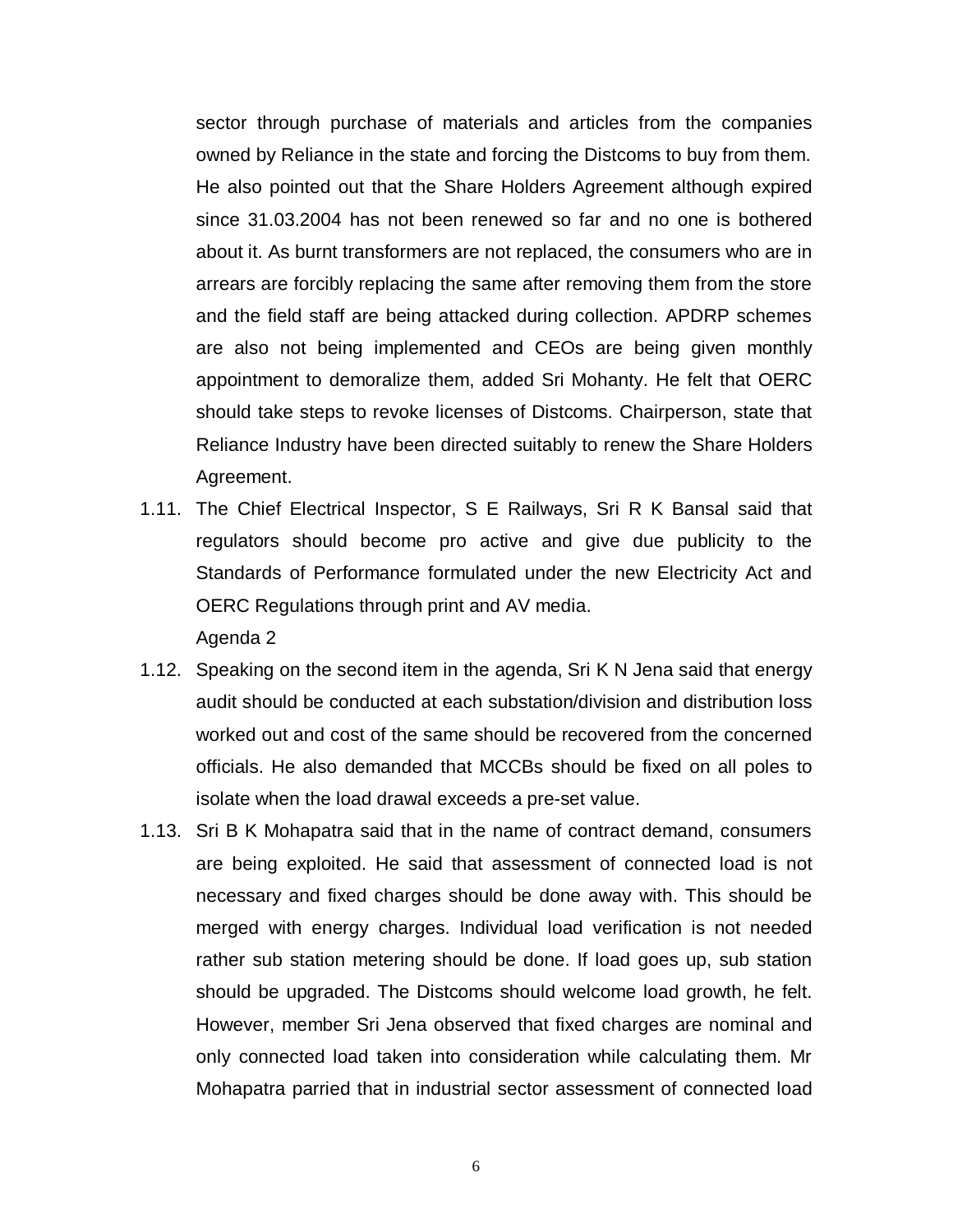sector through purchase of materials and articles from the companies owned by Reliance in the state and forcing the Distcoms to buy from them. He also pointed out that the Share Holders Agreement although expired since 31.03.2004 has not been renewed so far and no one is bothered about it. As burnt transformers are not replaced, the consumers who are in arrears are forcibly replacing the same after removing them from the store and the field staff are being attacked during collection. APDRP schemes are also not being implemented and CEOs are being given monthly appointment to demoralize them, added Sri Mohanty. He felt that OERC should take steps to revoke licenses of Distcoms. Chairperson, state that Reliance Industry have been directed suitably to renew the Share Holders Agreement.

1.11. The Chief Electrical Inspector, S E Railways, Sri R K Bansal said that regulators should become pro active and give due publicity to the Standards of Performance formulated under the new Electricity Act and OERC Regulations through print and AV media.

Agenda 2

1.12. Speaking on the second item in the agenda, Sri K N Jena said that energy audit should be conducted at each substation/division and distribution loss worked out and cost of the same should be recovered from the concerned officials. He also demanded that MCCBs should be fixed on all poles to isolate when the load drawal exceeds a pre-set value.

1.13. Sri B K Mohapatra said that in the name of contract demand, consumers are being exploited. He said that assessment of connected load is not necessary and fixed charges should be done away with. This should be merged with energy charges. Individual load verification is not needed rather sub station metering should be done. If load goes up, sub station should be upgraded. The Distcoms should welcome load growth, he felt. However, member Sri Jena observed that fixed charges are nominal and only connected load taken into consideration while calculating them. Mr Mohapatra parried that in industrial sector assessment of connected load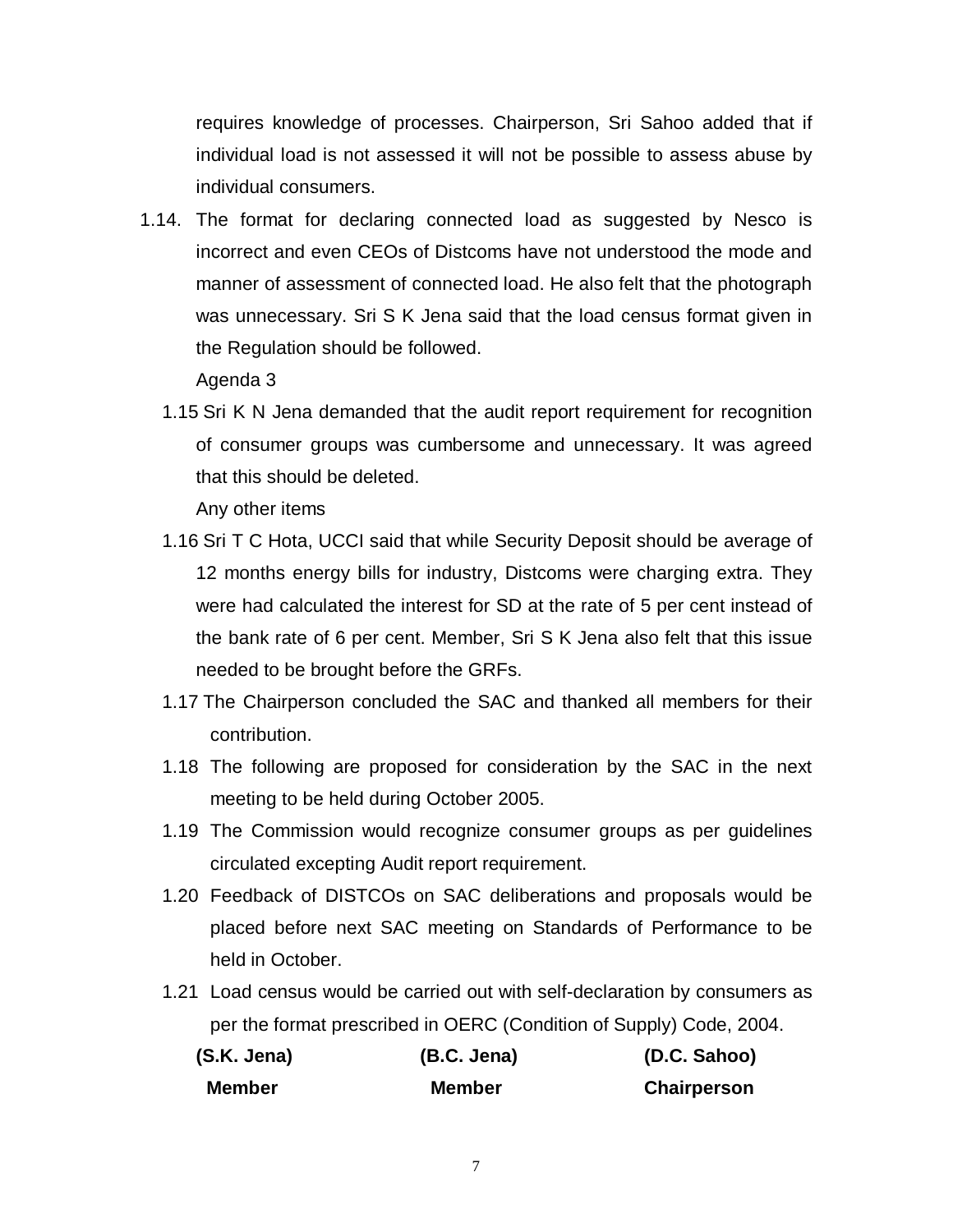requires knowledge of processes. Chairperson, Sri Sahoo added that if individual load is not assessed it will not be possible to assess abuse by individual consumers.

1.14. The format for declaring connected load as suggested by Nesco is incorrect and even CEOs of Distcoms have not understood the mode and manner of assessment of connected load. He also felt that the photograph was unnecessary. Sri S K Jena said that the load census format given in the Regulation should be followed.

Agenda 3

1.15 Sri K N Jena demanded that the audit report requirement for recognition of consumer groups was cumbersome and unnecessary. It was agreed that this should be deleted.

Any other items

1.16 Sri T C Hota, UCCI said that while Security Deposit should be average of 12 months energy bills for industry, Distcoms were charging extra. They were had calculated the interest for SD at the rate of 5 per cent instead of the bank rate of 6 per cent. Member, Sri S K Jena also felt that this issue needed to be brought before the GRFs.

1.17 The Chairperson concluded the SAC and thanked all members for their contribution.

1.18 The following are proposed for consideration by the SAC in the next meeting to be held during October 2005.

1.19 The Commission would recognize consumer groups as per guidelines circulated excepting Audit report requirement.

1.20 Feedback of DISTCOs on SAC deliberations and proposals would be placed before next SAC meeting on Standards of Performance to be held in October.

1.21 Load census would be carried out with self-declaration by consumers as per the format prescribed in OERC (Condition of Supply) Code, 2004.

| **(S.K. Jena)** | **(B.C. Jena)** | **(D.C. Sahoo)** |
|---|---|---|
| **Member** | **Member** | **Chairperson** |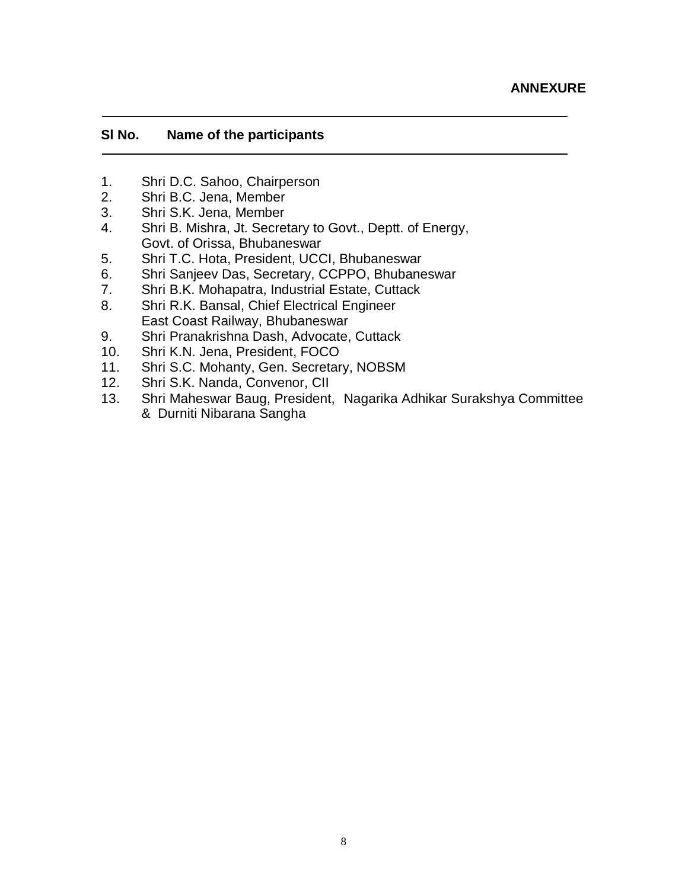**ANNEXURE**

| Sl No. | Name of the participants |
|---|---|
| 1. | Shri D.C. Sahoo, Chairperson |
| 2. | Shri B.C. Jena, Member |
| 3. | Shri S.K. Jena, Member |
| 4. | Shri B. Mishra, Jt. Secretary to Govt., Deptt. of Energy, Govt. of Orissa, Bhubaneswar |
| 5. | Shri T.C. Hota, President, UCCI, Bhubaneswar |
| 6. | Shri Sanjeev Das, Secretary, CCPPO, Bhubaneswar |
| 7. | Shri B.K. Mohapatra, Industrial Estate, Cuttack |
| 8. | Shri R.K. Bansal, Chief Electrical Engineer East Coast Railway, Bhubaneswar |
| 9. | Shri Pranakrishna Dash, Advocate, Cuttack |
| 10. | Shri K.N. Jena, President, FOCO |
| 11. | Shri S.C. Mohanty, Gen. Secretary, NOBSM |
| 12. | Shri S.K. Nanda, Convenor, CII |
| 13. | Shri Maheswar Baug, President, Nagarika Adhikar Surakshya Committee & Durniti Nibarana Sangha |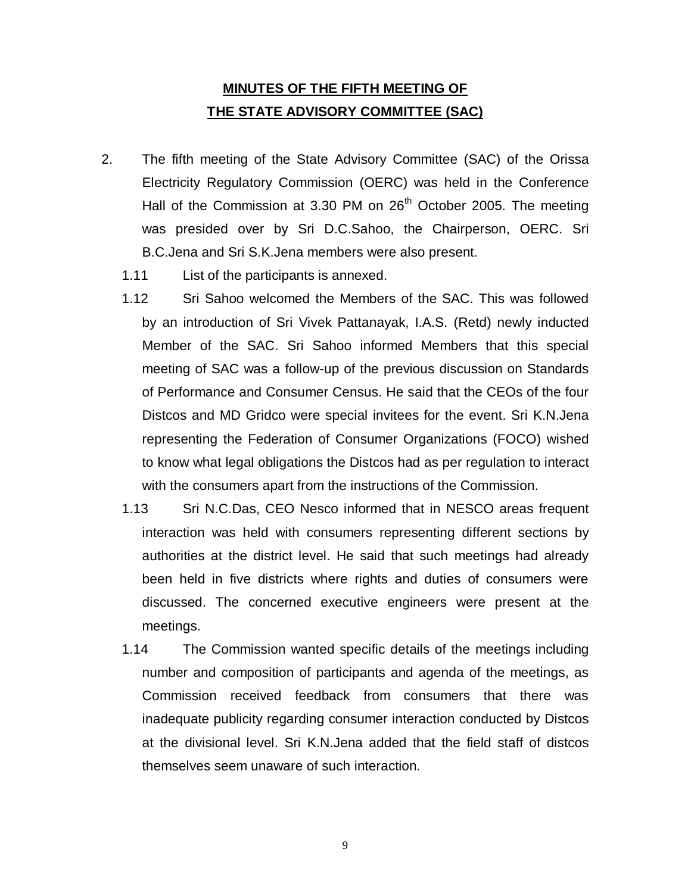# MINUTES OF THE FIFTH MEETING OF THE STATE ADVISORY COMMITTEE (SAC)

2. The fifth meeting of the State Advisory Committee (SAC) of the Orissa Electricity Regulatory Commission (OERC) was held in the Conference Hall of the Commission at 3.30 PM on 26th October 2005. The meeting was presided over by Sri D.C.Sahoo, the Chairperson, OERC. Sri B.C.Jena and Sri S.K.Jena members were also present.

   1.11 List of the participants is annexed.

   1.12 Sri Sahoo welcomed the Members of the SAC. This was followed by an introduction of Sri Vivek Pattanayak, I.A.S. (Retd) newly inducted Member of the SAC. Sri Sahoo informed Members that this special meeting of SAC was a follow-up of the previous discussion on Standards of Performance and Consumer Census. He said that the CEOs of the four Distcos and MD Gridco were special invitees for the event. Sri K.N.Jena representing the Federation of Consumer Organizations (FOCO) wished to know what legal obligations the Distcos had as per regulation to interact with the consumers apart from the instructions of the Commission.

   1.13 Sri N.C.Das, CEO Nesco informed that in NESCO areas frequent interaction was held with consumers representing different sections by authorities at the district level. He said that such meetings had already been held in five districts where rights and duties of consumers were discussed. The concerned executive engineers were present at the meetings.

   1.14 The Commission wanted specific details of the meetings including number and composition of participants and agenda of the meetings, as Commission received feedback from consumers that there was inadequate publicity regarding consumer interaction conducted by Distcos at the divisional level. Sri K.N.Jena added that the field staff of distcos themselves seem unaware of such interaction.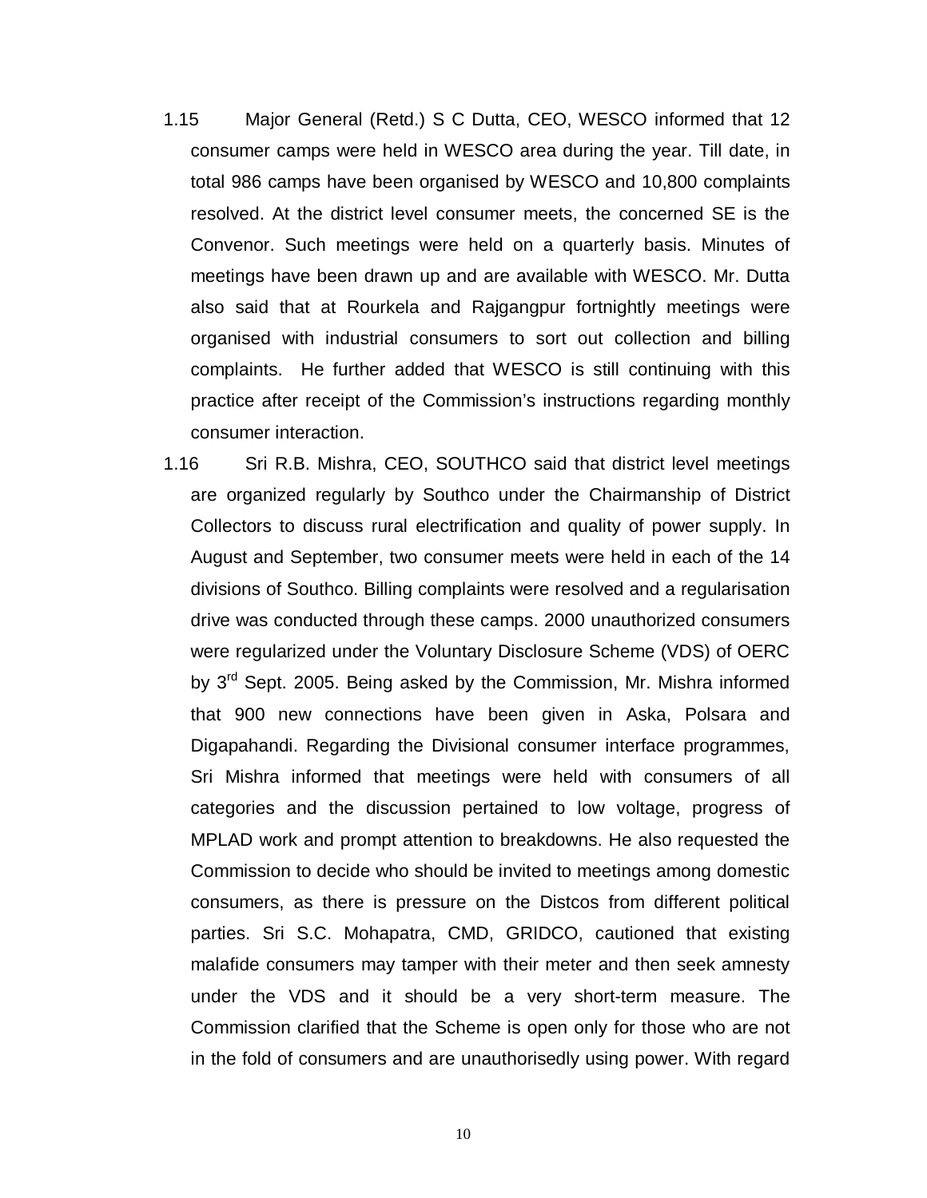1.15 Major General (Retd.) S C Dutta, CEO, WESCO informed that 12 consumer camps were held in WESCO area during the year. Till date, in total 986 camps have been organised by WESCO and 10,800 complaints resolved. At the district level consumer meets, the concerned SE is the Convenor. Such meetings were held on a quarterly basis. Minutes of meetings have been drawn up and are available with WESCO. Mr. Dutta also said that at Rourkela and Rajgangpur fortnightly meetings were organised with industrial consumers to sort out collection and billing complaints. He further added that WESCO is still continuing with this practice after receipt of the Commission's instructions regarding monthly consumer interaction.

1.16 Sri R.B. Mishra, CEO, SOUTHCO said that district level meetings are organized regularly by Southco under the Chairmanship of District Collectors to discuss rural electrification and quality of power supply. In August and September, two consumer meets were held in each of the 14 divisions of Southco. Billing complaints were resolved and a regularisation drive was conducted through these camps. 2000 unauthorized consumers were regularized under the Voluntary Disclosure Scheme (VDS) of OERC by 3rd Sept. 2005. Being asked by the Commission, Mr. Mishra informed that 900 new connections have been given in Aska, Polsara and Digapahandi. Regarding the Divisional consumer interface programmes, Sri Mishra informed that meetings were held with consumers of all categories and the discussion pertained to low voltage, progress of MPLAD work and prompt attention to breakdowns. He also requested the Commission to decide who should be invited to meetings among domestic consumers, as there is pressure on the Distcos from different political parties. Sri S.C. Mohapatra, CMD, GRIDCO, cautioned that existing malafide consumers may tamper with their meter and then seek amnesty under the VDS and it should be a very short-term measure. The Commission clarified that the Scheme is open only for those who are not in the fold of consumers and are unauthorisedly using power. With regard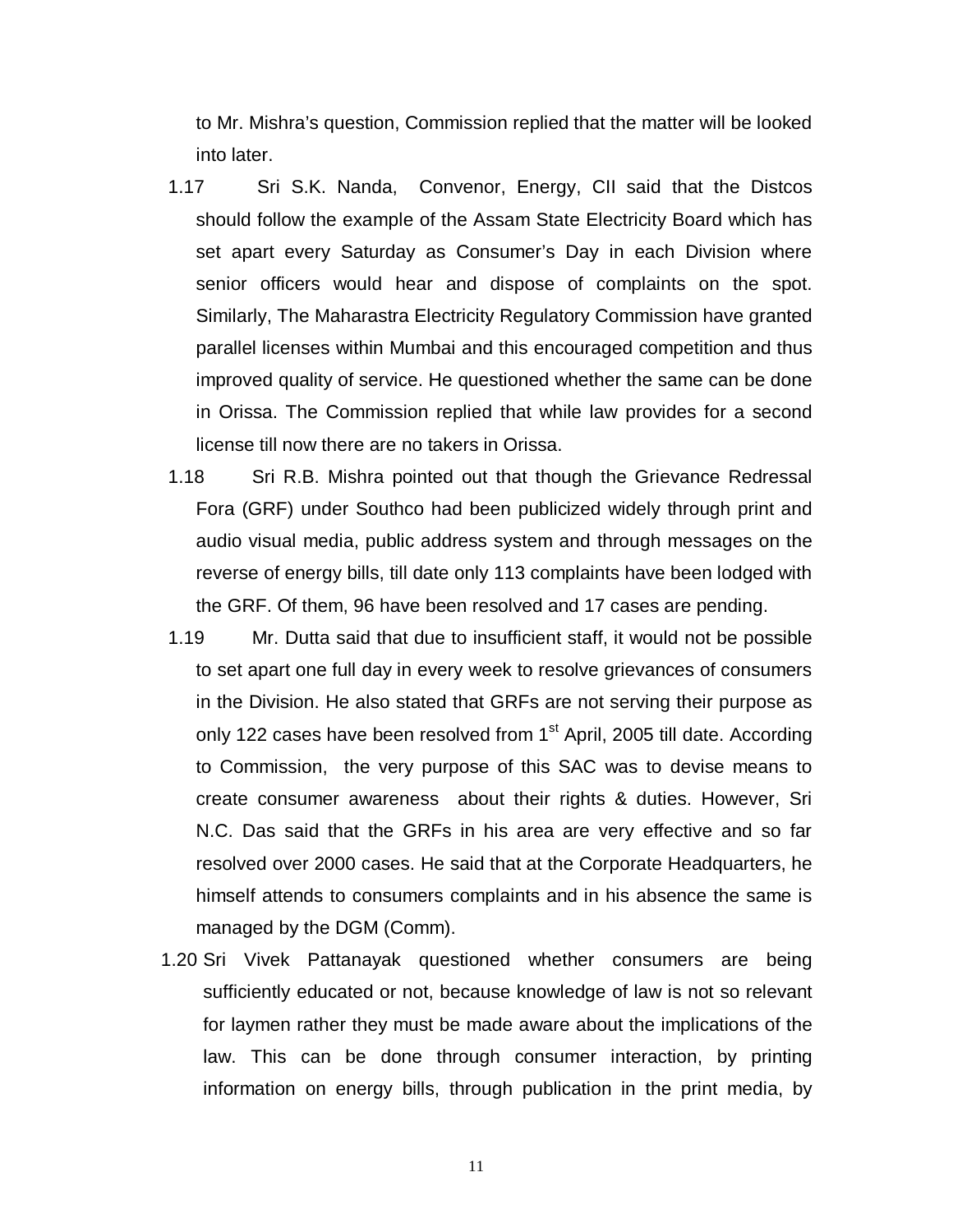to Mr. Mishra's question, Commission replied that the matter will be looked into later.

1.17 Sri S.K. Nanda, Convenor, Energy, CII said that the Distcos should follow the example of the Assam State Electricity Board which has set apart every Saturday as Consumer's Day in each Division where senior officers would hear and dispose of complaints on the spot. Similarly, The Maharastra Electricity Regulatory Commission have granted parallel licenses within Mumbai and this encouraged competition and thus improved quality of service. He questioned whether the same can be done in Orissa. The Commission replied that while law provides for a second license till now there are no takers in Orissa.

1.18 Sri R.B. Mishra pointed out that though the Grievance Redressal Fora (GRF) under Southco had been publicized widely through print and audio visual media, public address system and through messages on the reverse of energy bills, till date only 113 complaints have been lodged with the GRF. Of them, 96 have been resolved and 17 cases are pending.

1.19 Mr. Dutta said that due to insufficient staff, it would not be possible to set apart one full day in every week to resolve grievances of consumers in the Division. He also stated that GRFs are not serving their purpose as only 122 cases have been resolved from 1st April, 2005 till date. According to Commission, the very purpose of this SAC was to devise means to create consumer awareness about their rights & duties. However, Sri N.C. Das said that the GRFs in his area are very effective and so far resolved over 2000 cases. He said that at the Corporate Headquarters, he himself attends to consumers complaints and in his absence the same is managed by the DGM (Comm).

1.20 Sri Vivek Pattanayak questioned whether consumers are being sufficiently educated or not, because knowledge of law is not so relevant for laymen rather they must be made aware about the implications of the law. This can be done through consumer interaction, by printing information on energy bills, through publication in the print media, by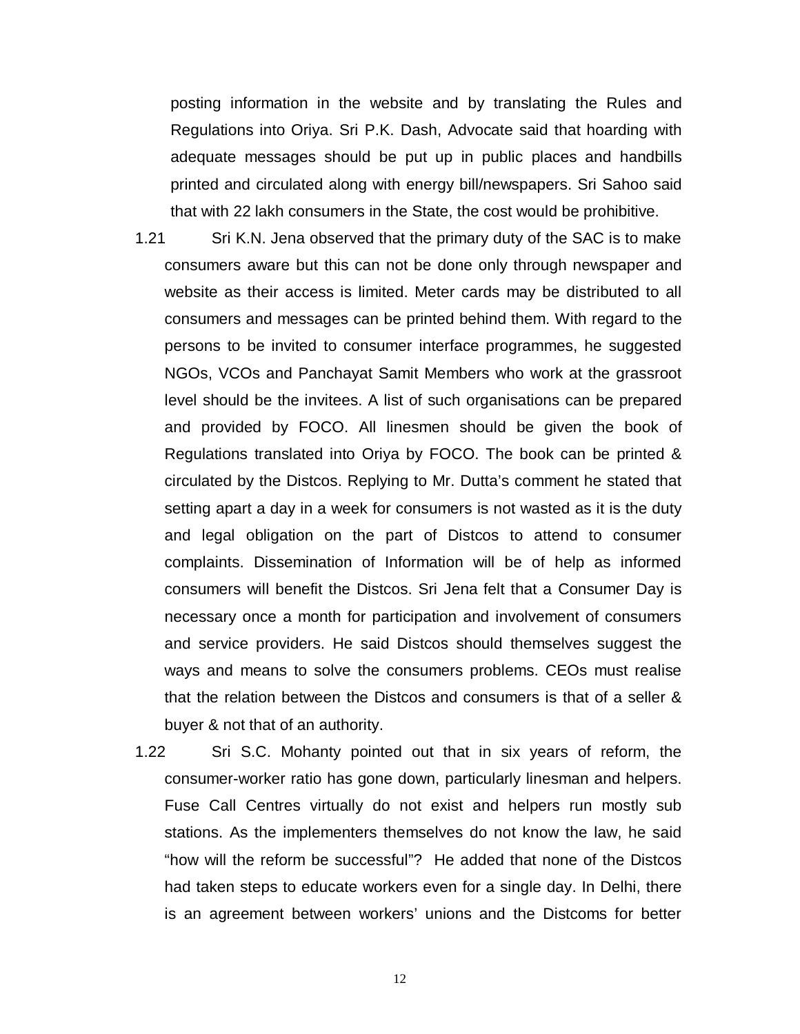posting information in the website and by translating the Rules and Regulations into Oriya. Sri P.K. Dash, Advocate said that hoarding with adequate messages should be put up in public places and handbills printed and circulated along with energy bill/newspapers. Sri Sahoo said that with 22 lakh consumers in the State, the cost would be prohibitive.

1.21 Sri K.N. Jena observed that the primary duty of the SAC is to make consumers aware but this can not be done only through newspaper and website as their access is limited. Meter cards may be distributed to all consumers and messages can be printed behind them. With regard to the persons to be invited to consumer interface programmes, he suggested NGOs, VCOs and Panchayat Samit Members who work at the grassroot level should be the invitees. A list of such organisations can be prepared and provided by FOCO. All linesmen should be given the book of Regulations translated into Oriya by FOCO. The book can be printed & circulated by the Distcos. Replying to Mr. Dutta's comment he stated that setting apart a day in a week for consumers is not wasted as it is the duty and legal obligation on the part of Distcos to attend to consumer complaints. Dissemination of Information will be of help as informed consumers will benefit the Distcos. Sri Jena felt that a Consumer Day is necessary once a month for participation and involvement of consumers and service providers. He said Distcos should themselves suggest the ways and means to solve the consumers problems. CEOs must realise that the relation between the Distcos and consumers is that of a seller & buyer & not that of an authority.

1.22 Sri S.C. Mohanty pointed out that in six years of reform, the consumer-worker ratio has gone down, particularly linesman and helpers. Fuse Call Centres virtually do not exist and helpers run mostly sub stations. As the implementers themselves do not know the law, he said "how will the reform be successful"? He added that none of the Distcos had taken steps to educate workers even for a single day. In Delhi, there is an agreement between workers' unions and the Distcoms for better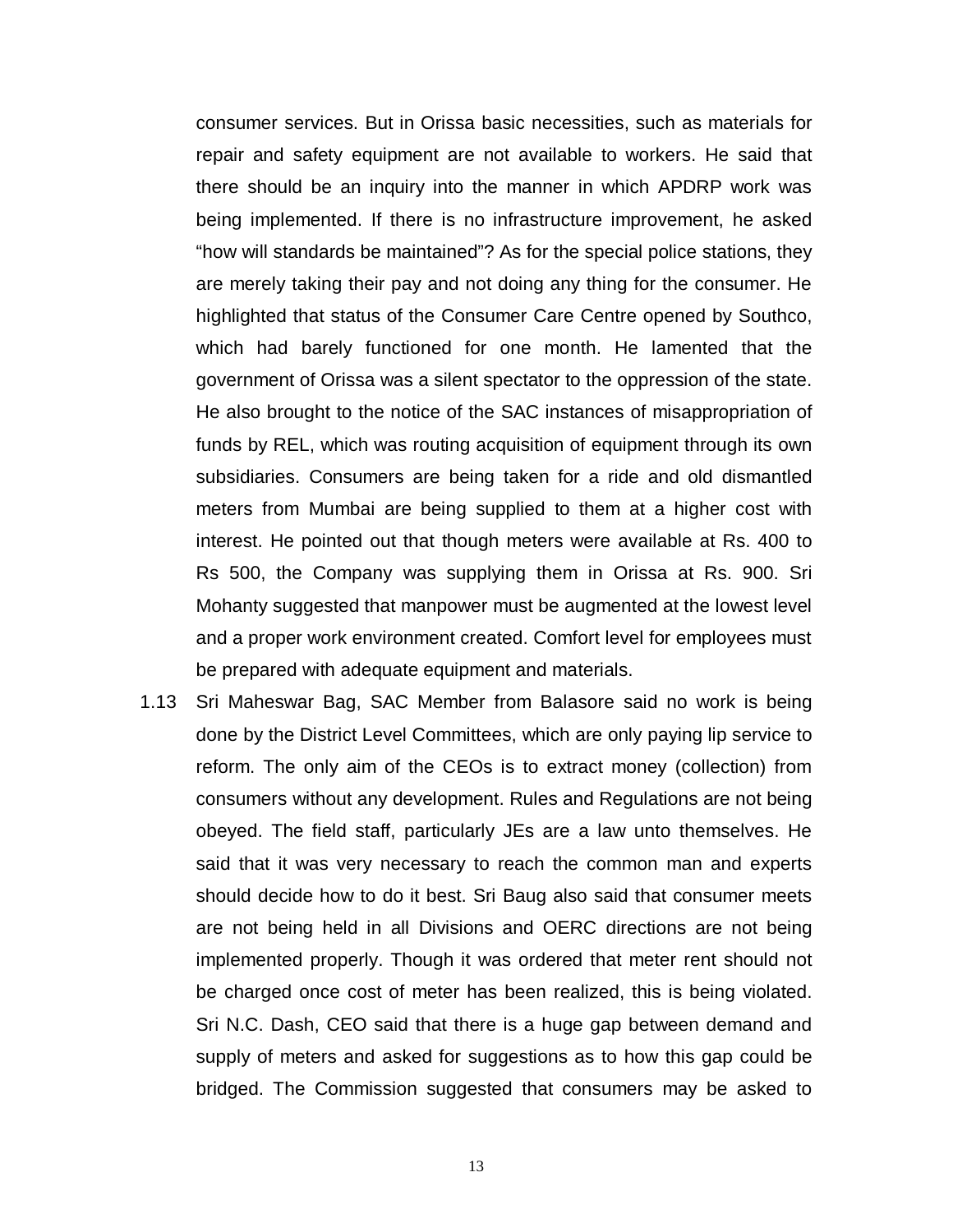consumer services. But in Orissa basic necessities, such as materials for repair and safety equipment are not available to workers. He said that there should be an inquiry into the manner in which APDRP work was being implemented. If there is no infrastructure improvement, he asked "how will standards be maintained"? As for the special police stations, they are merely taking their pay and not doing any thing for the consumer. He highlighted that status of the Consumer Care Centre opened by Southco, which had barely functioned for one month. He lamented that the government of Orissa was a silent spectator to the oppression of the state. He also brought to the notice of the SAC instances of misappropriation of funds by REL, which was routing acquisition of equipment through its own subsidiaries. Consumers are being taken for a ride and old dismantled meters from Mumbai are being supplied to them at a higher cost with interest. He pointed out that though meters were available at Rs. 400 to Rs 500, the Company was supplying them in Orissa at Rs. 900. Sri Mohanty suggested that manpower must be augmented at the lowest level and a proper work environment created. Comfort level for employees must be prepared with adequate equipment and materials.

1.13 Sri Maheswar Bag, SAC Member from Balasore said no work is being done by the District Level Committees, which are only paying lip service to reform. The only aim of the CEOs is to extract money (collection) from consumers without any development. Rules and Regulations are not being obeyed. The field staff, particularly JEs are a law unto themselves. He said that it was very necessary to reach the common man and experts should decide how to do it best. Sri Baug also said that consumer meets are not being held in all Divisions and OERC directions are not being implemented properly. Though it was ordered that meter rent should not be charged once cost of meter has been realized, this is being violated. Sri N.C. Dash, CEO said that there is a huge gap between demand and supply of meters and asked for suggestions as to how this gap could be bridged. The Commission suggested that consumers may be asked to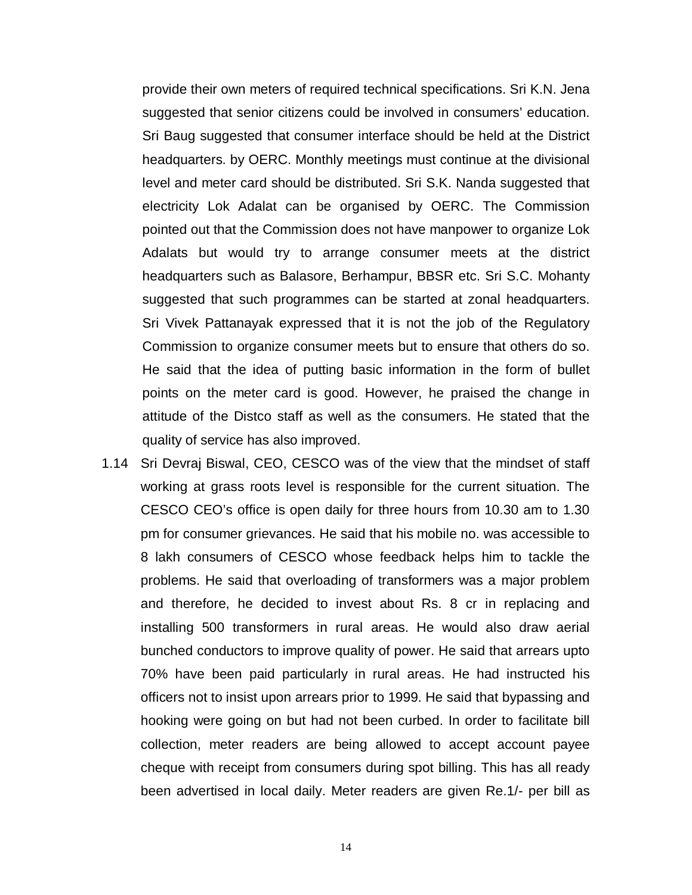provide their own meters of required technical specifications. Sri K.N. Jena suggested that senior citizens could be involved in consumers' education. Sri Baug suggested that consumer interface should be held at the District headquarters. by OERC. Monthly meetings must continue at the divisional level and meter card should be distributed. Sri S.K. Nanda suggested that electricity Lok Adalat can be organised by OERC. The Commission pointed out that the Commission does not have manpower to organize Lok Adalats but would try to arrange consumer meets at the district headquarters such as Balasore, Berhampur, BBSR etc. Sri S.C. Mohanty suggested that such programmes can be started at zonal headquarters. Sri Vivek Pattanayak expressed that it is not the job of the Regulatory Commission to organize consumer meets but to ensure that others do so. He said that the idea of putting basic information in the form of bullet points on the meter card is good. However, he praised the change in attitude of the Distco staff as well as the consumers. He stated that the quality of service has also improved.

1.14 Sri Devraj Biswal, CEO, CESCO was of the view that the mindset of staff working at grass roots level is responsible for the current situation. The CESCO CEO's office is open daily for three hours from 10.30 am to 1.30 pm for consumer grievances. He said that his mobile no. was accessible to 8 lakh consumers of CESCO whose feedback helps him to tackle the problems. He said that overloading of transformers was a major problem and therefore, he decided to invest about Rs. 8 cr in replacing and installing 500 transformers in rural areas. He would also draw aerial bunched conductors to improve quality of power. He said that arrears upto 70% have been paid particularly in rural areas. He had instructed his officers not to insist upon arrears prior to 1999. He said that bypassing and hooking were going on but had not been curbed. In order to facilitate bill collection, meter readers are being allowed to accept account payee cheque with receipt from consumers during spot billing. This has all ready been advertised in local daily. Meter readers are given Re.1/- per bill as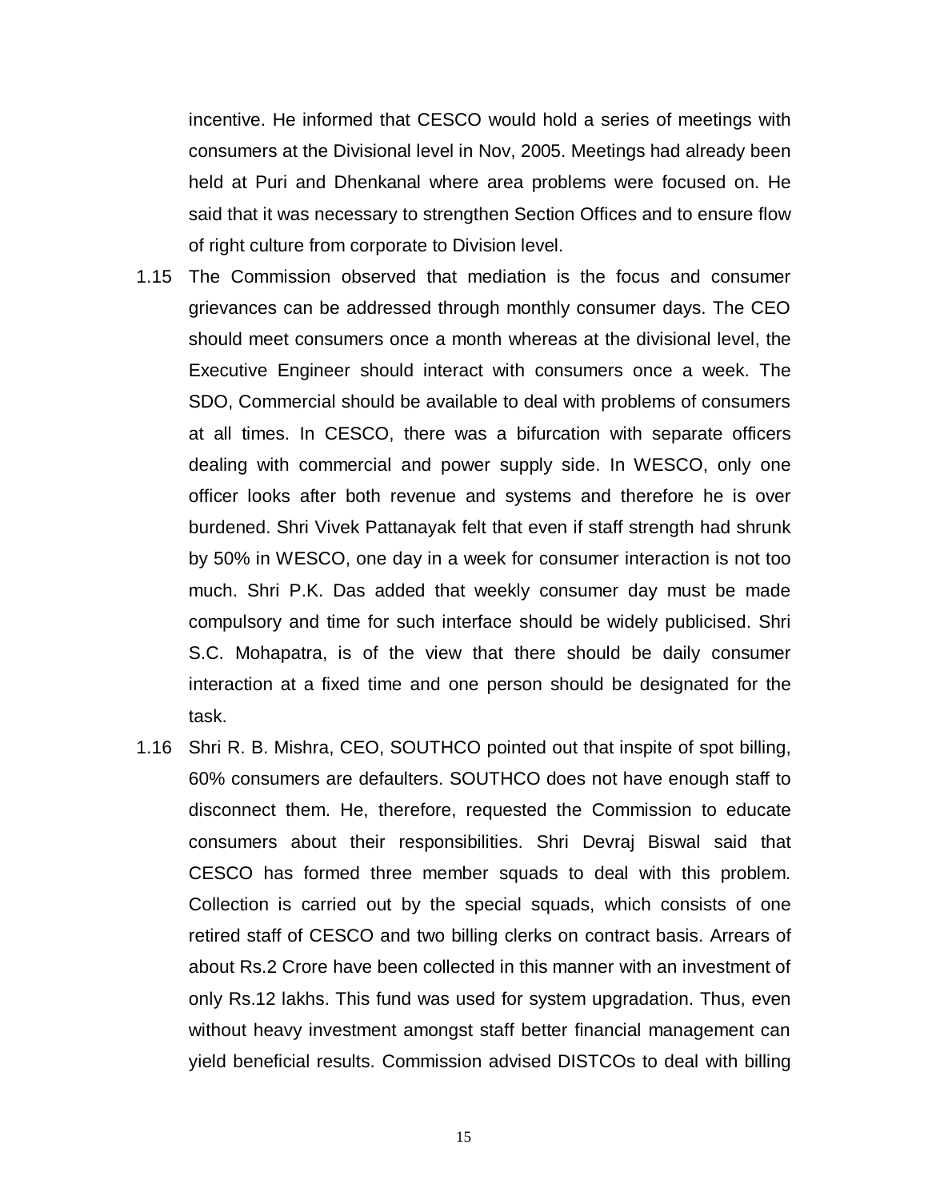incentive. He informed that CESCO would hold a series of meetings with consumers at the Divisional level in Nov, 2005. Meetings had already been held at Puri and Dhenkanal where area problems were focused on. He said that it was necessary to strengthen Section Offices and to ensure flow of right culture from corporate to Division level.

1.15 The Commission observed that mediation is the focus and consumer grievances can be addressed through monthly consumer days. The CEO should meet consumers once a month whereas at the divisional level, the Executive Engineer should interact with consumers once a week. The SDO, Commercial should be available to deal with problems of consumers at all times. In CESCO, there was a bifurcation with separate officers dealing with commercial and power supply side. In WESCO, only one officer looks after both revenue and systems and therefore he is over burdened. Shri Vivek Pattanayak felt that even if staff strength had shrunk by 50% in WESCO, one day in a week for consumer interaction is not too much. Shri P.K. Das added that weekly consumer day must be made compulsory and time for such interface should be widely publicised. Shri S.C. Mohapatra, is of the view that there should be daily consumer interaction at a fixed time and one person should be designated for the task.

1.16 Shri R. B. Mishra, CEO, SOUTHCO pointed out that inspite of spot billing, 60% consumers are defaulters. SOUTHCO does not have enough staff to disconnect them. He, therefore, requested the Commission to educate consumers about their responsibilities. Shri Devraj Biswal said that CESCO has formed three member squads to deal with this problem. Collection is carried out by the special squads, which consists of one retired staff of CESCO and two billing clerks on contract basis. Arrears of about Rs.2 Crore have been collected in this manner with an investment of only Rs.12 lakhs. This fund was used for system upgradation. Thus, even without heavy investment amongst staff better financial management can yield beneficial results. Commission advised DISTCOs to deal with billing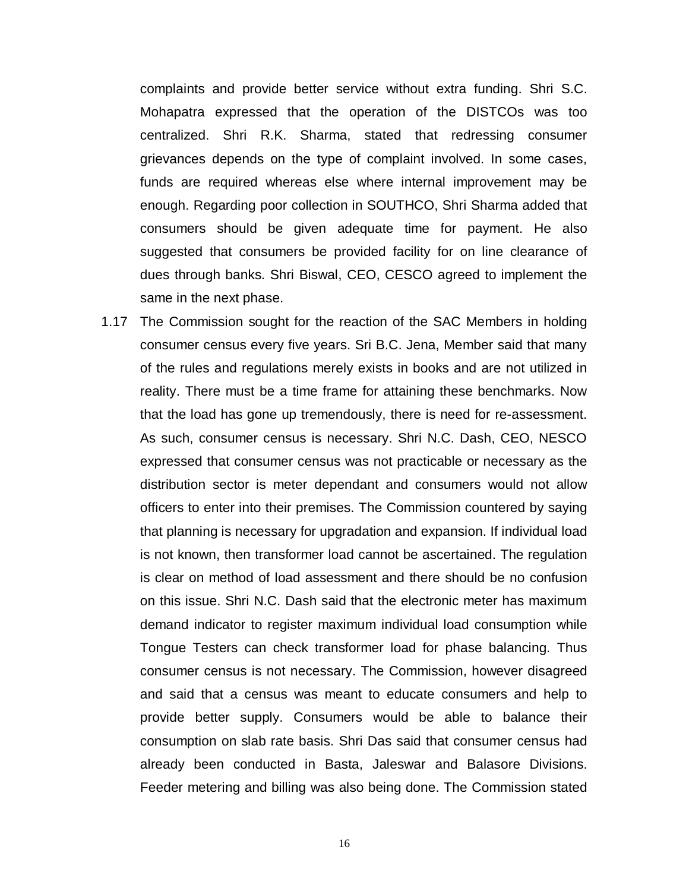complaints and provide better service without extra funding. Shri S.C. Mohapatra expressed that the operation of the DISTCOs was too centralized. Shri R.K. Sharma, stated that redressing consumer grievances depends on the type of complaint involved. In some cases, funds are required whereas else where internal improvement may be enough. Regarding poor collection in SOUTHCO, Shri Sharma added that consumers should be given adequate time for payment. He also suggested that consumers be provided facility for on line clearance of dues through banks. Shri Biswal, CEO, CESCO agreed to implement the same in the next phase.

1.17 The Commission sought for the reaction of the SAC Members in holding consumer census every five years. Sri B.C. Jena, Member said that many of the rules and regulations merely exists in books and are not utilized in reality. There must be a time frame for attaining these benchmarks. Now that the load has gone up tremendously, there is need for re-assessment. As such, consumer census is necessary. Shri N.C. Dash, CEO, NESCO expressed that consumer census was not practicable or necessary as the distribution sector is meter dependant and consumers would not allow officers to enter into their premises. The Commission countered by saying that planning is necessary for upgradation and expansion. If individual load is not known, then transformer load cannot be ascertained. The regulation is clear on method of load assessment and there should be no confusion on this issue. Shri N.C. Dash said that the electronic meter has maximum demand indicator to register maximum individual load consumption while Tongue Testers can check transformer load for phase balancing. Thus consumer census is not necessary. The Commission, however disagreed and said that a census was meant to educate consumers and help to provide better supply. Consumers would be able to balance their consumption on slab rate basis. Shri Das said that consumer census had already been conducted in Basta, Jaleswar and Balasore Divisions. Feeder metering and billing was also being done. The Commission stated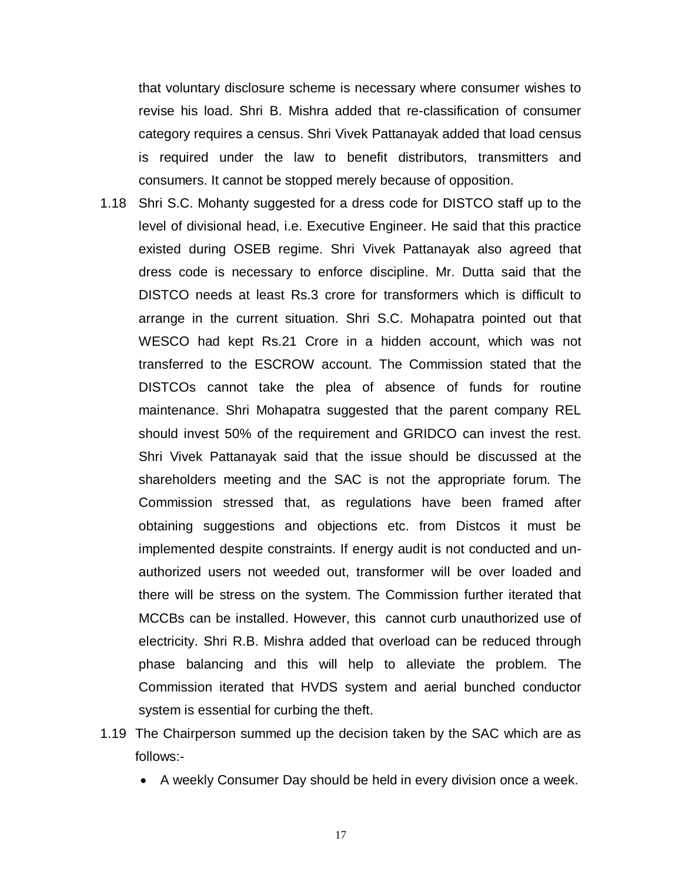that voluntary disclosure scheme is necessary where consumer wishes to revise his load. Shri B. Mishra added that re-classification of consumer category requires a census. Shri Vivek Pattanayak added that load census is required under the law to benefit distributors, transmitters and consumers. It cannot be stopped merely because of opposition.

1.18 Shri S.C. Mohanty suggested for a dress code for DISTCO staff up to the level of divisional head, i.e. Executive Engineer. He said that this practice existed during OSEB regime. Shri Vivek Pattanayak also agreed that dress code is necessary to enforce discipline. Mr. Dutta said that the DISTCO needs at least Rs.3 crore for transformers which is difficult to arrange in the current situation. Shri S.C. Mohapatra pointed out that WESCO had kept Rs.21 Crore in a hidden account, which was not transferred to the ESCROW account. The Commission stated that the DISTCOs cannot take the plea of absence of funds for routine maintenance. Shri Mohapatra suggested that the parent company REL should invest 50% of the requirement and GRIDCO can invest the rest. Shri Vivek Pattanayak said that the issue should be discussed at the shareholders meeting and the SAC is not the appropriate forum. The Commission stressed that, as regulations have been framed after obtaining suggestions and objections etc. from Distcos it must be implemented despite constraints. If energy audit is not conducted and un-authorized users not weeded out, transformer will be over loaded and there will be stress on the system. The Commission further iterated that MCCBs can be installed. However, this cannot curb unauthorized use of electricity. Shri R.B. Mishra added that overload can be reduced through phase balancing and this will help to alleviate the problem. The Commission iterated that HVDS system and aerial bunched conductor system is essential for curbing the theft.

1.19 The Chairperson summed up the decision taken by the SAC which are as follows:-

- A weekly Consumer Day should be held in every division once a week.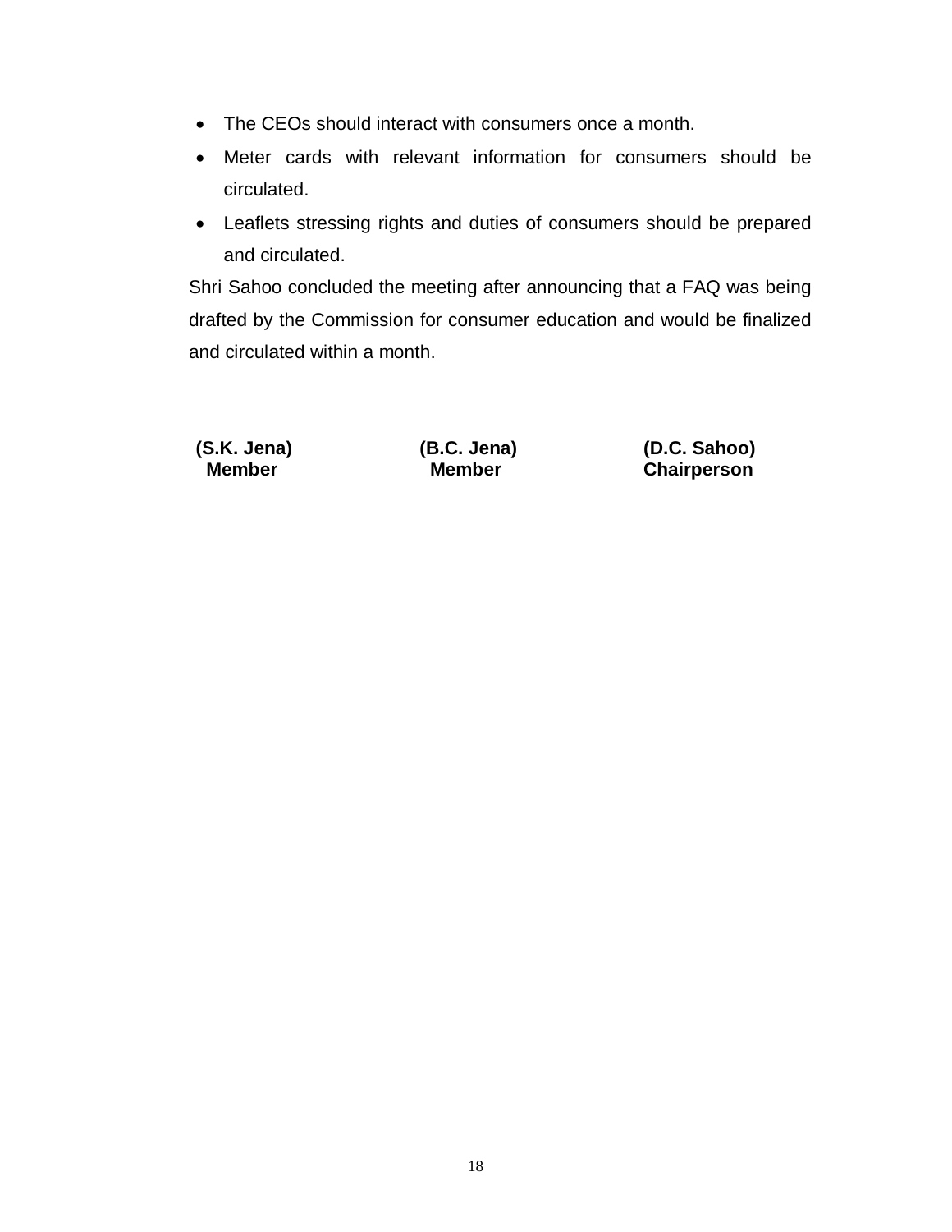- The CEOs should interact with consumers once a month.
- Meter cards with relevant information for consumers should be circulated.
- Leaflets stressing rights and duties of consumers should be prepared and circulated.

Shri Sahoo concluded the meeting after announcing that a FAQ was being drafted by the Commission for consumer education and would be finalized and circulated within a month.

| **(S.K. Jena)** | **(B.C. Jena)** | **(D.C. Sahoo)** |
|---|---|---|
| **Member** | **Member** | **Chairperson** |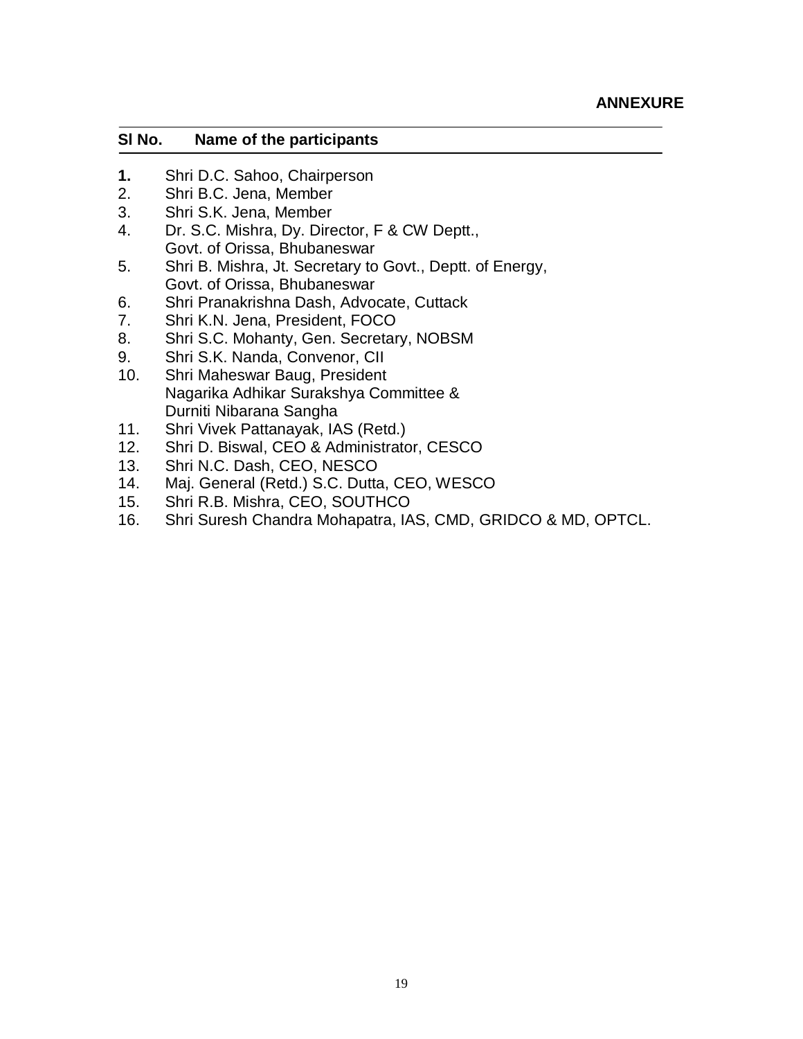**ANNEXURE**

| Sl No. | Name of the participants |
|---|---|
| **1.** | Shri D.C. Sahoo, Chairperson |
| 2. | Shri B.C. Jena, Member |
| 3. | Shri S.K. Jena, Member |
| 4. | Dr. S.C. Mishra, Dy. Director, F & CW Deptt., Govt. of Orissa, Bhubaneswar |
| 5. | Shri B. Mishra, Jt. Secretary to Govt., Deptt. of Energy, Govt. of Orissa, Bhubaneswar |
| 6. | Shri Pranakrishna Dash, Advocate, Cuttack |
| 7. | Shri K.N. Jena, President, FOCO |
| 8. | Shri S.C. Mohanty, Gen. Secretary, NOBSM |
| 9. | Shri S.K. Nanda, Convenor, CII |
| 10. | Shri Maheswar Baug, President Nagarika Adhikar Surakshya Committee & Durniti Nibarana Sangha |
| 11. | Shri Vivek Pattanayak, IAS (Retd.) |
| 12. | Shri D. Biswal, CEO & Administrator, CESCO |
| 13. | Shri N.C. Dash, CEO, NESCO |
| 14. | Maj. General (Retd.) S.C. Dutta, CEO, WESCO |
| 15. | Shri R.B. Mishra, CEO, SOUTHCO |
| 16. | Shri Suresh Chandra Mohapatra, IAS, CMD, GRIDCO & MD, OPTCL. |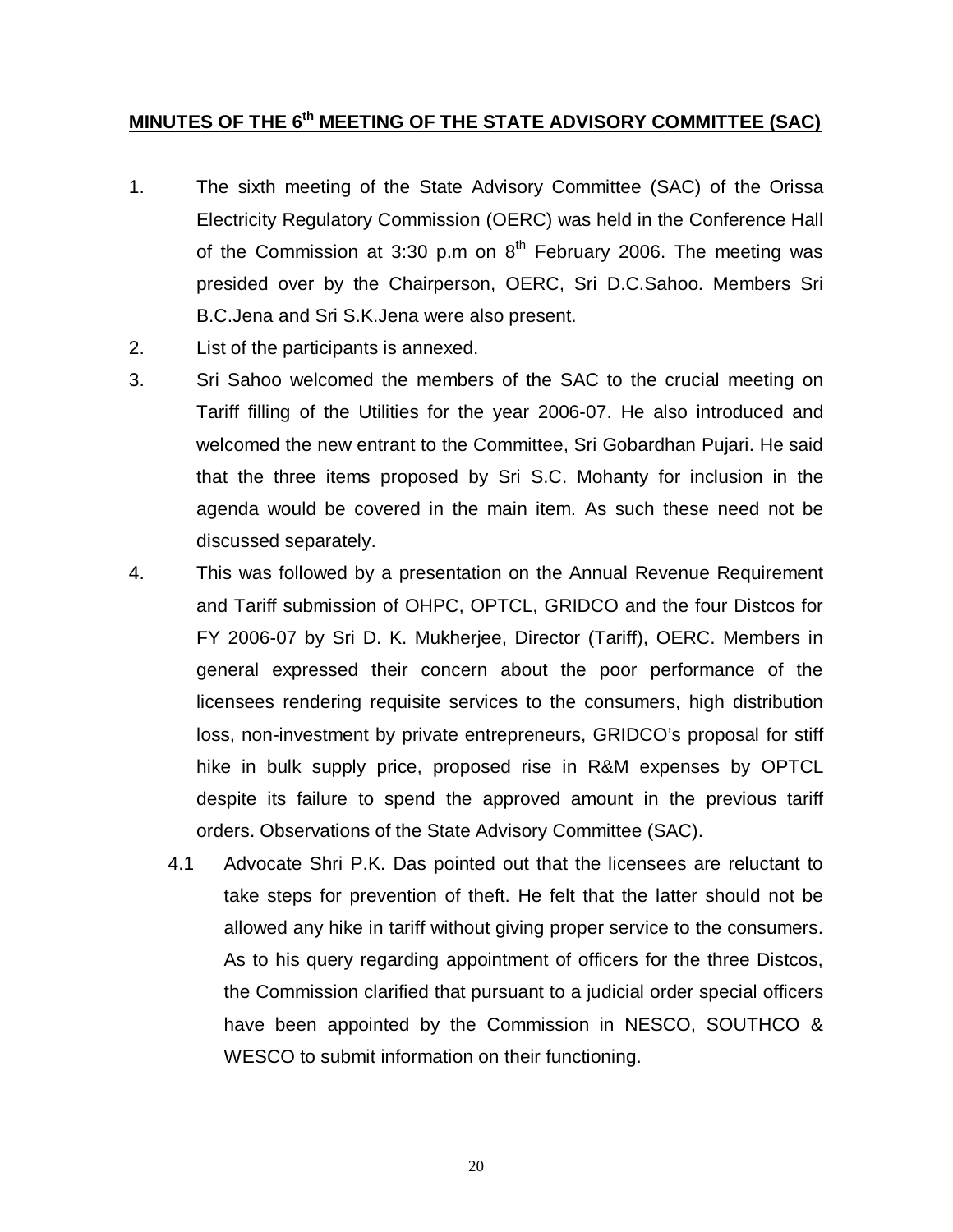## MINUTES OF THE 6th MEETING OF THE STATE ADVISORY COMMITTEE (SAC)

1. The sixth meeting of the State Advisory Committee (SAC) of the Orissa Electricity Regulatory Commission (OERC) was held in the Conference Hall of the Commission at 3:30 p.m on 8th February 2006. The meeting was presided over by the Chairperson, OERC, Sri D.C.Sahoo. Members Sri B.C.Jena and Sri S.K.Jena were also present.

2. List of the participants is annexed.

3. Sri Sahoo welcomed the members of the SAC to the crucial meeting on Tariff filling of the Utilities for the year 2006-07. He also introduced and welcomed the new entrant to the Committee, Sri Gobardhan Pujari. He said that the three items proposed by Sri S.C. Mohanty for inclusion in the agenda would be covered in the main item. As such these need not be discussed separately.

4. This was followed by a presentation on the Annual Revenue Requirement and Tariff submission of OHPC, OPTCL, GRIDCO and the four Distcos for FY 2006-07 by Sri D. K. Mukherjee, Director (Tariff), OERC. Members in general expressed their concern about the poor performance of the licensees rendering requisite services to the consumers, high distribution loss, non-investment by private entrepreneurs, GRIDCO's proposal for stiff hike in bulk supply price, proposed rise in R&M expenses by OPTCL despite its failure to spend the approved amount in the previous tariff orders. Observations of the State Advisory Committee (SAC).

   4.1 Advocate Shri P.K. Das pointed out that the licensees are reluctant to take steps for prevention of theft. He felt that the latter should not be allowed any hike in tariff without giving proper service to the consumers. As to his query regarding appointment of officers for the three Distcos, the Commission clarified that pursuant to a judicial order special officers have been appointed by the Commission in NESCO, SOUTHCO & WESCO to submit information on their functioning.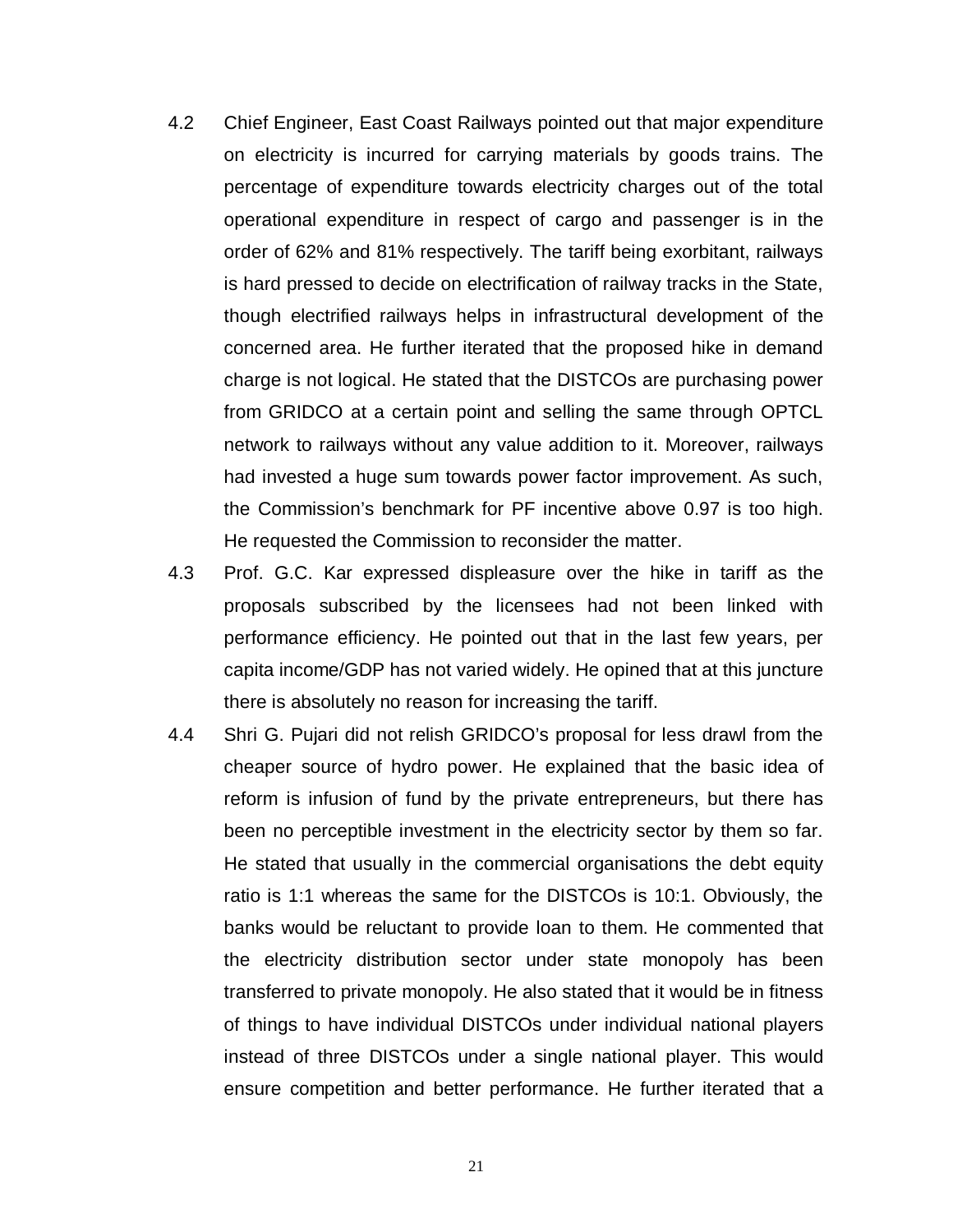4.2 Chief Engineer, East Coast Railways pointed out that major expenditure on electricity is incurred for carrying materials by goods trains. The percentage of expenditure towards electricity charges out of the total operational expenditure in respect of cargo and passenger is in the order of 62% and 81% respectively. The tariff being exorbitant, railways is hard pressed to decide on electrification of railway tracks in the State, though electrified railways helps in infrastructural development of the concerned area. He further iterated that the proposed hike in demand charge is not logical. He stated that the DISTCOs are purchasing power from GRIDCO at a certain point and selling the same through OPTCL network to railways without any value addition to it. Moreover, railways had invested a huge sum towards power factor improvement. As such, the Commission's benchmark for PF incentive above 0.97 is too high. He requested the Commission to reconsider the matter.

4.3 Prof. G.C. Kar expressed displeasure over the hike in tariff as the proposals subscribed by the licensees had not been linked with performance efficiency. He pointed out that in the last few years, per capita income/GDP has not varied widely. He opined that at this juncture there is absolutely no reason for increasing the tariff.

4.4 Shri G. Pujari did not relish GRIDCO's proposal for less drawl from the cheaper source of hydro power. He explained that the basic idea of reform is infusion of fund by the private entrepreneurs, but there has been no perceptible investment in the electricity sector by them so far. He stated that usually in the commercial organisations the debt equity ratio is 1:1 whereas the same for the DISTCOs is 10:1. Obviously, the banks would be reluctant to provide loan to them. He commented that the electricity distribution sector under state monopoly has been transferred to private monopoly. He also stated that it would be in fitness of things to have individual DISTCOs under individual national players instead of three DISTCOs under a single national player. This would ensure competition and better performance. He further iterated that a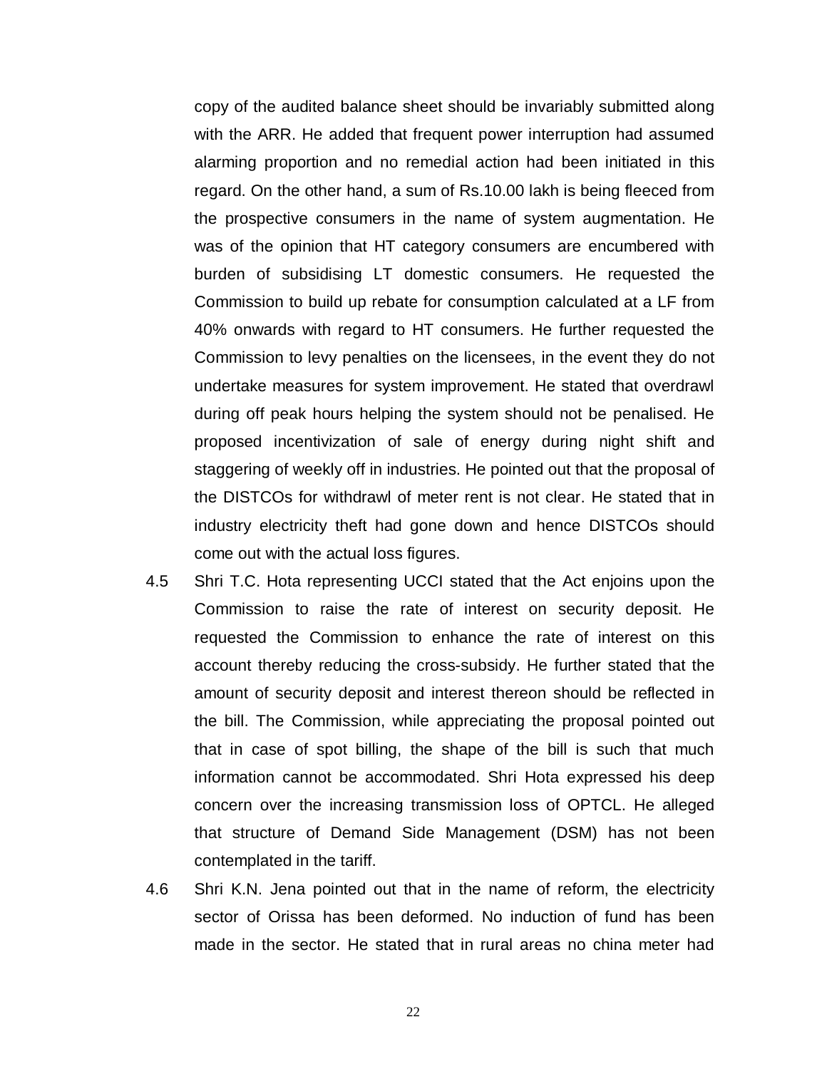copy of the audited balance sheet should be invariably submitted along with the ARR. He added that frequent power interruption had assumed alarming proportion and no remedial action had been initiated in this regard. On the other hand, a sum of Rs.10.00 lakh is being fleeced from the prospective consumers in the name of system augmentation. He was of the opinion that HT category consumers are encumbered with burden of subsidising LT domestic consumers. He requested the Commission to build up rebate for consumption calculated at a LF from 40% onwards with regard to HT consumers. He further requested the Commission to levy penalties on the licensees, in the event they do not undertake measures for system improvement. He stated that overdrawl during off peak hours helping the system should not be penalised. He proposed incentivization of sale of energy during night shift and staggering of weekly off in industries. He pointed out that the proposal of the DISTCOs for withdrawl of meter rent is not clear. He stated that in industry electricity theft had gone down and hence DISTCOs should come out with the actual loss figures.

4.5 Shri T.C. Hota representing UCCI stated that the Act enjoins upon the Commission to raise the rate of interest on security deposit. He requested the Commission to enhance the rate of interest on this account thereby reducing the cross-subsidy. He further stated that the amount of security deposit and interest thereon should be reflected in the bill. The Commission, while appreciating the proposal pointed out that in case of spot billing, the shape of the bill is such that much information cannot be accommodated. Shri Hota expressed his deep concern over the increasing transmission loss of OPTCL. He alleged that structure of Demand Side Management (DSM) has not been contemplated in the tariff.

4.6 Shri K.N. Jena pointed out that in the name of reform, the electricity sector of Orissa has been deformed. No induction of fund has been made in the sector. He stated that in rural areas no china meter had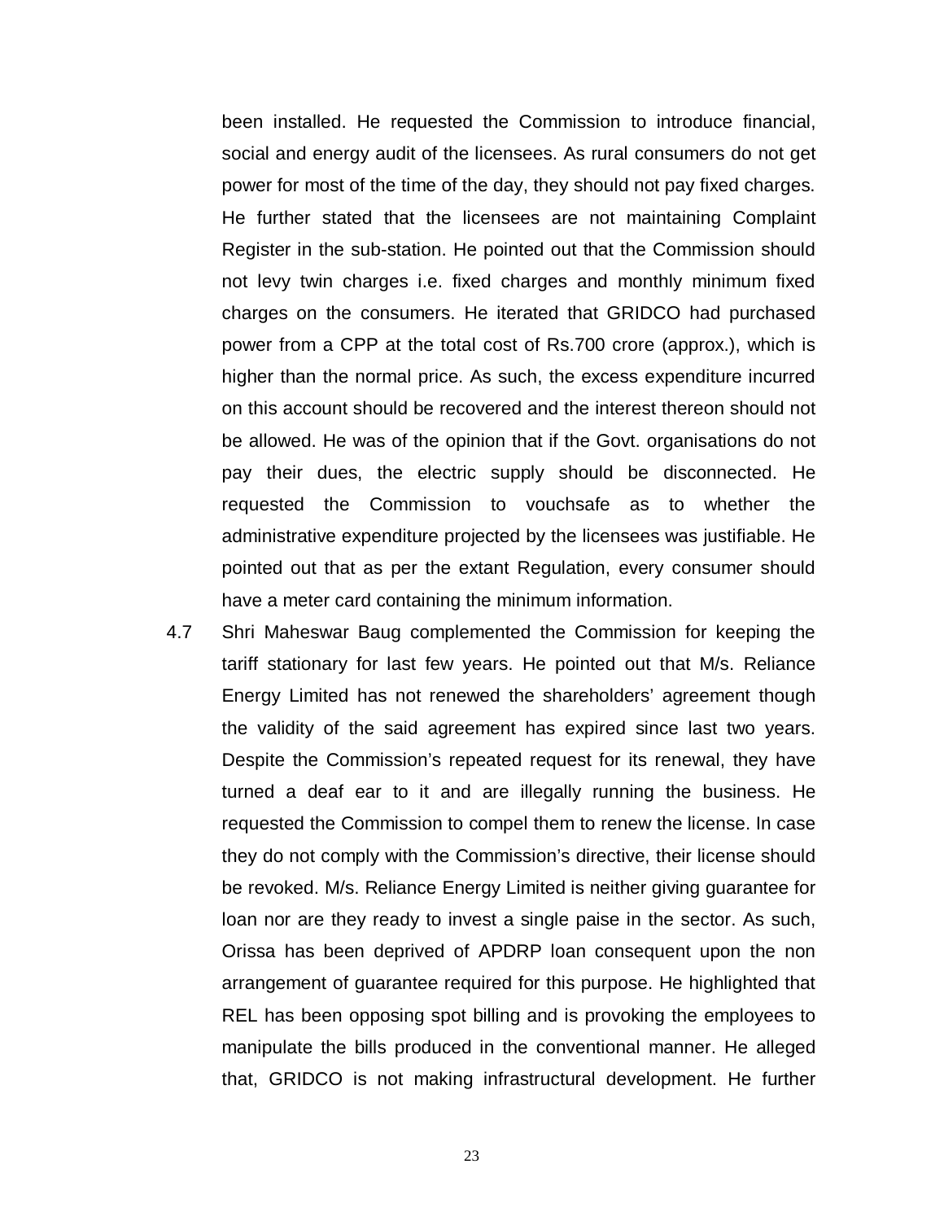been installed. He requested the Commission to introduce financial, social and energy audit of the licensees. As rural consumers do not get power for most of the time of the day, they should not pay fixed charges. He further stated that the licensees are not maintaining Complaint Register in the sub-station. He pointed out that the Commission should not levy twin charges i.e. fixed charges and monthly minimum fixed charges on the consumers. He iterated that GRIDCO had purchased power from a CPP at the total cost of Rs.700 crore (approx.), which is higher than the normal price. As such, the excess expenditure incurred on this account should be recovered and the interest thereon should not be allowed. He was of the opinion that if the Govt. organisations do not pay their dues, the electric supply should be disconnected. He requested the Commission to vouchsafe as to whether the administrative expenditure projected by the licensees was justifiable. He pointed out that as per the extant Regulation, every consumer should have a meter card containing the minimum information.

4.7 Shri Maheswar Baug complemented the Commission for keeping the tariff stationary for last few years. He pointed out that M/s. Reliance Energy Limited has not renewed the shareholders' agreement though the validity of the said agreement has expired since last two years. Despite the Commission's repeated request for its renewal, they have turned a deaf ear to it and are illegally running the business. He requested the Commission to compel them to renew the license. In case they do not comply with the Commission's directive, their license should be revoked. M/s. Reliance Energy Limited is neither giving guarantee for loan nor are they ready to invest a single paise in the sector. As such, Orissa has been deprived of APDRP loan consequent upon the non arrangement of guarantee required for this purpose. He highlighted that REL has been opposing spot billing and is provoking the employees to manipulate the bills produced in the conventional manner. He alleged that, GRIDCO is not making infrastructural development. He further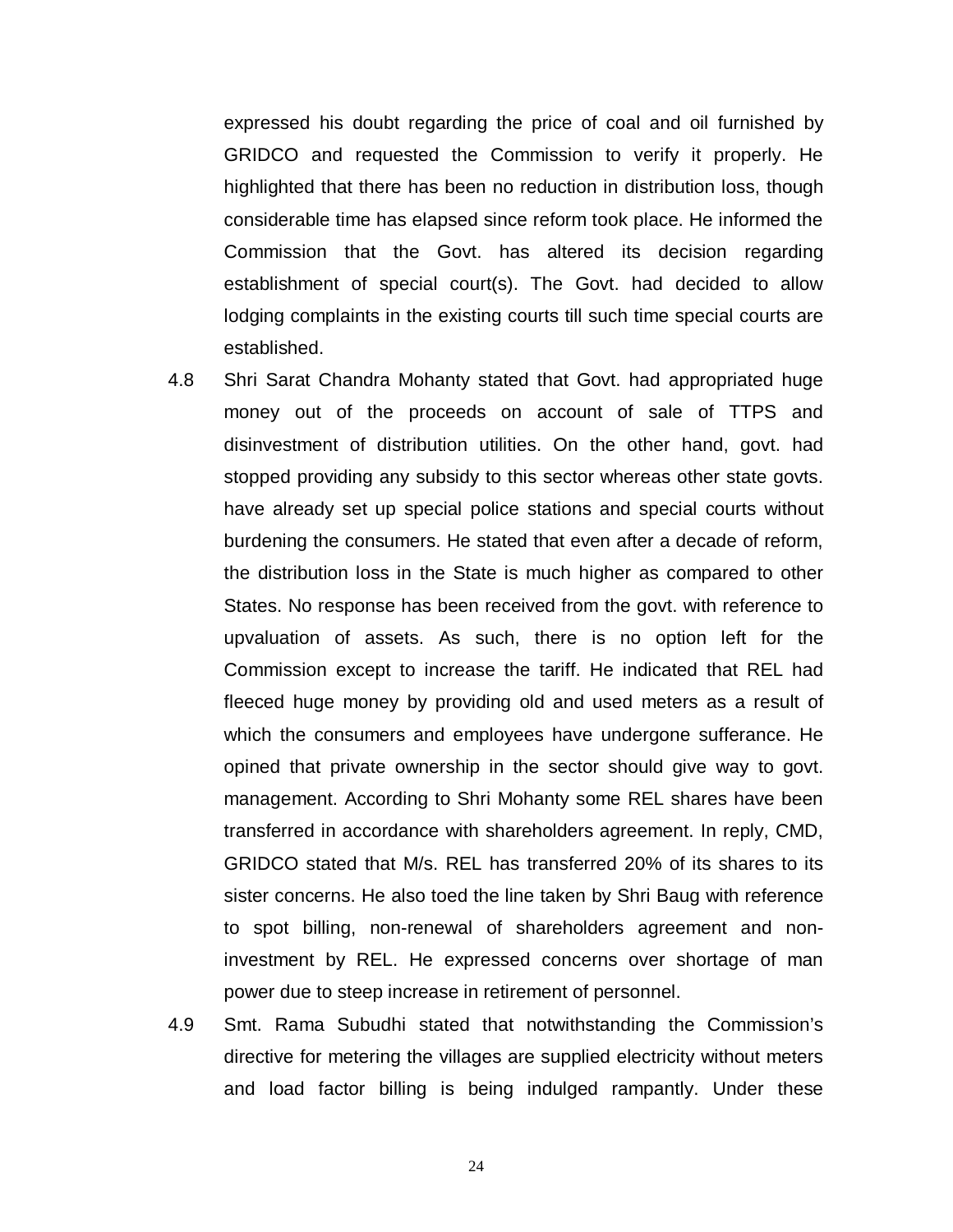expressed his doubt regarding the price of coal and oil furnished by GRIDCO and requested the Commission to verify it properly. He highlighted that there has been no reduction in distribution loss, though considerable time has elapsed since reform took place. He informed the Commission that the Govt. has altered its decision regarding establishment of special court(s). The Govt. had decided to allow lodging complaints in the existing courts till such time special courts are established.

4.8 Shri Sarat Chandra Mohanty stated that Govt. had appropriated huge money out of the proceeds on account of sale of TTPS and disinvestment of distribution utilities. On the other hand, govt. had stopped providing any subsidy to this sector whereas other state govts. have already set up special police stations and special courts without burdening the consumers. He stated that even after a decade of reform, the distribution loss in the State is much higher as compared to other States. No response has been received from the govt. with reference to upvaluation of assets. As such, there is no option left for the Commission except to increase the tariff. He indicated that REL had fleeced huge money by providing old and used meters as a result of which the consumers and employees have undergone sufferance. He opined that private ownership in the sector should give way to govt. management. According to Shri Mohanty some REL shares have been transferred in accordance with shareholders agreement. In reply, CMD, GRIDCO stated that M/s. REL has transferred 20% of its shares to its sister concerns. He also toed the line taken by Shri Baug with reference to spot billing, non-renewal of shareholders agreement and non-investment by REL. He expressed concerns over shortage of man power due to steep increase in retirement of personnel.

4.9 Smt. Rama Subudhi stated that notwithstanding the Commission's directive for metering the villages are supplied electricity without meters and load factor billing is being indulged rampantly. Under these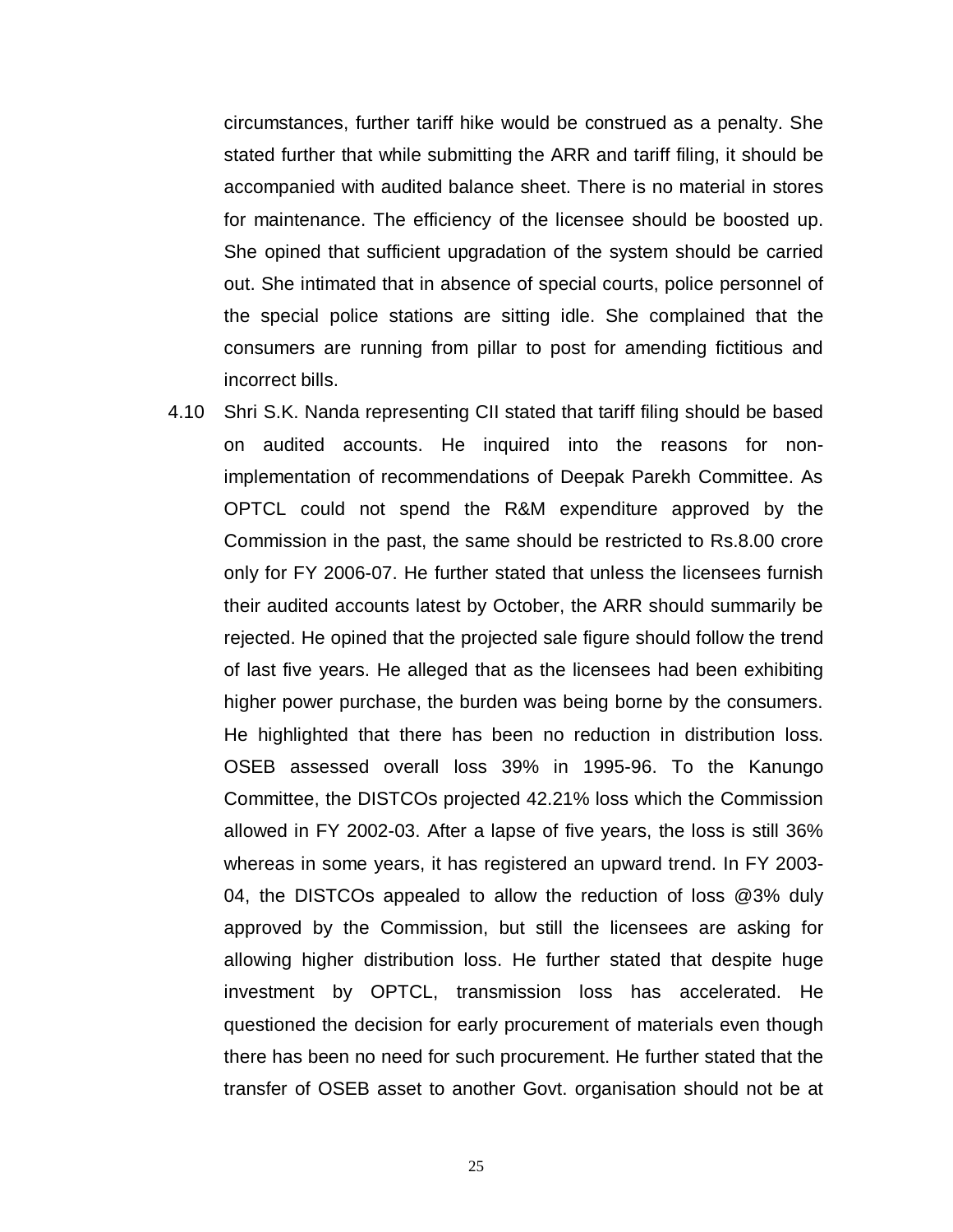circumstances, further tariff hike would be construed as a penalty. She stated further that while submitting the ARR and tariff filing, it should be accompanied with audited balance sheet. There is no material in stores for maintenance. The efficiency of the licensee should be boosted up. She opined that sufficient upgradation of the system should be carried out. She intimated that in absence of special courts, police personnel of the special police stations are sitting idle. She complained that the consumers are running from pillar to post for amending fictitious and incorrect bills.

4.10 Shri S.K. Nanda representing CII stated that tariff filing should be based on audited accounts. He inquired into the reasons for non-implementation of recommendations of Deepak Parekh Committee. As OPTCL could not spend the R&M expenditure approved by the Commission in the past, the same should be restricted to Rs.8.00 crore only for FY 2006-07. He further stated that unless the licensees furnish their audited accounts latest by October, the ARR should summarily be rejected. He opined that the projected sale figure should follow the trend of last five years. He alleged that as the licensees had been exhibiting higher power purchase, the burden was being borne by the consumers. He highlighted that there has been no reduction in distribution loss. OSEB assessed overall loss 39% in 1995-96. To the Kanungo Committee, the DISTCOs projected 42.21% loss which the Commission allowed in FY 2002-03. After a lapse of five years, the loss is still 36% whereas in some years, it has registered an upward trend. In FY 2003-04, the DISTCOs appealed to allow the reduction of loss @3% duly approved by the Commission, but still the licensees are asking for allowing higher distribution loss. He further stated that despite huge investment by OPTCL, transmission loss has accelerated. He questioned the decision for early procurement of materials even though there has been no need for such procurement. He further stated that the transfer of OSEB asset to another Govt. organisation should not be at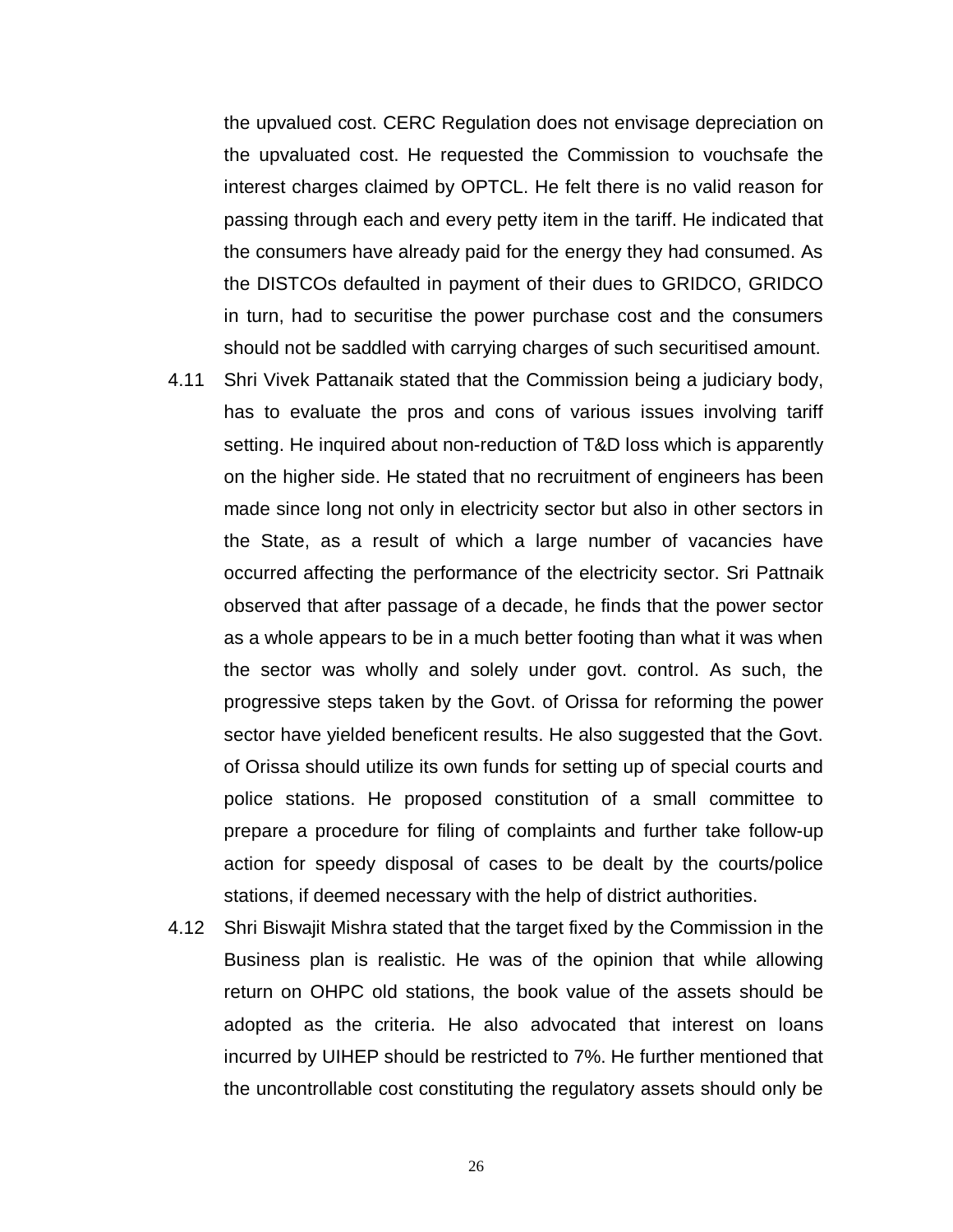the upvalued cost. CERC Regulation does not envisage depreciation on the upvaluated cost. He requested the Commission to vouchsafe the interest charges claimed by OPTCL. He felt there is no valid reason for passing through each and every petty item in the tariff. He indicated that the consumers have already paid for the energy they had consumed. As the DISTCOs defaulted in payment of their dues to GRIDCO, GRIDCO in turn, had to securitise the power purchase cost and the consumers should not be saddled with carrying charges of such securitised amount.

4.11 Shri Vivek Pattanaik stated that the Commission being a judiciary body, has to evaluate the pros and cons of various issues involving tariff setting. He inquired about non-reduction of T&D loss which is apparently on the higher side. He stated that no recruitment of engineers has been made since long not only in electricity sector but also in other sectors in the State, as a result of which a large number of vacancies have occurred affecting the performance of the electricity sector. Sri Pattnaik observed that after passage of a decade, he finds that the power sector as a whole appears to be in a much better footing than what it was when the sector was wholly and solely under govt. control. As such, the progressive steps taken by the Govt. of Orissa for reforming the power sector have yielded beneficent results. He also suggested that the Govt. of Orissa should utilize its own funds for setting up of special courts and police stations. He proposed constitution of a small committee to prepare a procedure for filing of complaints and further take follow-up action for speedy disposal of cases to be dealt by the courts/police stations, if deemed necessary with the help of district authorities.

4.12 Shri Biswajit Mishra stated that the target fixed by the Commission in the Business plan is realistic. He was of the opinion that while allowing return on OHPC old stations, the book value of the assets should be adopted as the criteria. He also advocated that interest on loans incurred by UIHEP should be restricted to 7%. He further mentioned that the uncontrollable cost constituting the regulatory assets should only be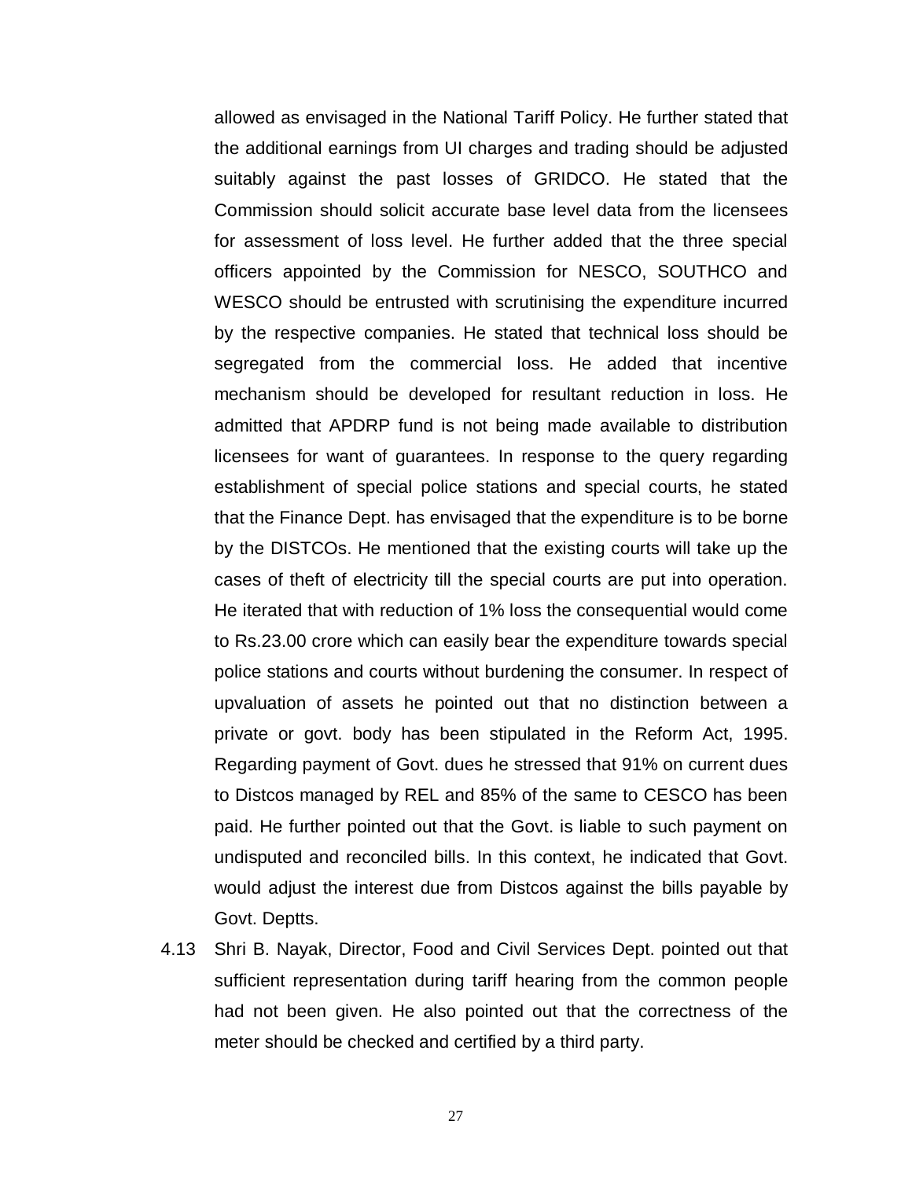allowed as envisaged in the National Tariff Policy. He further stated that the additional earnings from UI charges and trading should be adjusted suitably against the past losses of GRIDCO. He stated that the Commission should solicit accurate base level data from the licensees for assessment of loss level. He further added that the three special officers appointed by the Commission for NESCO, SOUTHCO and WESCO should be entrusted with scrutinising the expenditure incurred by the respective companies. He stated that technical loss should be segregated from the commercial loss. He added that incentive mechanism should be developed for resultant reduction in loss. He admitted that APDRP fund is not being made available to distribution licensees for want of guarantees. In response to the query regarding establishment of special police stations and special courts, he stated that the Finance Dept. has envisaged that the expenditure is to be borne by the DISTCOs. He mentioned that the existing courts will take up the cases of theft of electricity till the special courts are put into operation. He iterated that with reduction of 1% loss the consequential would come to Rs.23.00 crore which can easily bear the expenditure towards special police stations and courts without burdening the consumer. In respect of upvaluation of assets he pointed out that no distinction between a private or govt. body has been stipulated in the Reform Act, 1995. Regarding payment of Govt. dues he stressed that 91% on current dues to Distcos managed by REL and 85% of the same to CESCO has been paid. He further pointed out that the Govt. is liable to such payment on undisputed and reconciled bills. In this context, he indicated that Govt. would adjust the interest due from Distcos against the bills payable by Govt. Deptts.

4.13 Shri B. Nayak, Director, Food and Civil Services Dept. pointed out that sufficient representation during tariff hearing from the common people had not been given. He also pointed out that the correctness of the meter should be checked and certified by a third party.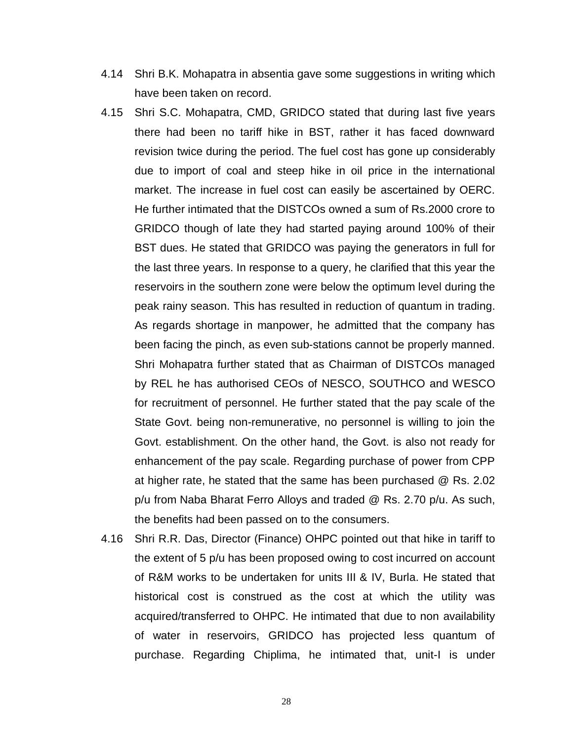4.14 Shri B.K. Mohapatra in absentia gave some suggestions in writing which have been taken on record.

4.15 Shri S.C. Mohapatra, CMD, GRIDCO stated that during last five years there had been no tariff hike in BST, rather it has faced downward revision twice during the period. The fuel cost has gone up considerably due to import of coal and steep hike in oil price in the international market. The increase in fuel cost can easily be ascertained by OERC. He further intimated that the DISTCOs owned a sum of Rs.2000 crore to GRIDCO though of late they had started paying around 100% of their BST dues. He stated that GRIDCO was paying the generators in full for the last three years. In response to a query, he clarified that this year the reservoirs in the southern zone were below the optimum level during the peak rainy season. This has resulted in reduction of quantum in trading. As regards shortage in manpower, he admitted that the company has been facing the pinch, as even sub-stations cannot be properly manned. Shri Mohapatra further stated that as Chairman of DISTCOs managed by REL he has authorised CEOs of NESCO, SOUTHCO and WESCO for recruitment of personnel. He further stated that the pay scale of the State Govt. being non-remunerative, no personnel is willing to join the Govt. establishment. On the other hand, the Govt. is also not ready for enhancement of the pay scale. Regarding purchase of power from CPP at higher rate, he stated that the same has been purchased @ Rs. 2.02 p/u from Naba Bharat Ferro Alloys and traded @ Rs. 2.70 p/u. As such, the benefits had been passed on to the consumers.

4.16 Shri R.R. Das, Director (Finance) OHPC pointed out that hike in tariff to the extent of 5 p/u has been proposed owing to cost incurred on account of R&M works to be undertaken for units III & IV, Burla. He stated that historical cost is construed as the cost at which the utility was acquired/transferred to OHPC. He intimated that due to non availability of water in reservoirs, GRIDCO has projected less quantum of purchase. Regarding Chiplima, he intimated that, unit-I is under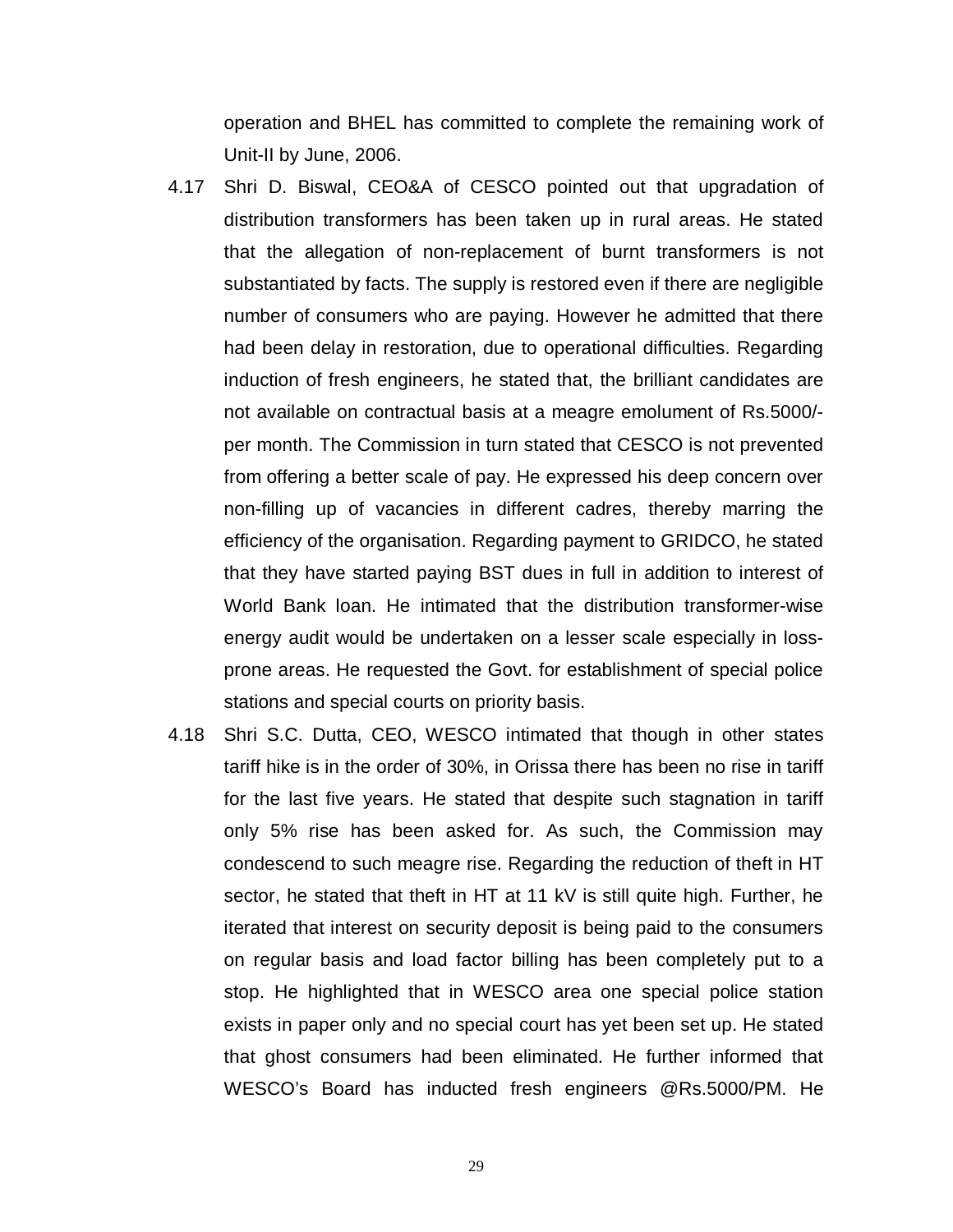operation and BHEL has committed to complete the remaining work of Unit-II by June, 2006.

4.17 Shri D. Biswal, CEO&A of CESCO pointed out that upgradation of distribution transformers has been taken up in rural areas. He stated that the allegation of non-replacement of burnt transformers is not substantiated by facts. The supply is restored even if there are negligible number of consumers who are paying. However he admitted that there had been delay in restoration, due to operational difficulties. Regarding induction of fresh engineers, he stated that, the brilliant candidates are not available on contractual basis at a meagre emolument of Rs.5000/- per month. The Commission in turn stated that CESCO is not prevented from offering a better scale of pay. He expressed his deep concern over non-filling up of vacancies in different cadres, thereby marring the efficiency of the organisation. Regarding payment to GRIDCO, he stated that they have started paying BST dues in full in addition to interest of World Bank loan. He intimated that the distribution transformer-wise energy audit would be undertaken on a lesser scale especially in loss-prone areas. He requested the Govt. for establishment of special police stations and special courts on priority basis.

4.18 Shri S.C. Dutta, CEO, WESCO intimated that though in other states tariff hike is in the order of 30%, in Orissa there has been no rise in tariff for the last five years. He stated that despite such stagnation in tariff only 5% rise has been asked for. As such, the Commission may condescend to such meagre rise. Regarding the reduction of theft in HT sector, he stated that theft in HT at 11 kV is still quite high. Further, he iterated that interest on security deposit is being paid to the consumers on regular basis and load factor billing has been completely put to a stop. He highlighted that in WESCO area one special police station exists in paper only and no special court has yet been set up. He stated that ghost consumers had been eliminated. He further informed that WESCO's Board has inducted fresh engineers @Rs.5000/PM. He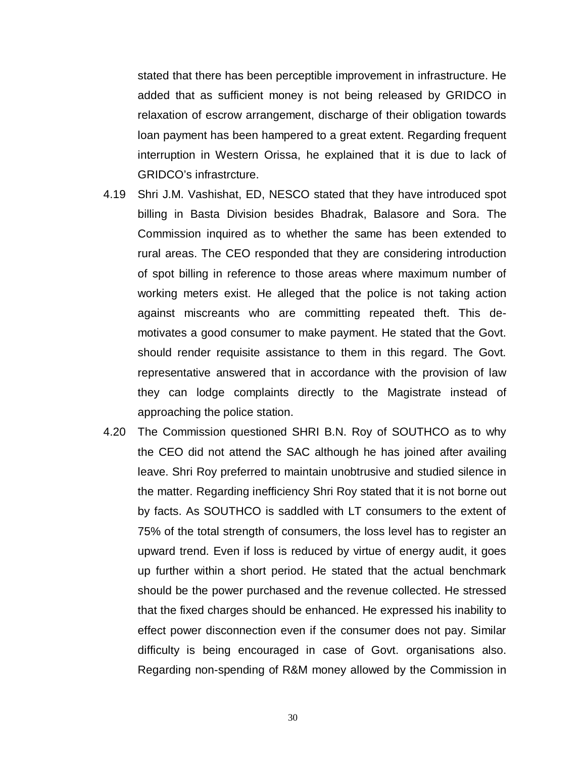stated that there has been perceptible improvement in infrastructure. He added that as sufficient money is not being released by GRIDCO in relaxation of escrow arrangement, discharge of their obligation towards loan payment has been hampered to a great extent. Regarding frequent interruption in Western Orissa, he explained that it is due to lack of GRIDCO's infrastrcture.

4.19 Shri J.M. Vashishat, ED, NESCO stated that they have introduced spot billing in Basta Division besides Bhadrak, Balasore and Sora. The Commission inquired as to whether the same has been extended to rural areas. The CEO responded that they are considering introduction of spot billing in reference to those areas where maximum number of working meters exist. He alleged that the police is not taking action against miscreants who are committing repeated theft. This de-motivates a good consumer to make payment. He stated that the Govt. should render requisite assistance to them in this regard. The Govt. representative answered that in accordance with the provision of law they can lodge complaints directly to the Magistrate instead of approaching the police station.

4.20 The Commission questioned SHRI B.N. Roy of SOUTHCO as to why the CEO did not attend the SAC although he has joined after availing leave. Shri Roy preferred to maintain unobtrusive and studied silence in the matter. Regarding inefficiency Shri Roy stated that it is not borne out by facts. As SOUTHCO is saddled with LT consumers to the extent of 75% of the total strength of consumers, the loss level has to register an upward trend. Even if loss is reduced by virtue of energy audit, it goes up further within a short period. He stated that the actual benchmark should be the power purchased and the revenue collected. He stressed that the fixed charges should be enhanced. He expressed his inability to effect power disconnection even if the consumer does not pay. Similar difficulty is being encouraged in case of Govt. organisations also. Regarding non-spending of R&M money allowed by the Commission in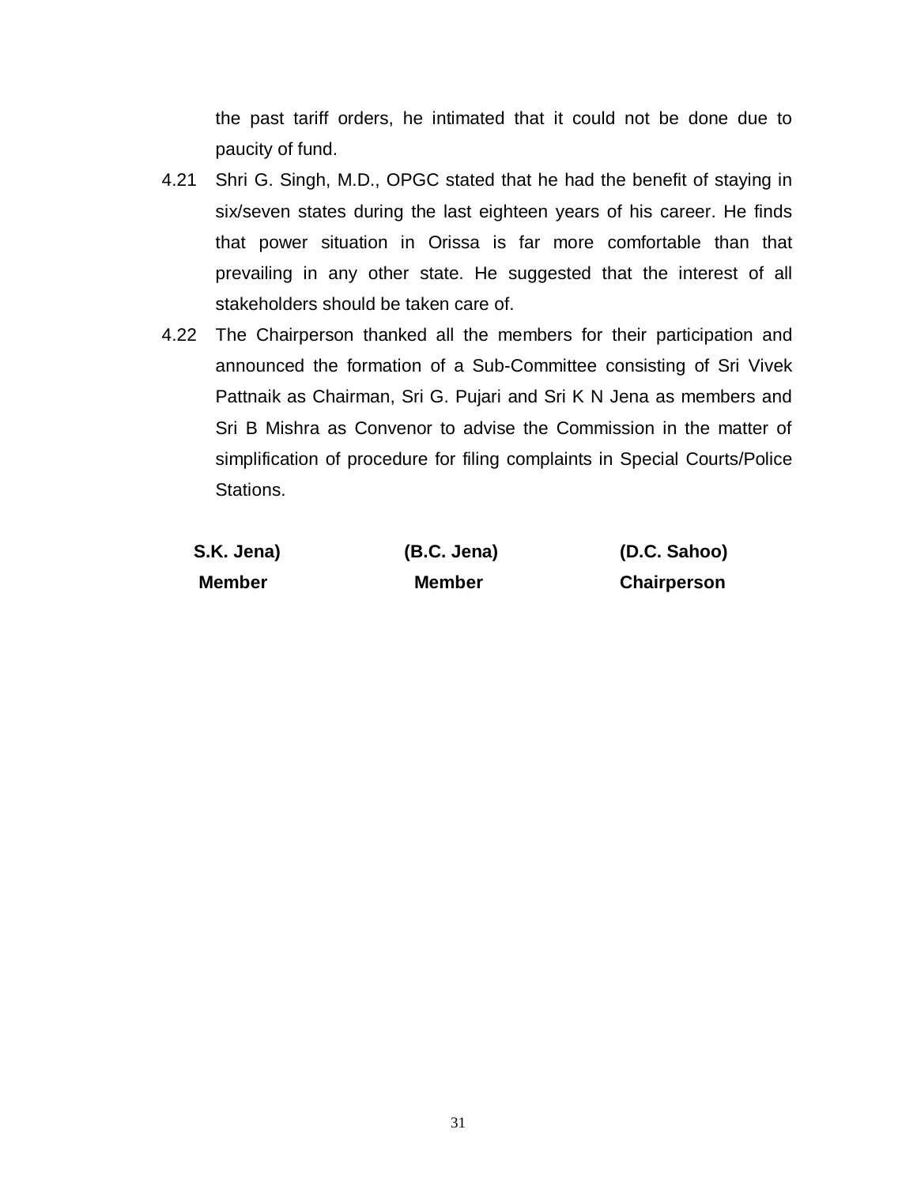the past tariff orders, he intimated that it could not be done due to paucity of fund.

4.21 Shri G. Singh, M.D., OPGC stated that he had the benefit of staying in six/seven states during the last eighteen years of his career. He finds that power situation in Orissa is far more comfortable than that prevailing in any other state. He suggested that the interest of all stakeholders should be taken care of.

4.22 The Chairperson thanked all the members for their participation and announced the formation of a Sub-Committee consisting of Sri Vivek Pattnaik as Chairman, Sri G. Pujari and Sri K N Jena as members and Sri B Mishra as Convenor to advise the Commission in the matter of simplification of procedure for filing complaints in Special Courts/Police Stations.

| **S.K. Jena)** | **(B.C. Jena)** | **(D.C. Sahoo)** |
|---|---|---|
| **Member** | **Member** | **Chairperson** |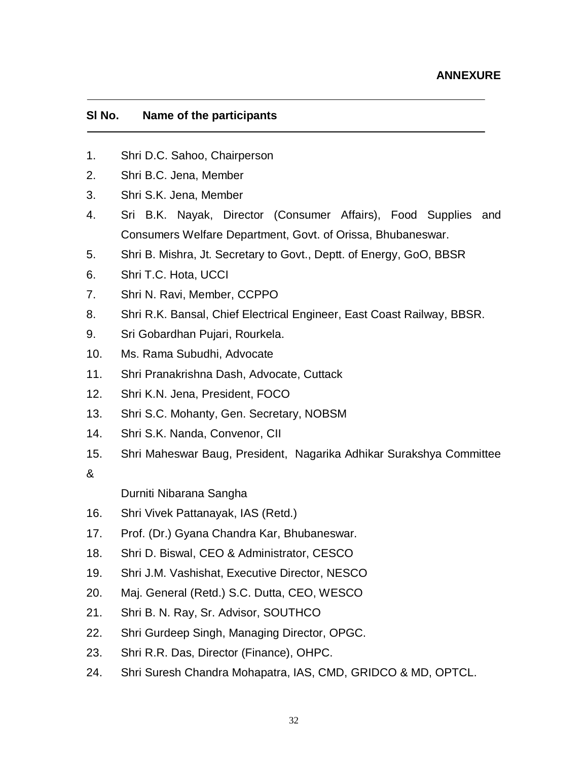**ANNEXURE**

| Sl No. | Name of the participants |
|---|---|
| 1. | Shri D.C. Sahoo, Chairperson |
| 2. | Shri B.C. Jena, Member |
| 3. | Shri S.K. Jena, Member |
| 4. | Sri B.K. Nayak, Director (Consumer Affairs), Food Supplies and Consumers Welfare Department, Govt. of Orissa, Bhubaneswar. |
| 5. | Shri B. Mishra, Jt. Secretary to Govt., Deptt. of Energy, GoO, BBSR |
| 6. | Shri T.C. Hota, UCCI |
| 7. | Shri N. Ravi, Member, CCPPO |
| 8. | Shri R.K. Bansal, Chief Electrical Engineer, East Coast Railway, BBSR. |
| 9. | Sri Gobardhan Pujari, Rourkela. |
| 10. | Ms. Rama Subudhi, Advocate |
| 11. | Shri Pranakrishna Dash, Advocate, Cuttack |
| 12. | Shri K.N. Jena, President, FOCO |
| 13. | Shri S.C. Mohanty, Gen. Secretary, NOBSM |
| 14. | Shri S.K. Nanda, Convenor, CII |
| 15. | Shri Maheswar Baug, President, Nagarika Adhikar Surakshya Committee & Durniti Nibarana Sangha |
| 16. | Shri Vivek Pattanayak, IAS (Retd.) |
| 17. | Prof. (Dr.) Gyana Chandra Kar, Bhubaneswar. |
| 18. | Shri D. Biswal, CEO & Administrator, CESCO |
| 19. | Shri J.M. Vashishat, Executive Director, NESCO |
| 20. | Maj. General (Retd.) S.C. Dutta, CEO, WESCO |
| 21. | Shri B. N. Ray, Sr. Advisor, SOUTHCO |
| 22. | Shri Gurdeep Singh, Managing Director, OPGC. |
| 23. | Shri R.R. Das, Director (Finance), OHPC. |
| 24. | Shri Suresh Chandra Mohapatra, IAS, CMD, GRIDCO & MD, OPTCL. |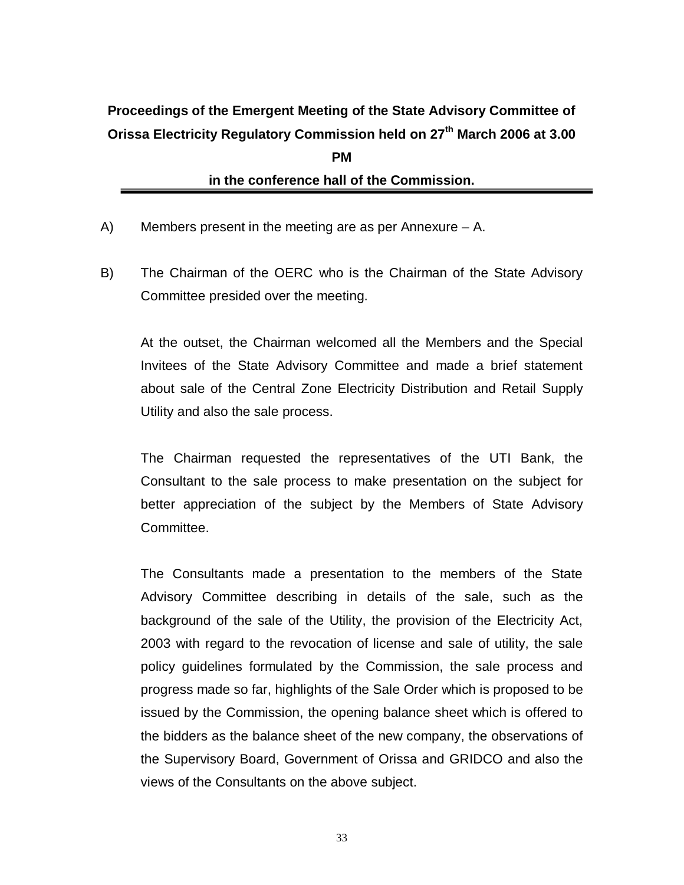## Proceedings of the Emergent Meeting of the State Advisory Committee of Orissa Electricity Regulatory Commission held on 27th March 2006 at 3.00 PM in the conference hall of the Commission.

A) Members present in the meeting are as per Annexure – A.

B) The Chairman of the OERC who is the Chairman of the State Advisory Committee presided over the meeting.

At the outset, the Chairman welcomed all the Members and the Special Invitees of the State Advisory Committee and made a brief statement about sale of the Central Zone Electricity Distribution and Retail Supply Utility and also the sale process.

The Chairman requested the representatives of the UTI Bank, the Consultant to the sale process to make presentation on the subject for better appreciation of the subject by the Members of State Advisory Committee.

The Consultants made a presentation to the members of the State Advisory Committee describing in details of the sale, such as the background of the sale of the Utility, the provision of the Electricity Act, 2003 with regard to the revocation of license and sale of utility, the sale policy guidelines formulated by the Commission, the sale process and progress made so far, highlights of the Sale Order which is proposed to be issued by the Commission, the opening balance sheet which is offered to the bidders as the balance sheet of the new company, the observations of the Supervisory Board, Government of Orissa and GRIDCO and also the views of the Consultants on the above subject.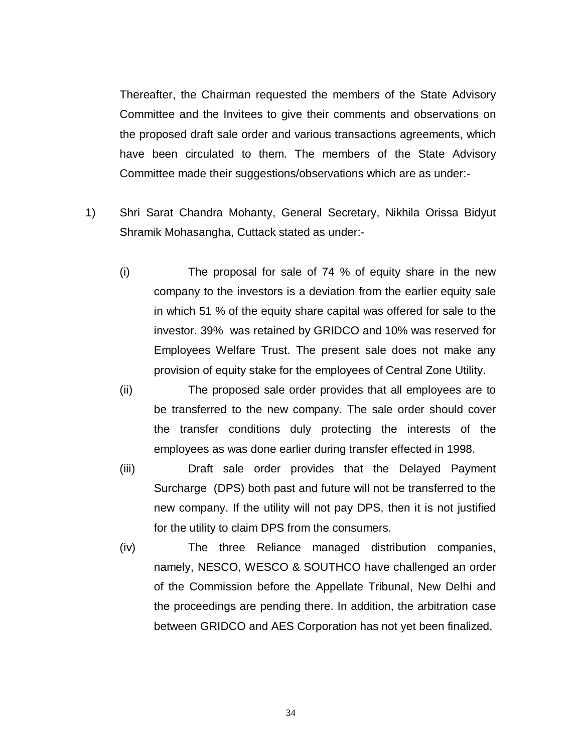Thereafter, the Chairman requested the members of the State Advisory Committee and the Invitees to give their comments and observations on the proposed draft sale order and various transactions agreements, which have been circulated to them. The members of the State Advisory Committee made their suggestions/observations which are as under:-

1) Shri Sarat Chandra Mohanty, General Secretary, Nikhila Orissa Bidyut Shramik Mohasangha, Cuttack stated as under:-

   (i) The proposal for sale of 74 % of equity share in the new company to the investors is a deviation from the earlier equity sale in which 51 % of the equity share capital was offered for sale to the investor. 39% was retained by GRIDCO and 10% was reserved for Employees Welfare Trust. The present sale does not make any provision of equity stake for the employees of Central Zone Utility.

   (ii) The proposed sale order provides that all employees are to be transferred to the new company. The sale order should cover the transfer conditions duly protecting the interests of the employees as was done earlier during transfer effected in 1998.

   (iii) Draft sale order provides that the Delayed Payment Surcharge (DPS) both past and future will not be transferred to the new company. If the utility will not pay DPS, then it is not justified for the utility to claim DPS from the consumers.

   (iv) The three Reliance managed distribution companies, namely, NESCO, WESCO & SOUTHCO have challenged an order of the Commission before the Appellate Tribunal, New Delhi and the proceedings are pending there. In addition, the arbitration case between GRIDCO and AES Corporation has not yet been finalized.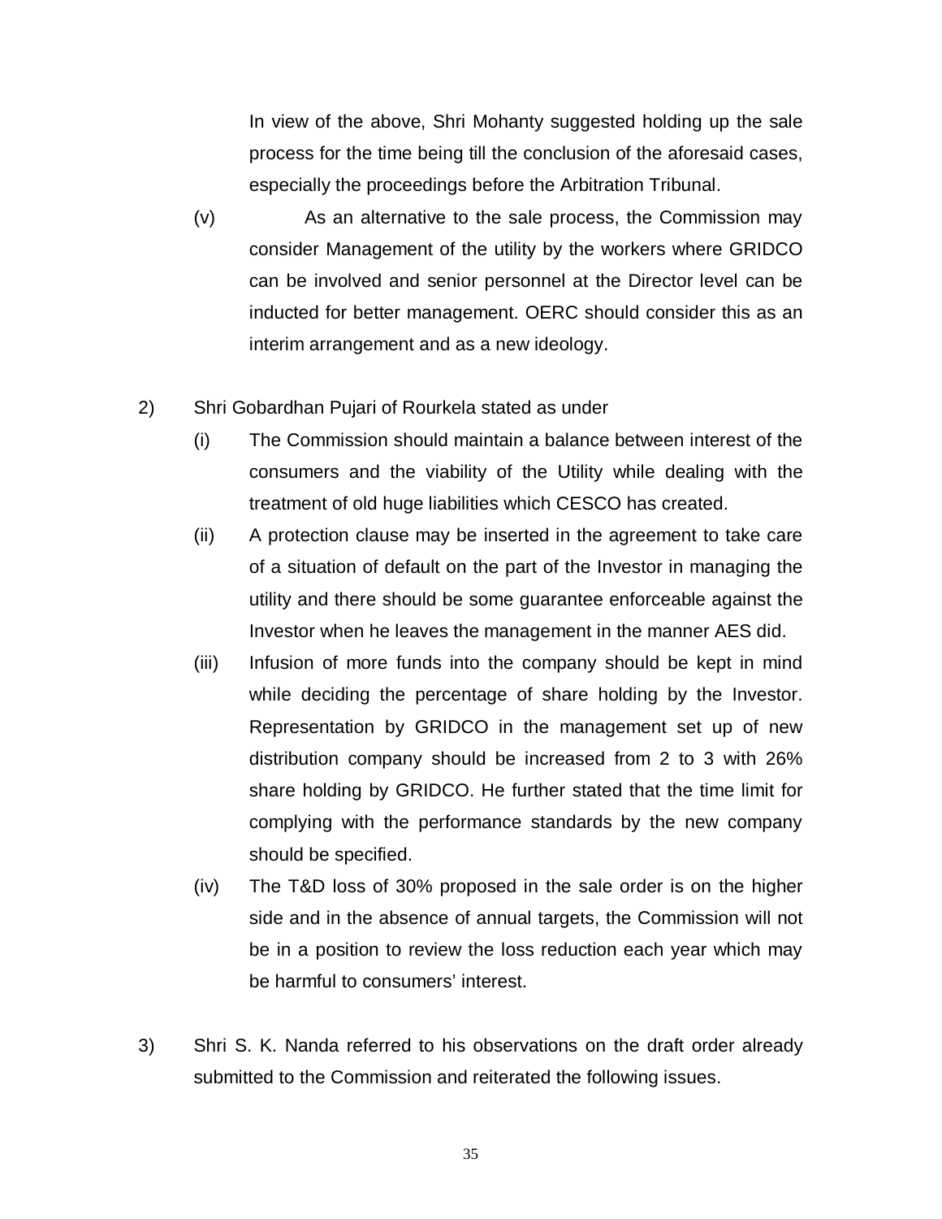In view of the above, Shri Mohanty suggested holding up the sale process for the time being till the conclusion of the aforesaid cases, especially the proceedings before the Arbitration Tribunal.

(v) As an alternative to the sale process, the Commission may consider Management of the utility by the workers where GRIDCO can be involved and senior personnel at the Director level can be inducted for better management. OERC should consider this as an interim arrangement and as a new ideology.

2) Shri Gobardhan Pujari of Rourkela stated as under

(i) The Commission should maintain a balance between interest of the consumers and the viability of the Utility while dealing with the treatment of old huge liabilities which CESCO has created.

(ii) A protection clause may be inserted in the agreement to take care of a situation of default on the part of the Investor in managing the utility and there should be some guarantee enforceable against the Investor when he leaves the management in the manner AES did.

(iii) Infusion of more funds into the company should be kept in mind while deciding the percentage of share holding by the Investor. Representation by GRIDCO in the management set up of new distribution company should be increased from 2 to 3 with 26% share holding by GRIDCO. He further stated that the time limit for complying with the performance standards by the new company should be specified.

(iv) The T&D loss of 30% proposed in the sale order is on the higher side and in the absence of annual targets, the Commission will not be in a position to review the loss reduction each year which may be harmful to consumers' interest.

3) Shri S. K. Nanda referred to his observations on the draft order already submitted to the Commission and reiterated the following issues.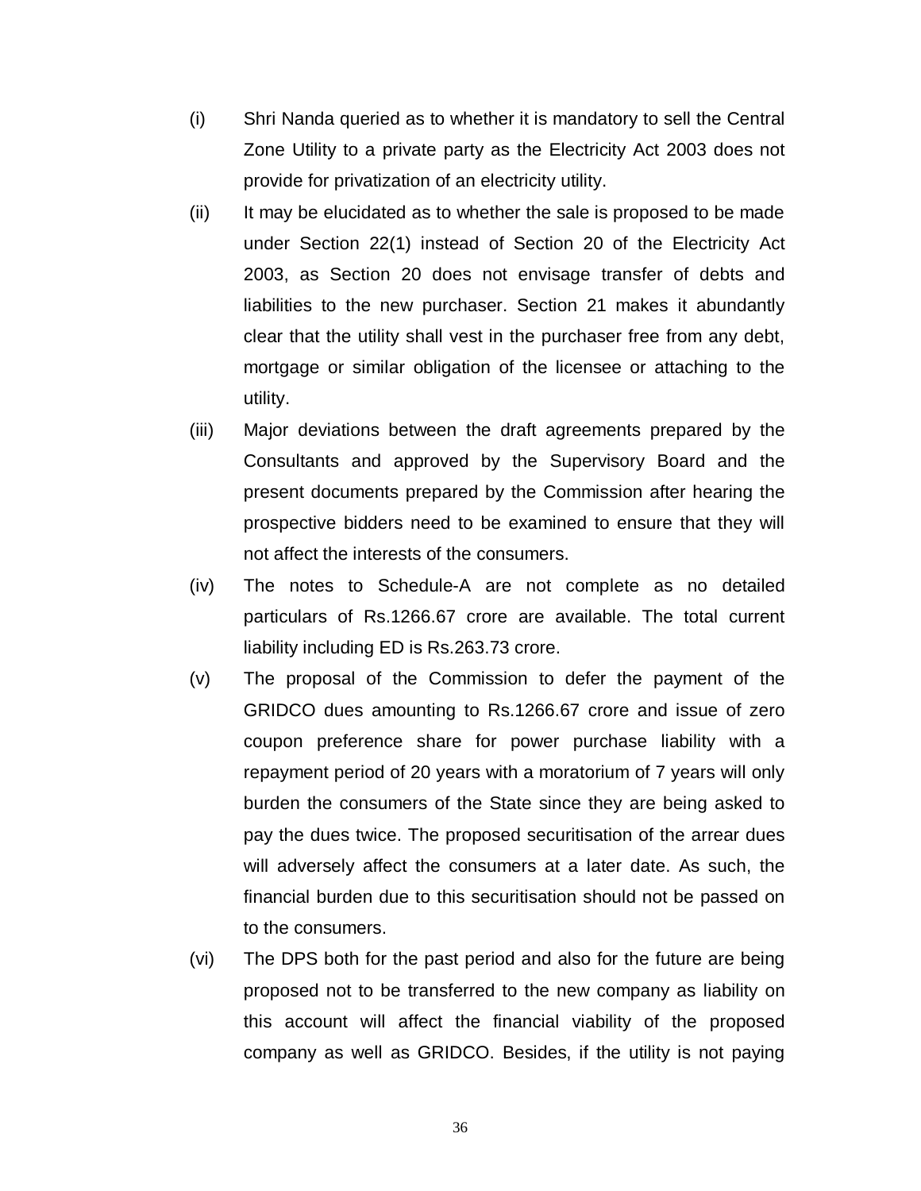(i) Shri Nanda queried as to whether it is mandatory to sell the Central Zone Utility to a private party as the Electricity Act 2003 does not provide for privatization of an electricity utility.

(ii) It may be elucidated as to whether the sale is proposed to be made under Section 22(1) instead of Section 20 of the Electricity Act 2003, as Section 20 does not envisage transfer of debts and liabilities to the new purchaser. Section 21 makes it abundantly clear that the utility shall vest in the purchaser free from any debt, mortgage or similar obligation of the licensee or attaching to the utility.

(iii) Major deviations between the draft agreements prepared by the Consultants and approved by the Supervisory Board and the present documents prepared by the Commission after hearing the prospective bidders need to be examined to ensure that they will not affect the interests of the consumers.

(iv) The notes to Schedule-A are not complete as no detailed particulars of Rs.1266.67 crore are available. The total current liability including ED is Rs.263.73 crore.

(v) The proposal of the Commission to defer the payment of the GRIDCO dues amounting to Rs.1266.67 crore and issue of zero coupon preference share for power purchase liability with a repayment period of 20 years with a moratorium of 7 years will only burden the consumers of the State since they are being asked to pay the dues twice. The proposed securitisation of the arrear dues will adversely affect the consumers at a later date. As such, the financial burden due to this securitisation should not be passed on to the consumers.

(vi) The DPS both for the past period and also for the future are being proposed not to be transferred to the new company as liability on this account will affect the financial viability of the proposed company as well as GRIDCO. Besides, if the utility is not paying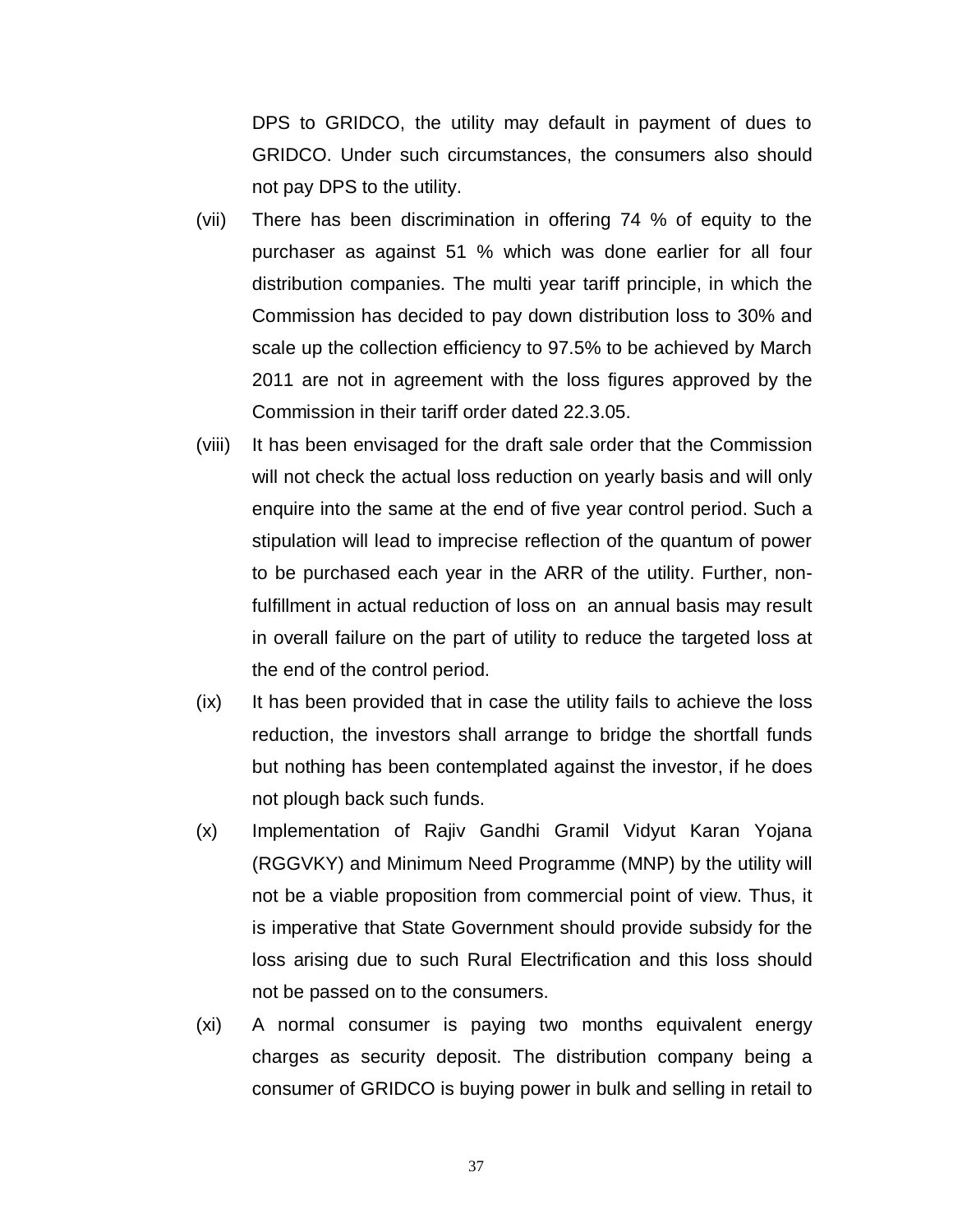DPS to GRIDCO, the utility may default in payment of dues to GRIDCO. Under such circumstances, the consumers also should not pay DPS to the utility.

(vii) There has been discrimination in offering 74 % of equity to the purchaser as against 51 % which was done earlier for all four distribution companies. The multi year tariff principle, in which the Commission has decided to pay down distribution loss to 30% and scale up the collection efficiency to 97.5% to be achieved by March 2011 are not in agreement with the loss figures approved by the Commission in their tariff order dated 22.3.05.

(viii) It has been envisaged for the draft sale order that the Commission will not check the actual loss reduction on yearly basis and will only enquire into the same at the end of five year control period. Such a stipulation will lead to imprecise reflection of the quantum of power to be purchased each year in the ARR of the utility. Further, non-fulfillment in actual reduction of loss on an annual basis may result in overall failure on the part of utility to reduce the targeted loss at the end of the control period.

(ix) It has been provided that in case the utility fails to achieve the loss reduction, the investors shall arrange to bridge the shortfall funds but nothing has been contemplated against the investor, if he does not plough back such funds.

(x) Implementation of Rajiv Gandhi Gramil Vidyut Karan Yojana (RGGVKY) and Minimum Need Programme (MNP) by the utility will not be a viable proposition from commercial point of view. Thus, it is imperative that State Government should provide subsidy for the loss arising due to such Rural Electrification and this loss should not be passed on to the consumers.

(xi) A normal consumer is paying two months equivalent energy charges as security deposit. The distribution company being a consumer of GRIDCO is buying power in bulk and selling in retail to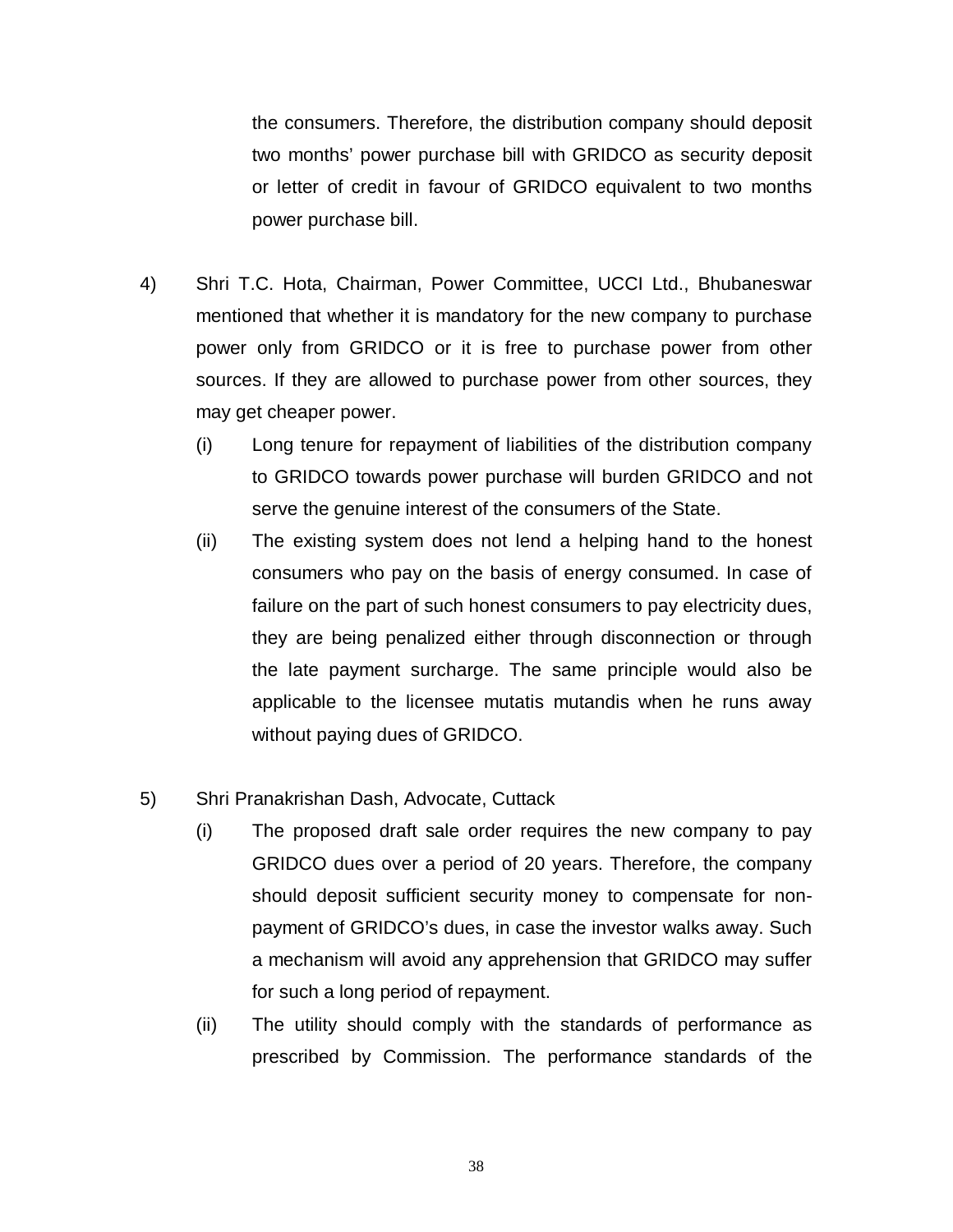the consumers. Therefore, the distribution company should deposit two months' power purchase bill with GRIDCO as security deposit or letter of credit in favour of GRIDCO equivalent to two months power purchase bill.

4) Shri T.C. Hota, Chairman, Power Committee, UCCI Ltd., Bhubaneswar mentioned that whether it is mandatory for the new company to purchase power only from GRIDCO or it is free to purchase power from other sources. If they are allowed to purchase power from other sources, they may get cheaper power.

   (i) Long tenure for repayment of liabilities of the distribution company to GRIDCO towards power purchase will burden GRIDCO and not serve the genuine interest of the consumers of the State.

   (ii) The existing system does not lend a helping hand to the honest consumers who pay on the basis of energy consumed. In case of failure on the part of such honest consumers to pay electricity dues, they are being penalized either through disconnection or through the late payment surcharge. The same principle would also be applicable to the licensee mutatis mutandis when he runs away without paying dues of GRIDCO.

5) Shri Pranakrishan Dash, Advocate, Cuttack

   (i) The proposed draft sale order requires the new company to pay GRIDCO dues over a period of 20 years. Therefore, the company should deposit sufficient security money to compensate for non-payment of GRIDCO's dues, in case the investor walks away. Such a mechanism will avoid any apprehension that GRIDCO may suffer for such a long period of repayment.

   (ii) The utility should comply with the standards of performance as prescribed by Commission. The performance standards of the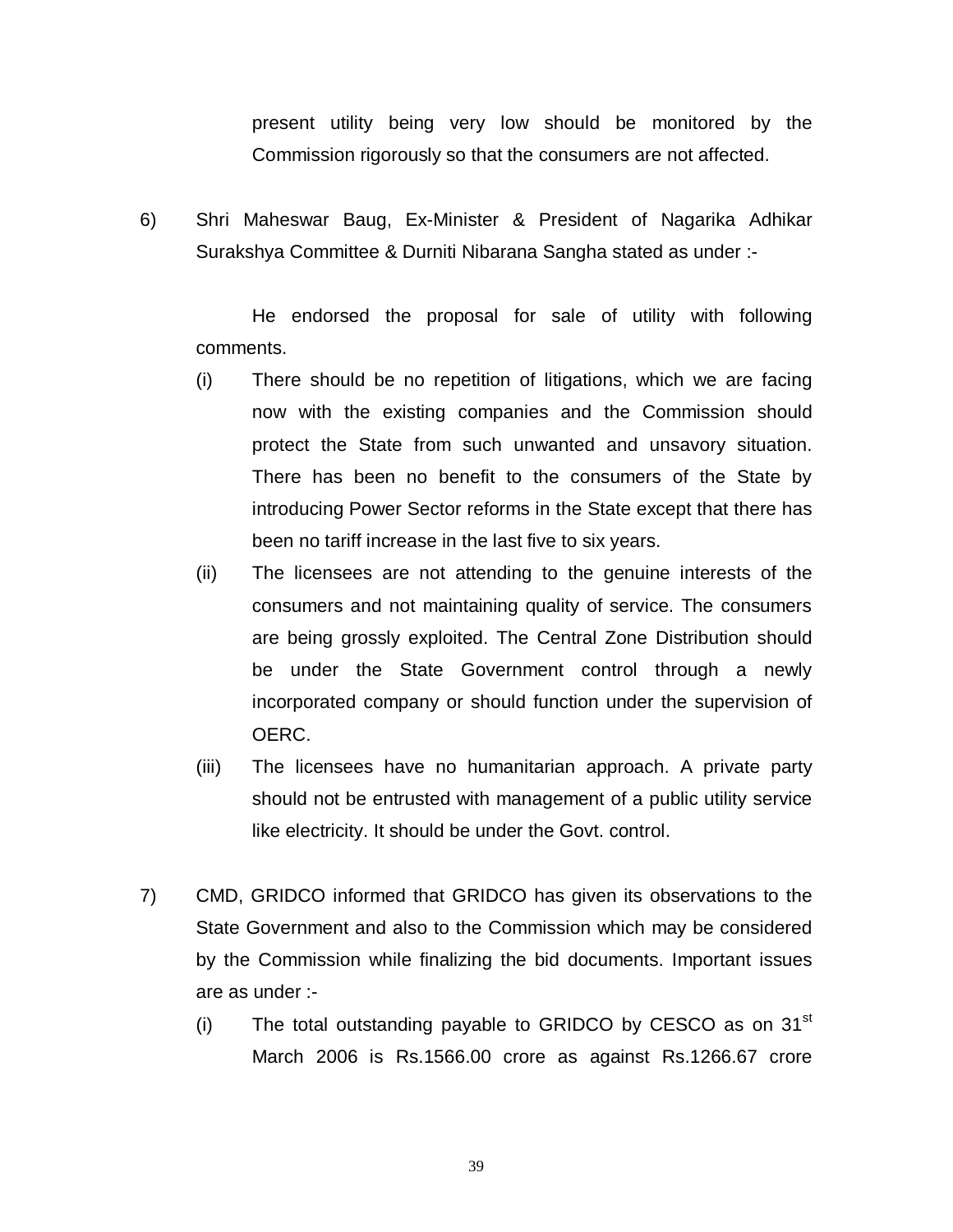present utility being very low should be monitored by the Commission rigorously so that the consumers are not affected.

6) Shri Maheswar Baug, Ex-Minister & President of Nagarika Adhikar Surakshya Committee & Durniti Nibarana Sangha stated as under :-

He endorsed the proposal for sale of utility with following comments.

(i) There should be no repetition of litigations, which we are facing now with the existing companies and the Commission should protect the State from such unwanted and unsavory situation. There has been no benefit to the consumers of the State by introducing Power Sector reforms in the State except that there has been no tariff increase in the last five to six years.

(ii) The licensees are not attending to the genuine interests of the consumers and not maintaining quality of service. The consumers are being grossly exploited. The Central Zone Distribution should be under the State Government control through a newly incorporated company or should function under the supervision of OERC.

(iii) The licensees have no humanitarian approach. A private party should not be entrusted with management of a public utility service like electricity. It should be under the Govt. control.

7) CMD, GRIDCO informed that GRIDCO has given its observations to the State Government and also to the Commission which may be considered by the Commission while finalizing the bid documents. Important issues are as under :-

(i) The total outstanding payable to GRIDCO by CESCO as on 31st March 2006 is Rs.1566.00 crore as against Rs.1266.67 crore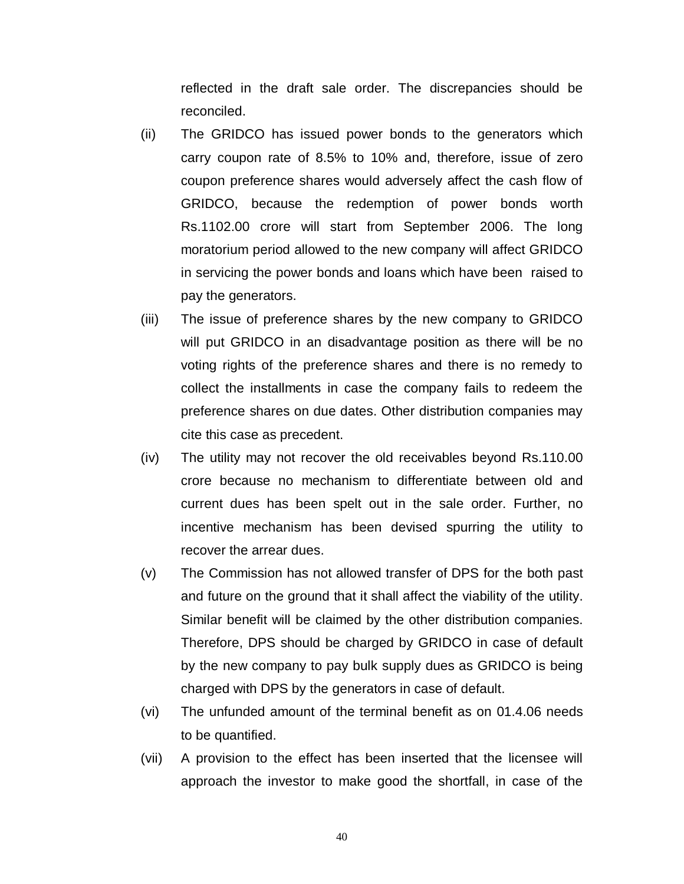reflected in the draft sale order. The discrepancies should be reconciled.

(ii) The GRIDCO has issued power bonds to the generators which carry coupon rate of 8.5% to 10% and, therefore, issue of zero coupon preference shares would adversely affect the cash flow of GRIDCO, because the redemption of power bonds worth Rs.1102.00 crore will start from September 2006. The long moratorium period allowed to the new company will affect GRIDCO in servicing the power bonds and loans which have been raised to pay the generators.

(iii) The issue of preference shares by the new company to GRIDCO will put GRIDCO in an disadvantage position as there will be no voting rights of the preference shares and there is no remedy to collect the installments in case the company fails to redeem the preference shares on due dates. Other distribution companies may cite this case as precedent.

(iv) The utility may not recover the old receivables beyond Rs.110.00 crore because no mechanism to differentiate between old and current dues has been spelt out in the sale order. Further, no incentive mechanism has been devised spurring the utility to recover the arrear dues.

(v) The Commission has not allowed transfer of DPS for the both past and future on the ground that it shall affect the viability of the utility. Similar benefit will be claimed by the other distribution companies. Therefore, DPS should be charged by GRIDCO in case of default by the new company to pay bulk supply dues as GRIDCO is being charged with DPS by the generators in case of default.

(vi) The unfunded amount of the terminal benefit as on 01.4.06 needs to be quantified.

(vii) A provision to the effect has been inserted that the licensee will approach the investor to make good the shortfall, in case of the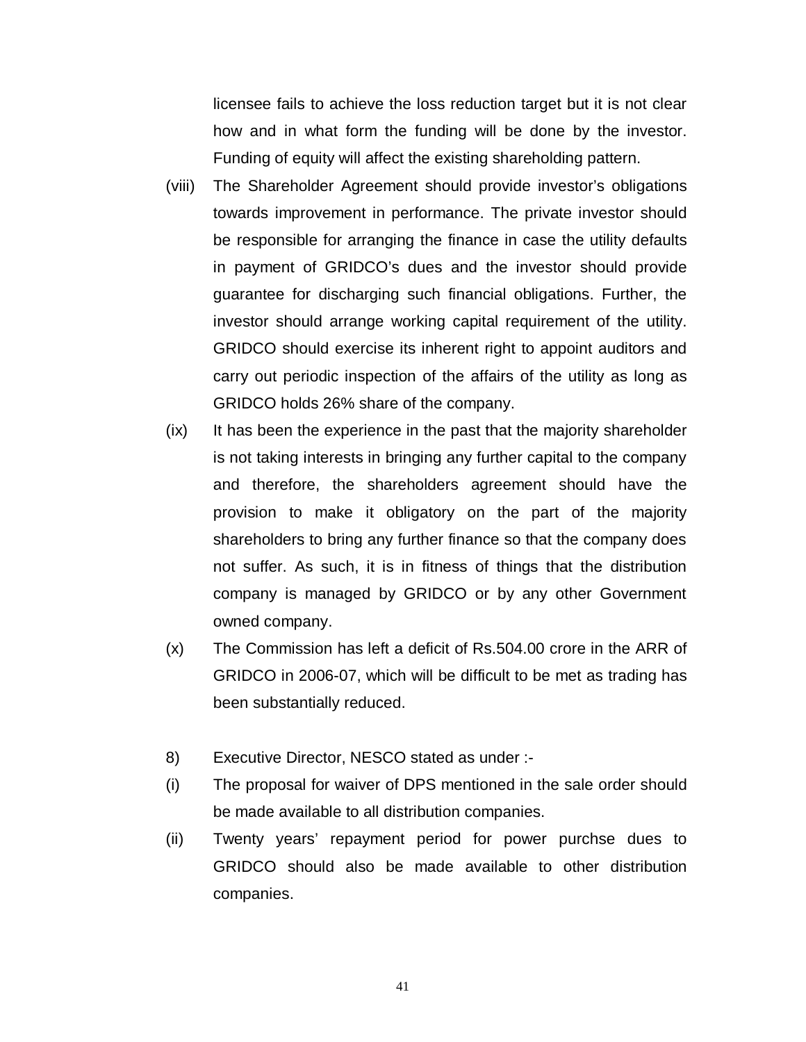licensee fails to achieve the loss reduction target but it is not clear how and in what form the funding will be done by the investor. Funding of equity will affect the existing shareholding pattern.

(viii) The Shareholder Agreement should provide investor's obligations towards improvement in performance. The private investor should be responsible for arranging the finance in case the utility defaults in payment of GRIDCO's dues and the investor should provide guarantee for discharging such financial obligations. Further, the investor should arrange working capital requirement of the utility. GRIDCO should exercise its inherent right to appoint auditors and carry out periodic inspection of the affairs of the utility as long as GRIDCO holds 26% share of the company.

(ix) It has been the experience in the past that the majority shareholder is not taking interests in bringing any further capital to the company and therefore, the shareholders agreement should have the provision to make it obligatory on the part of the majority shareholders to bring any further finance so that the company does not suffer. As such, it is in fitness of things that the distribution company is managed by GRIDCO or by any other Government owned company.

(x) The Commission has left a deficit of Rs.504.00 crore in the ARR of GRIDCO in 2006-07, which will be difficult to be met as trading has been substantially reduced.

8) Executive Director, NESCO stated as under :-

(i) The proposal for waiver of DPS mentioned in the sale order should be made available to all distribution companies.

(ii) Twenty years' repayment period for power purchse dues to GRIDCO should also be made available to other distribution companies.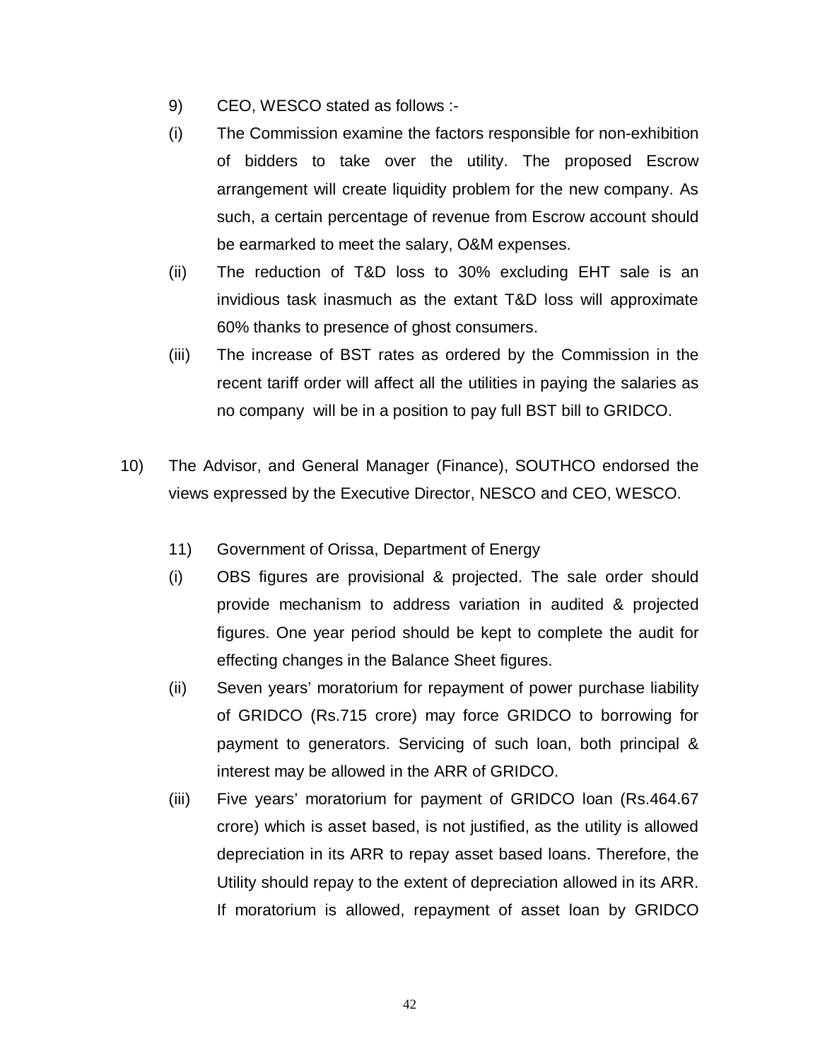9) CEO, WESCO stated as follows :-

(i) The Commission examine the factors responsible for non-exhibition of bidders to take over the utility. The proposed Escrow arrangement will create liquidity problem for the new company. As such, a certain percentage of revenue from Escrow account should be earmarked to meet the salary, O&M expenses.

(ii) The reduction of T&D loss to 30% excluding EHT sale is an invidious task inasmuch as the extant T&D loss will approximate 60% thanks to presence of ghost consumers.

(iii) The increase of BST rates as ordered by the Commission in the recent tariff order will affect all the utilities in paying the salaries as no company will be in a position to pay full BST bill to GRIDCO.

10) The Advisor, and General Manager (Finance), SOUTHCO endorsed the views expressed by the Executive Director, NESCO and CEO, WESCO.

11) Government of Orissa, Department of Energy

(i) OBS figures are provisional & projected. The sale order should provide mechanism to address variation in audited & projected figures. One year period should be kept to complete the audit for effecting changes in the Balance Sheet figures.

(ii) Seven years' moratorium for repayment of power purchase liability of GRIDCO (Rs.715 crore) may force GRIDCO to borrowing for payment to generators. Servicing of such loan, both principal & interest may be allowed in the ARR of GRIDCO.

(iii) Five years' moratorium for payment of GRIDCO loan (Rs.464.67 crore) which is asset based, is not justified, as the utility is allowed depreciation in its ARR to repay asset based loans. Therefore, the Utility should repay to the extent of depreciation allowed in its ARR. If moratorium is allowed, repayment of asset loan by GRIDCO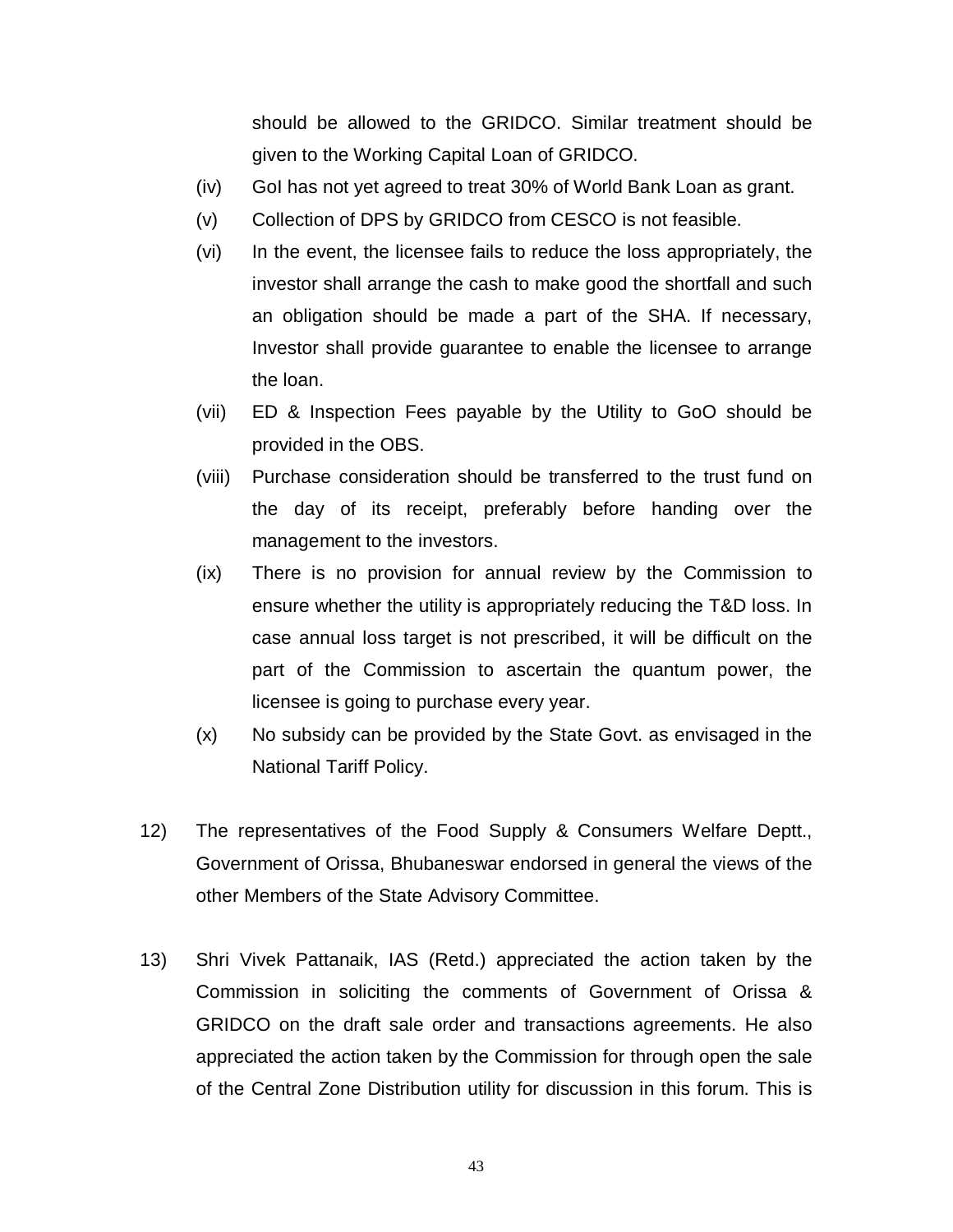should be allowed to the GRIDCO. Similar treatment should be given to the Working Capital Loan of GRIDCO.

(iv) GoI has not yet agreed to treat 30% of World Bank Loan as grant.

(v) Collection of DPS by GRIDCO from CESCO is not feasible.

(vi) In the event, the licensee fails to reduce the loss appropriately, the investor shall arrange the cash to make good the shortfall and such an obligation should be made a part of the SHA. If necessary, Investor shall provide guarantee to enable the licensee to arrange the loan.

(vii) ED & Inspection Fees payable by the Utility to GoO should be provided in the OBS.

(viii) Purchase consideration should be transferred to the trust fund on the day of its receipt, preferably before handing over the management to the investors.

(ix) There is no provision for annual review by the Commission to ensure whether the utility is appropriately reducing the T&D loss. In case annual loss target is not prescribed, it will be difficult on the part of the Commission to ascertain the quantum power, the licensee is going to purchase every year.

(x) No subsidy can be provided by the State Govt. as envisaged in the National Tariff Policy.

12) The representatives of the Food Supply & Consumers Welfare Deptt., Government of Orissa, Bhubaneswar endorsed in general the views of the other Members of the State Advisory Committee.

13) Shri Vivek Pattanaik, IAS (Retd.) appreciated the action taken by the Commission in soliciting the comments of Government of Orissa & GRIDCO on the draft sale order and transactions agreements. He also appreciated the action taken by the Commission for through open the sale of the Central Zone Distribution utility for discussion in this forum. This is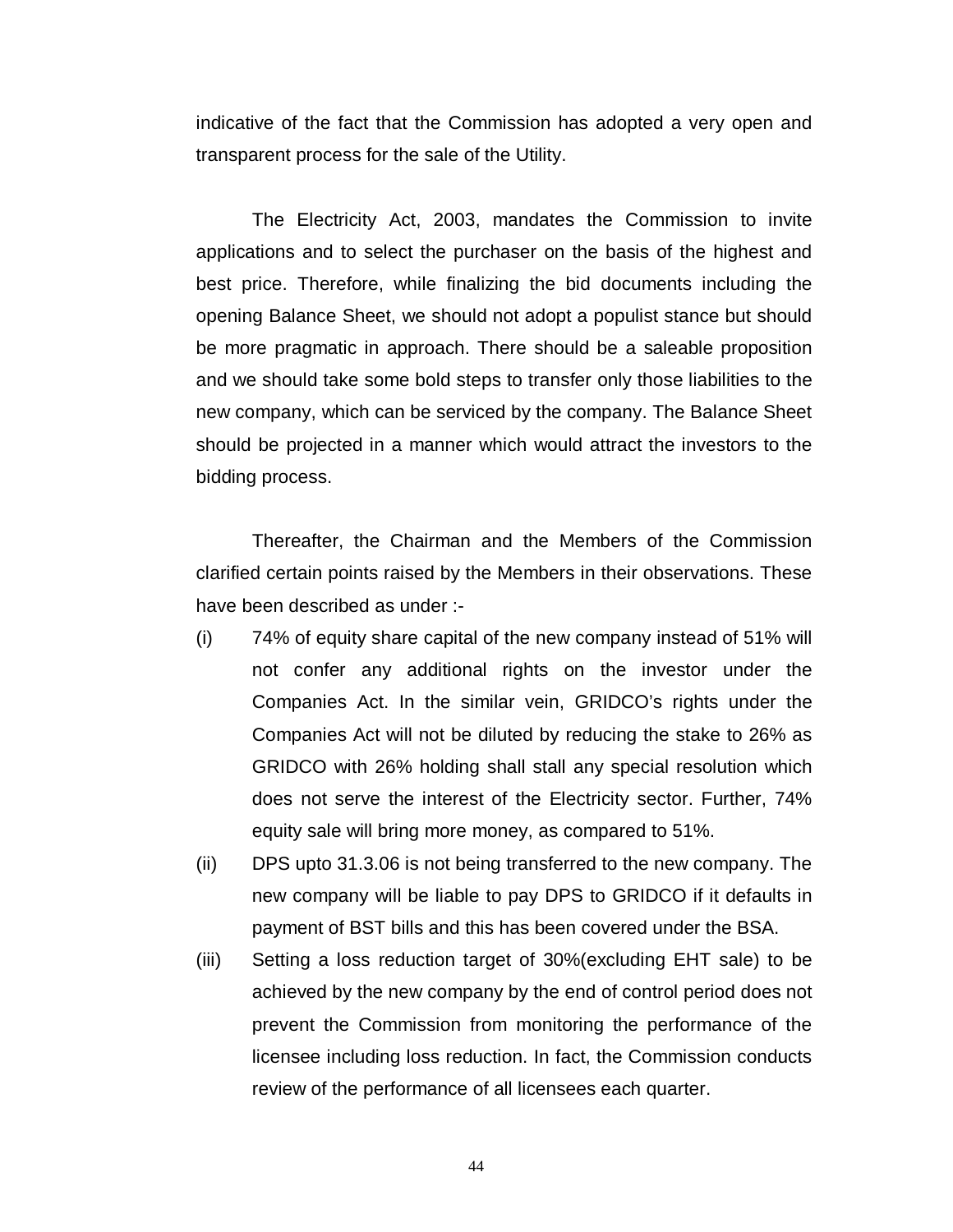indicative of the fact that the Commission has adopted a very open and transparent process for the sale of the Utility.

The Electricity Act, 2003, mandates the Commission to invite applications and to select the purchaser on the basis of the highest and best price. Therefore, while finalizing the bid documents including the opening Balance Sheet, we should not adopt a populist stance but should be more pragmatic in approach. There should be a saleable proposition and we should take some bold steps to transfer only those liabilities to the new company, which can be serviced by the company. The Balance Sheet should be projected in a manner which would attract the investors to the bidding process.

Thereafter, the Chairman and the Members of the Commission clarified certain points raised by the Members in their observations. These have been described as under :-

- (i) 74% of equity share capital of the new company instead of 51% will not confer any additional rights on the investor under the Companies Act. In the similar vein, GRIDCO's rights under the Companies Act will not be diluted by reducing the stake to 26% as GRIDCO with 26% holding shall stall any special resolution which does not serve the interest of the Electricity sector. Further, 74% equity sale will bring more money, as compared to 51%.
- (ii) DPS upto 31.3.06 is not being transferred to the new company. The new company will be liable to pay DPS to GRIDCO if it defaults in payment of BST bills and this has been covered under the BSA.
- (iii) Setting a loss reduction target of 30%(excluding EHT sale) to be achieved by the new company by the end of control period does not prevent the Commission from monitoring the performance of the licensee including loss reduction. In fact, the Commission conducts review of the performance of all licensees each quarter.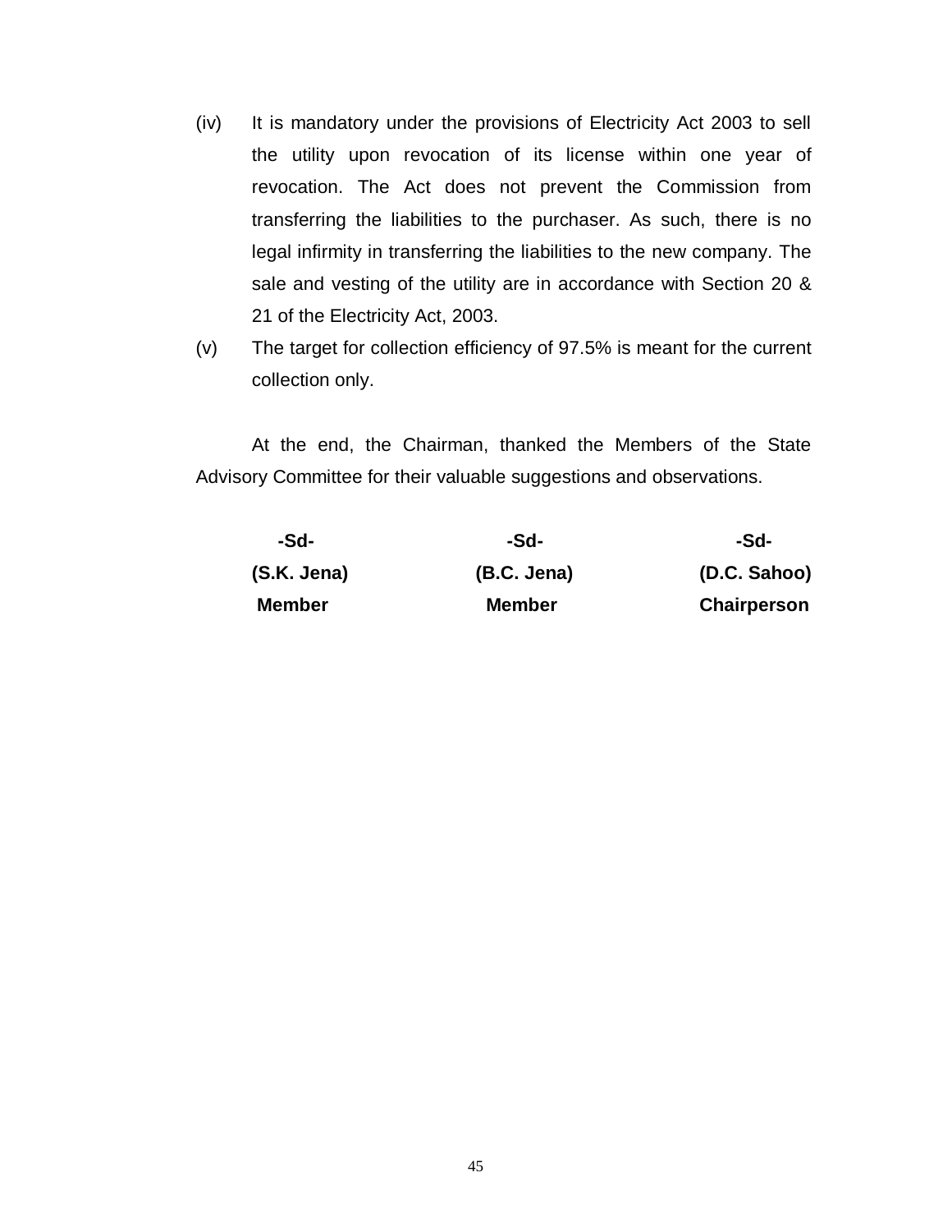(iv) It is mandatory under the provisions of Electricity Act 2003 to sell the utility upon revocation of its license within one year of revocation. The Act does not prevent the Commission from transferring the liabilities to the purchaser. As such, there is no legal infirmity in transferring the liabilities to the new company. The sale and vesting of the utility are in accordance with Section 20 & 21 of the Electricity Act, 2003.

(v) The target for collection efficiency of 97.5% is meant for the current collection only.

At the end, the Chairman, thanked the Members of the State Advisory Committee for their valuable suggestions and observations.

| **-Sd-** | **-Sd-** | **-Sd-** |
|---|---|---|
| **(S.K. Jena)** | **(B.C. Jena)** | **(D.C. Sahoo)** |
| **Member** | **Member** | **Chairperson** |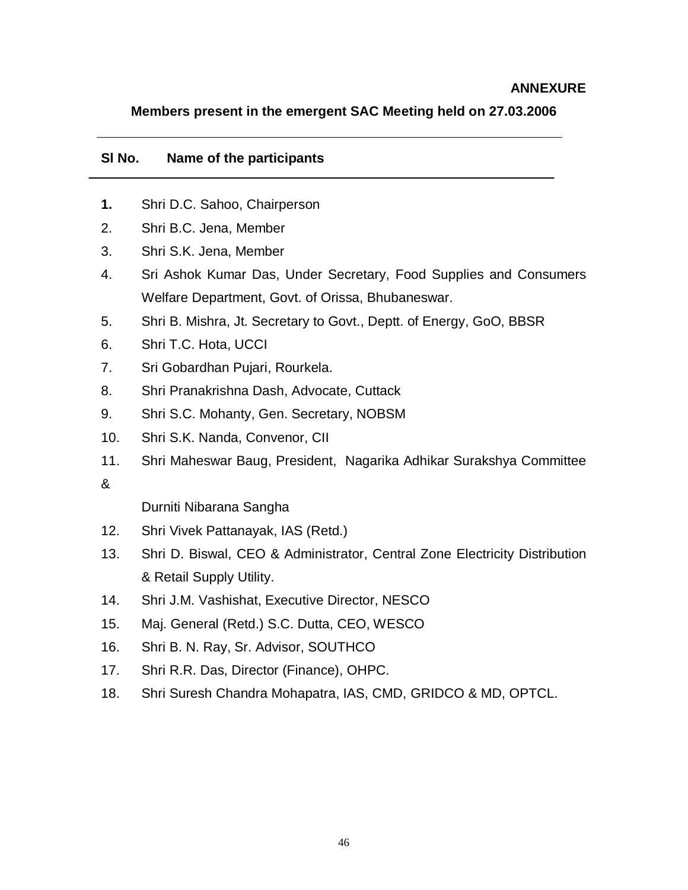**ANNEXURE**

**Members present in the emergent SAC Meeting held on 27.03.2006**

| Sl No. | Name of the participants |
|---|---|
| **1.** | Shri D.C. Sahoo, Chairperson |
| 2. | Shri B.C. Jena, Member |
| 3. | Shri S.K. Jena, Member |
| 4. | Sri Ashok Kumar Das, Under Secretary, Food Supplies and Consumers Welfare Department, Govt. of Orissa, Bhubaneswar. |
| 5. | Shri B. Mishra, Jt. Secretary to Govt., Deptt. of Energy, GoO, BBSR |
| 6. | Shri T.C. Hota, UCCI |
| 7. | Sri Gobardhan Pujari, Rourkela. |
| 8. | Shri Pranakrishna Dash, Advocate, Cuttack |
| 9. | Shri S.C. Mohanty, Gen. Secretary, NOBSM |
| 10. | Shri S.K. Nanda, Convenor, CII |
| 11. | Shri Maheswar Baug, President, Nagarika Adhikar Surakshya Committee & Durniti Nibarana Sangha |
| 12. | Shri Vivek Pattanayak, IAS (Retd.) |
| 13. | Shri D. Biswal, CEO & Administrator, Central Zone Electricity Distribution & Retail Supply Utility. |
| 14. | Shri J.M. Vashishat, Executive Director, NESCO |
| 15. | Maj. General (Retd.) S.C. Dutta, CEO, WESCO |
| 16. | Shri B. N. Ray, Sr. Advisor, SOUTHCO |
| 17. | Shri R.R. Das, Director (Finance), OHPC. |
| 18. | Shri Suresh Chandra Mohapatra, IAS, CMD, GRIDCO & MD, OPTCL. |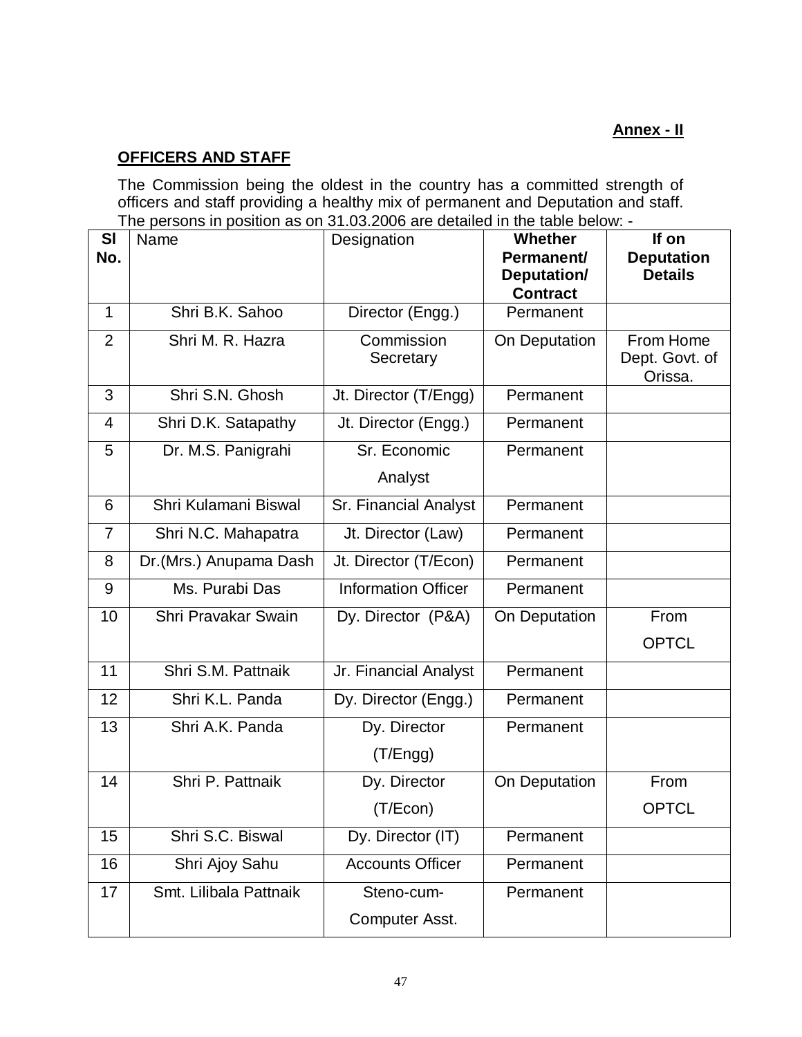**Annex - II**

## OFFICERS AND STAFF

The Commission being the oldest in the country has a committed strength of officers and staff providing a healthy mix of permanent and Deputation and staff. The persons in position as on 31.03.2006 are detailed in the table below: -

| Sl No. | Name | Designation | Whether Permanent/ Deputation/ Contract | If on Deputation Details |
|---|---|---|---|---|
| 1 | Shri B.K. Sahoo | Director (Engg.) | Permanent | |
| 2 | Shri M. R. Hazra | Commission Secretary | On Deputation | From Home Dept. Govt. of Orissa. |
| 3 | Shri S.N. Ghosh | Jt. Director (T/Engg) | Permanent | |
| 4 | Shri D.K. Satapathy | Jt. Director (Engg.) | Permanent | |
| 5 | Dr. M.S. Panigrahi | Sr. Economic Analyst | Permanent | |
| 6 | Shri Kulamani Biswal | Sr. Financial Analyst | Permanent | |
| 7 | Shri N.C. Mahapatra | Jt. Director (Law) | Permanent | |
| 8 | Dr.(Mrs.) Anupama Dash | Jt. Director (T/Econ) | Permanent | |
| 9 | Ms. Purabi Das | Information Officer | Permanent | |
| 10 | Shri Pravakar Swain | Dy. Director (P&A) | On Deputation | From OPTCL |
| 11 | Shri S.M. Pattnaik | Jr. Financial Analyst | Permanent | |
| 12 | Shri K.L. Panda | Dy. Director (Engg.) | Permanent | |
| 13 | Shri A.K. Panda | Dy. Director (T/Engg) | Permanent | |
| 14 | Shri P. Pattnaik | Dy. Director (T/Econ) | On Deputation | From OPTCL |
| 15 | Shri S.C. Biswal | Dy. Director (IT) | Permanent | |
| 16 | Shri Ajoy Sahu | Accounts Officer | Permanent | |
| 17 | Smt. Lilibala Pattnaik | Steno-cum-Computer Asst. | Permanent | |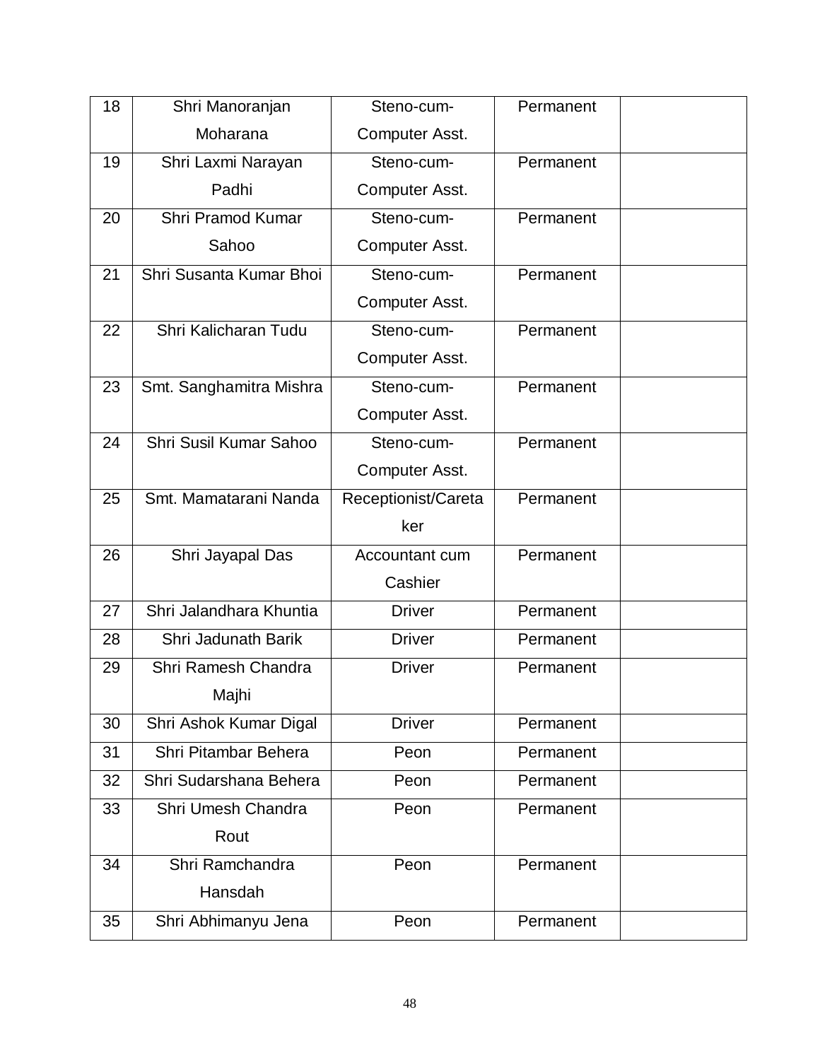| 18 | Shri Manoranjan Moharana | Steno-cum-Computer Asst. | Permanent | |
|---|---|---|---|---|
| 19 | Shri Laxmi Narayan Padhi | Steno-cum-Computer Asst. | Permanent | |
| 20 | Shri Pramod Kumar Sahoo | Steno-cum-Computer Asst. | Permanent | |
| 21 | Shri Susanta Kumar Bhoi | Steno-cum-Computer Asst. | Permanent | |
| 22 | Shri Kalicharan Tudu | Steno-cum-Computer Asst. | Permanent | |
| 23 | Smt. Sanghamitra Mishra | Steno-cum-Computer Asst. | Permanent | |
| 24 | Shri Susil Kumar Sahoo | Steno-cum-Computer Asst. | Permanent | |
| 25 | Smt. Mamatarani Nanda | Receptionist/Caretaker | Permanent | |
| 26 | Shri Jayapal Das | Accountant cum Cashier | Permanent | |
| 27 | Shri Jalandhara Khuntia | Driver | Permanent | |
| 28 | Shri Jadunath Barik | Driver | Permanent | |
| 29 | Shri Ramesh Chandra Majhi | Driver | Permanent | |
| 30 | Shri Ashok Kumar Digal | Driver | Permanent | |
| 31 | Shri Pitambar Behera | Peon | Permanent | |
| 32 | Shri Sudarshana Behera | Peon | Permanent | |
| 33 | Shri Umesh Chandra Rout | Peon | Permanent | |
| 34 | Shri Ramchandra Hansdah | Peon | Permanent | |
| 35 | Shri Abhimanyu Jena | Peon | Permanent | |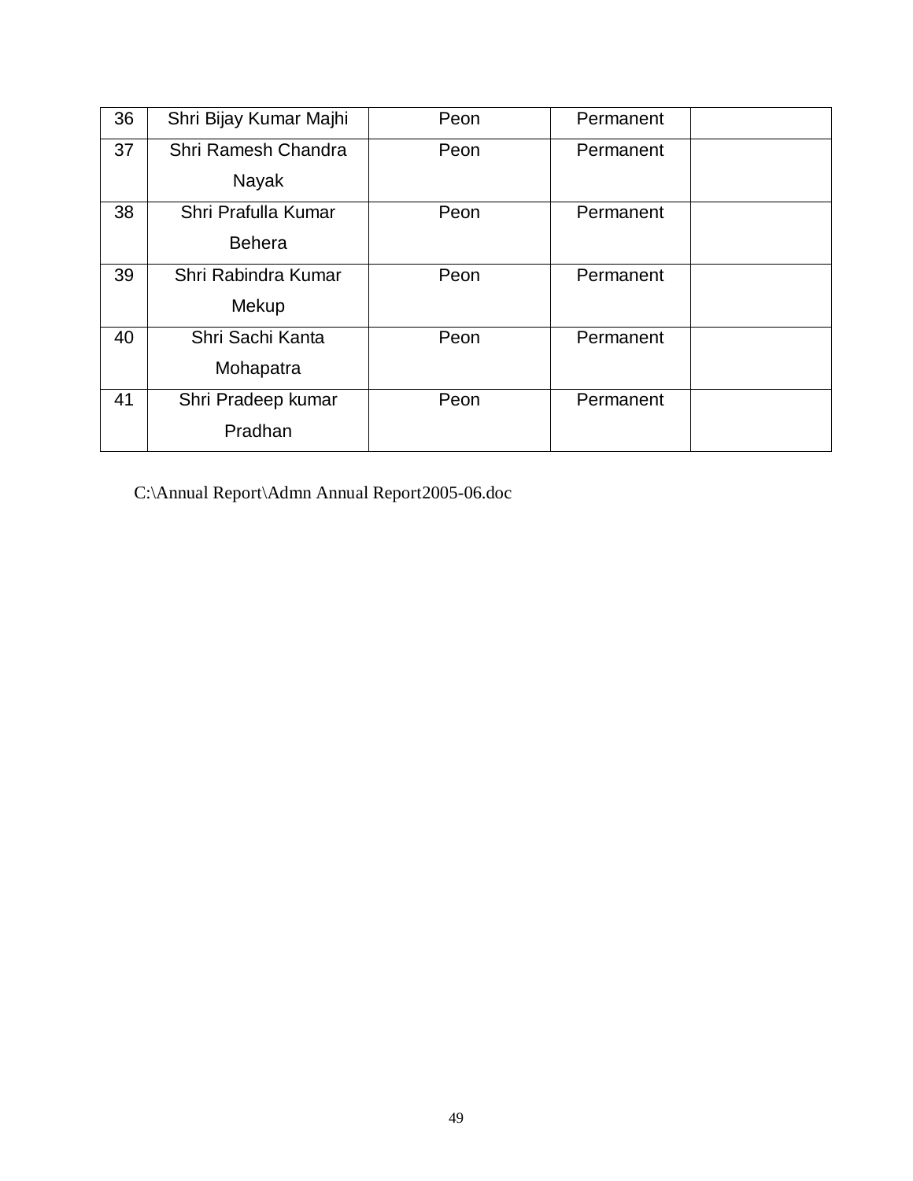| 36 | Shri Bijay Kumar Majhi | Peon | Permanent | |
|---|---|---|---|---|
| 37 | Shri Ramesh Chandra Nayak | Peon | Permanent | |
| 38 | Shri Prafulla Kumar Behera | Peon | Permanent | |
| 39 | Shri Rabindra Kumar Mekup | Peon | Permanent | |
| 40 | Shri Sachi Kanta Mohapatra | Peon | Permanent | |
| 41 | Shri Pradeep kumar Pradhan | Peon | Permanent | |

C:\Annual Report\Admn Annual Report2005-06.doc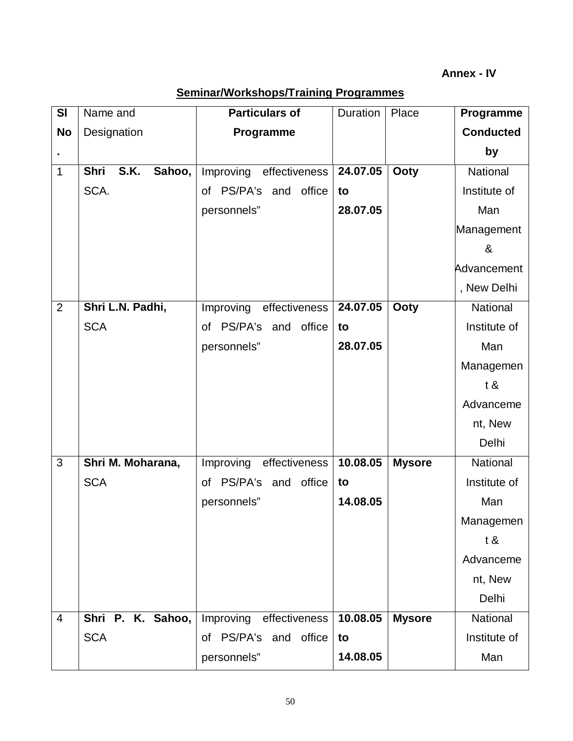**Annex - IV**

**Seminar/Workshops/Training Programmes**

| Sl No. | Name and Designation | **Particulars of Programme** | Duration | Place | **Programme Conducted by** |
|---|---|---|---|---|---|
| 1 | **Shri S.K. Sahoo,** SCA. | Improving effectiveness of PS/PA's and office personnels" | **24.07.05 to 28.07.05** | **Ooty** | National Institute of Man Management & Advancement, New Delhi |
| 2 | **Shri L.N. Padhi,** SCA | Improving effectiveness of PS/PA's and office personnels" | **24.07.05 to 28.07.05** | **Ooty** | National Institute of Man Management & Advancement, New Delhi |
| 3 | **Shri M. Moharana,** SCA | Improving effectiveness of PS/PA's and office personnels" | **10.08.05 to 14.08.05** | **Mysore** | National Institute of Man Management & Advancement, New Delhi |
| 4 | **Shri P. K. Sahoo,** SCA | Improving effectiveness of PS/PA's and office personnels" | **10.08.05 to 14.08.05** | **Mysore** | National Institute of Man |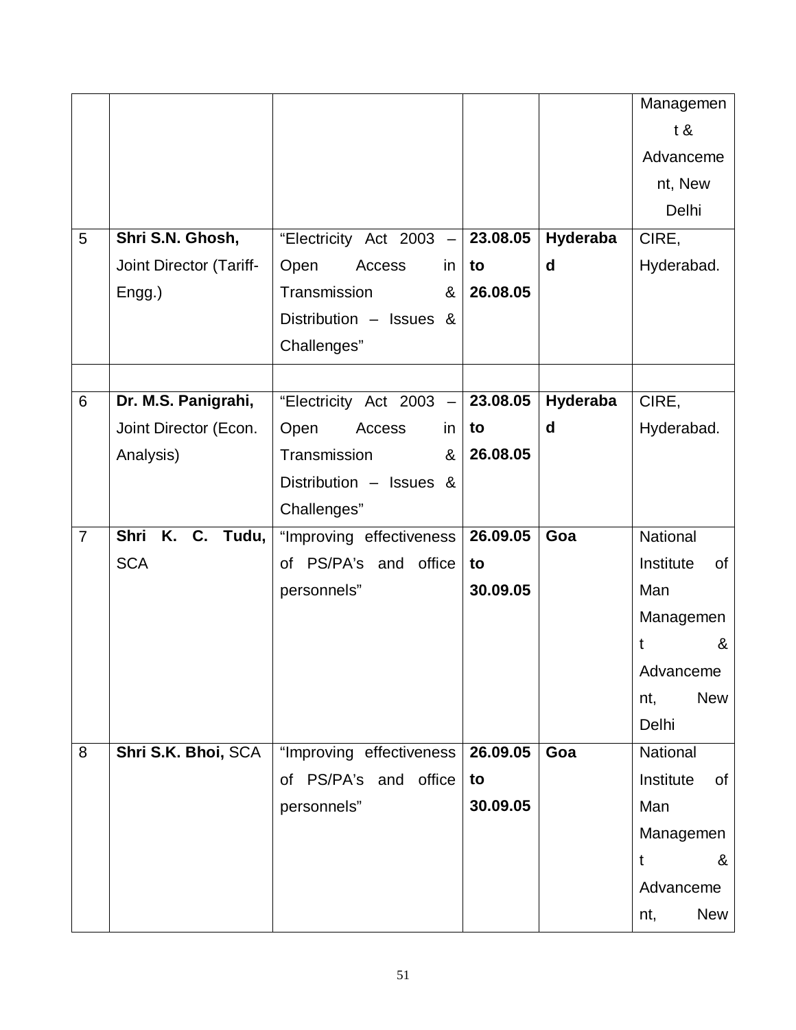| | | | | | |
|---|---|---|---|---|---|
| | | | | | Management & Advancement, New Delhi |
| 5 | **Shri S.N. Ghosh,** Joint Director (Tariff-Engg.) | "Electricity Act 2003 – Open Access in Transmission & Distribution – Issues & Challenges" | **23.08.05 to 26.08.05** | **Hyderabad** | CIRE, Hyderabad. |
| | | | | | |
| 6 | **Dr. M.S. Panigrahi,** Joint Director (Econ. Analysis) | "Electricity Act 2003 – Open Access in Transmission & Distribution – Issues & Challenges" | **23.08.05 to 26.08.05** | **Hyderabad** | CIRE, Hyderabad. |
| 7 | **Shri K. C. Tudu,** SCA | "Improving effectiveness of PS/PA's and office personnels" | **26.09.05 to 30.09.05** | **Goa** | National Institute of Man Management & Advancement, New Delhi |
| 8 | **Shri S.K. Bhoi,** SCA | "Improving effectiveness of PS/PA's and office personnels" | **26.09.05 to 30.09.05** | **Goa** | National Institute of Man Management & Advancement, New |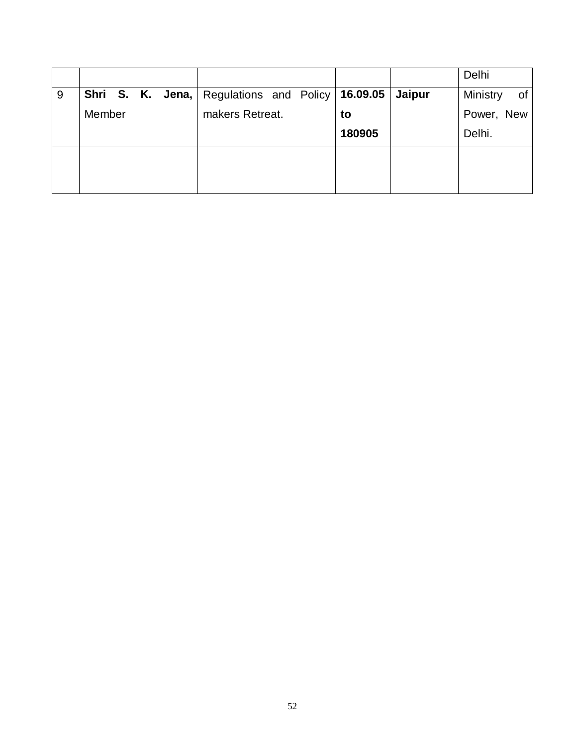| | | | | | |
|---|---|---|---|---|---|
| | | | | | Delhi |
| 9 | **Shri S. K. Jena,** Member | Regulations and Policy makers Retreat. | **16.09.05 to 180905** | **Jaipur** | Ministry of Power, New Delhi. |
| | | | | | |